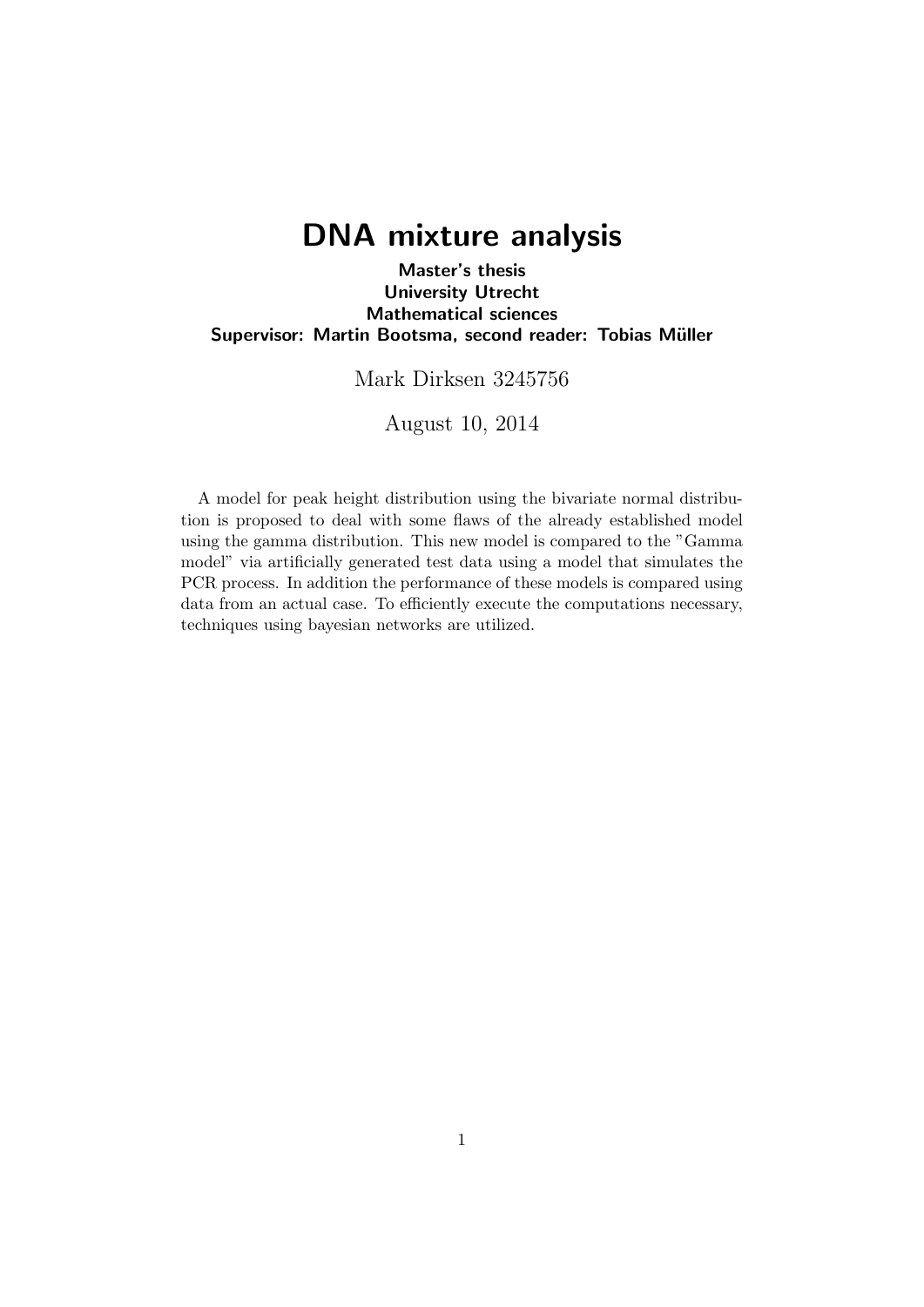# DNA mixture analysis

**Master's thesis**
**University Utrecht**
**Mathematical sciences**
**Supervisor: Martin Bootsma, second reader: Tobias Müller**

Mark Dirksen 3245756

August 10, 2014

A model for peak height distribution using the bivariate normal distribution is proposed to deal with some flaws of the already established model using the gamma distribution. This new model is compared to the "Gamma model" via artificially generated test data using a model that simulates the PCR process. In addition the performance of these models is compared using data from an actual case. To efficiently execute the computations necessary, techniques using bayesian networks are utilized.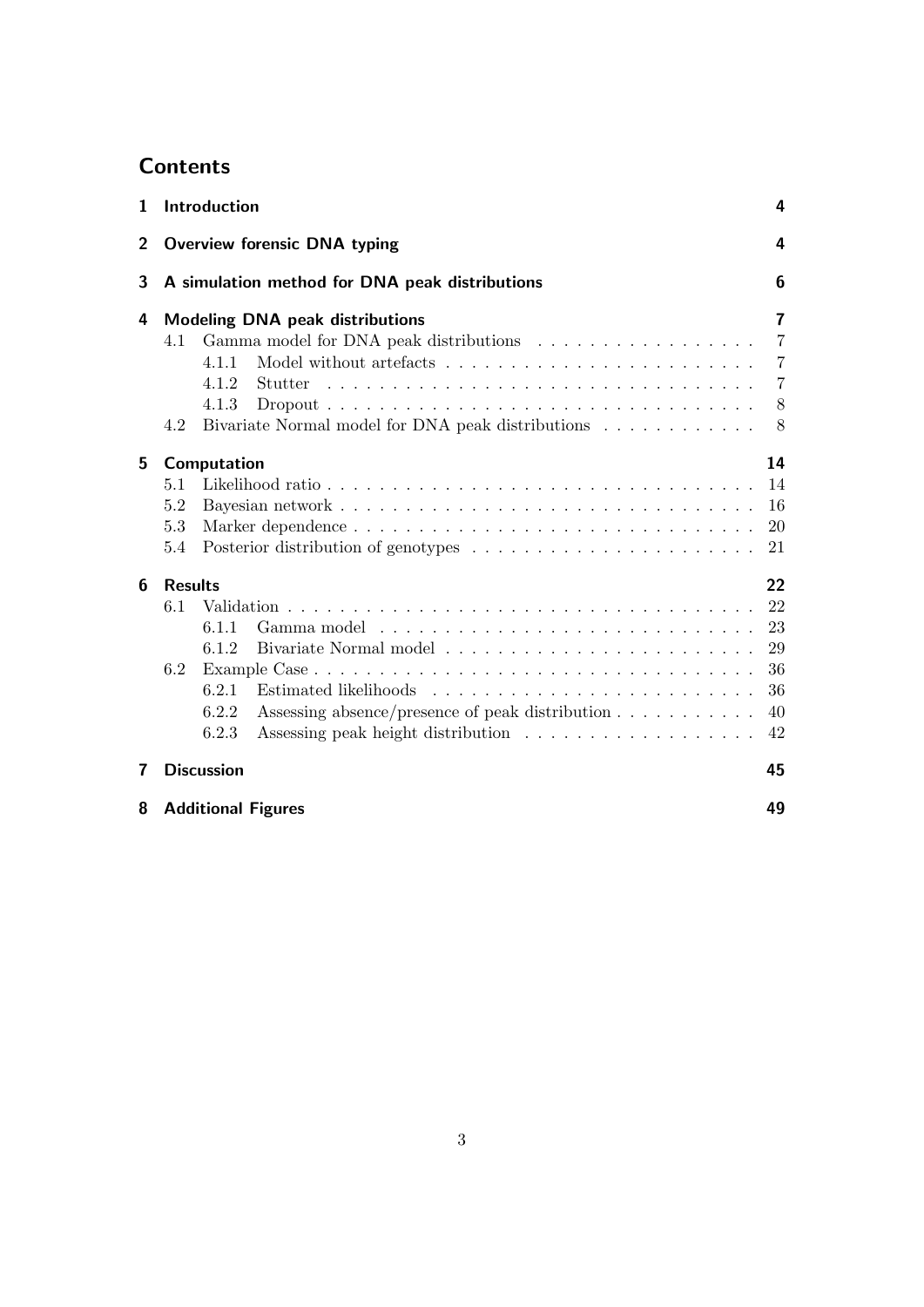# Contents

| | | |
|---|---|---|
| **1** | **Introduction** | **4** |
| **2** | **Overview forensic DNA typing** | **4** |
| **3** | **A simulation method for DNA peak distributions** | **6** |
| **4** | **Modeling DNA peak distributions** | **7** |
| 4.1 | Gamma model for DNA peak distributions | 7 |
| 4.1.1 | Model without artefacts | 7 |
| 4.1.2 | Stutter | 7 |
| 4.1.3 | Dropout | 8 |
| 4.2 | Bivariate Normal model for DNA peak distributions | 8 |
| **5** | **Computation** | **14** |
| 5.1 | Likelihood ratio | 14 |
| 5.2 | Bayesian network | 16 |
| 5.3 | Marker dependence | 20 |
| 5.4 | Posterior distribution of genotypes | 21 |
| **6** | **Results** | **22** |
| 6.1 | Validation | 22 |
| 6.1.1 | Gamma model | 23 |
| 6.1.2 | Bivariate Normal model | 29 |
| 6.2 | Example Case | 36 |
| 6.2.1 | Estimated likelihoods | 36 |
| 6.2.2 | Assessing absence/presence of peak distribution | 40 |
| 6.2.3 | Assessing peak height distribution | 42 |
| **7** | **Discussion** | **45** |
| **8** | **Additional Figures** | **49** |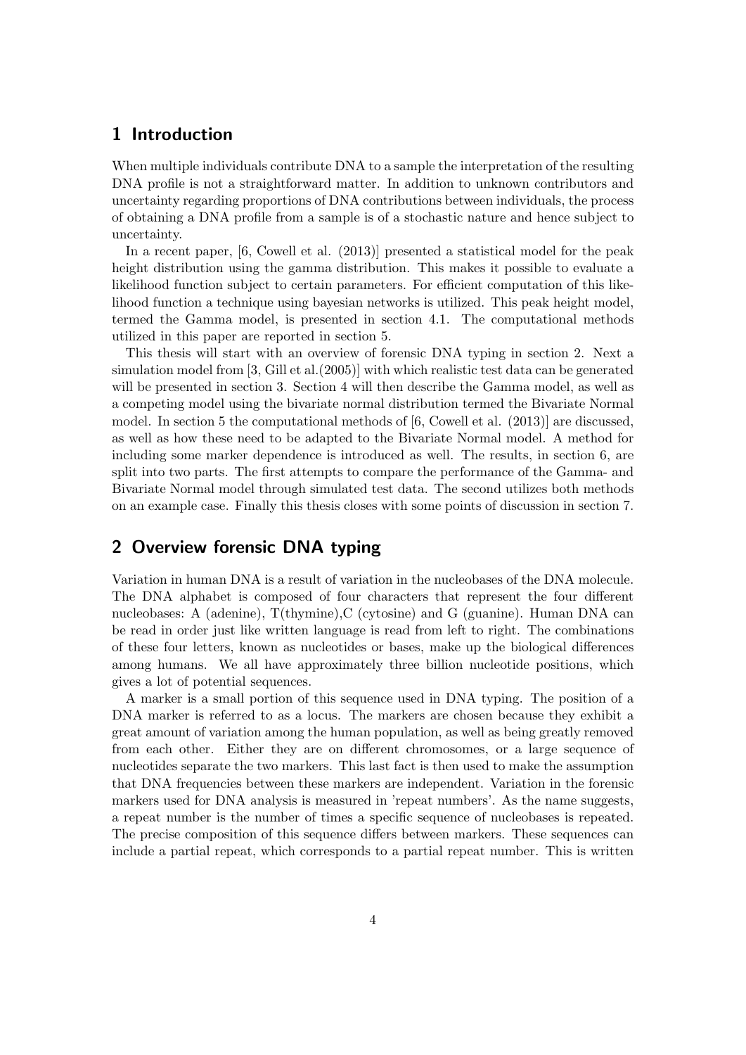## 1 Introduction

When multiple individuals contribute DNA to a sample the interpretation of the resulting DNA profile is not a straightforward matter. In addition to unknown contributors and uncertainty regarding proportions of DNA contributions between individuals, the process of obtaining a DNA profile from a sample is of a stochastic nature and hence subject to uncertainty.

In a recent paper, [6, Cowell et al. (2013)] presented a statistical model for the peak height distribution using the gamma distribution. This makes it possible to evaluate a likelihood function subject to certain parameters. For efficient computation of this likelihood function a technique using bayesian networks is utilized. This peak height model, termed the Gamma model, is presented in section 4.1. The computational methods utilized in this paper are reported in section 5.

This thesis will start with an overview of forensic DNA typing in section 2. Next a simulation model from [3, Gill et al.(2005)] with which realistic test data can be generated will be presented in section 3. Section 4 will then describe the Gamma model, as well as a competing model using the bivariate normal distribution termed the Bivariate Normal model. In section 5 the computational methods of [6, Cowell et al. (2013)] are discussed, as well as how these need to be adapted to the Bivariate Normal model. A method for including some marker dependence is introduced as well. The results, in section 6, are split into two parts. The first attempts to compare the performance of the Gamma- and Bivariate Normal model through simulated test data. The second utilizes both methods on an example case. Finally this thesis closes with some points of discussion in section 7.

## 2 Overview forensic DNA typing

Variation in human DNA is a result of variation in the nucleobases of the DNA molecule. The DNA alphabet is composed of four characters that represent the four different nucleobases: A (adenine), T(thymine),C (cytosine) and G (guanine). Human DNA can be read in order just like written language is read from left to right. The combinations of these four letters, known as nucleotides or bases, make up the biological differences among humans. We all have approximately three billion nucleotide positions, which gives a lot of potential sequences.

A marker is a small portion of this sequence used in DNA typing. The position of a DNA marker is referred to as a locus. The markers are chosen because they exhibit a great amount of variation among the human population, as well as being greatly removed from each other. Either they are on different chromosomes, or a large sequence of nucleotides separate the two markers. This last fact is then used to make the assumption that DNA frequencies between these markers are independent. Variation in the forensic markers used for DNA analysis is measured in 'repeat numbers'. As the name suggests, a repeat number is the number of times a specific sequence of nucleobases is repeated. The precise composition of this sequence differs between markers. These sequences can include a partial repeat, which corresponds to a partial repeat number. This is written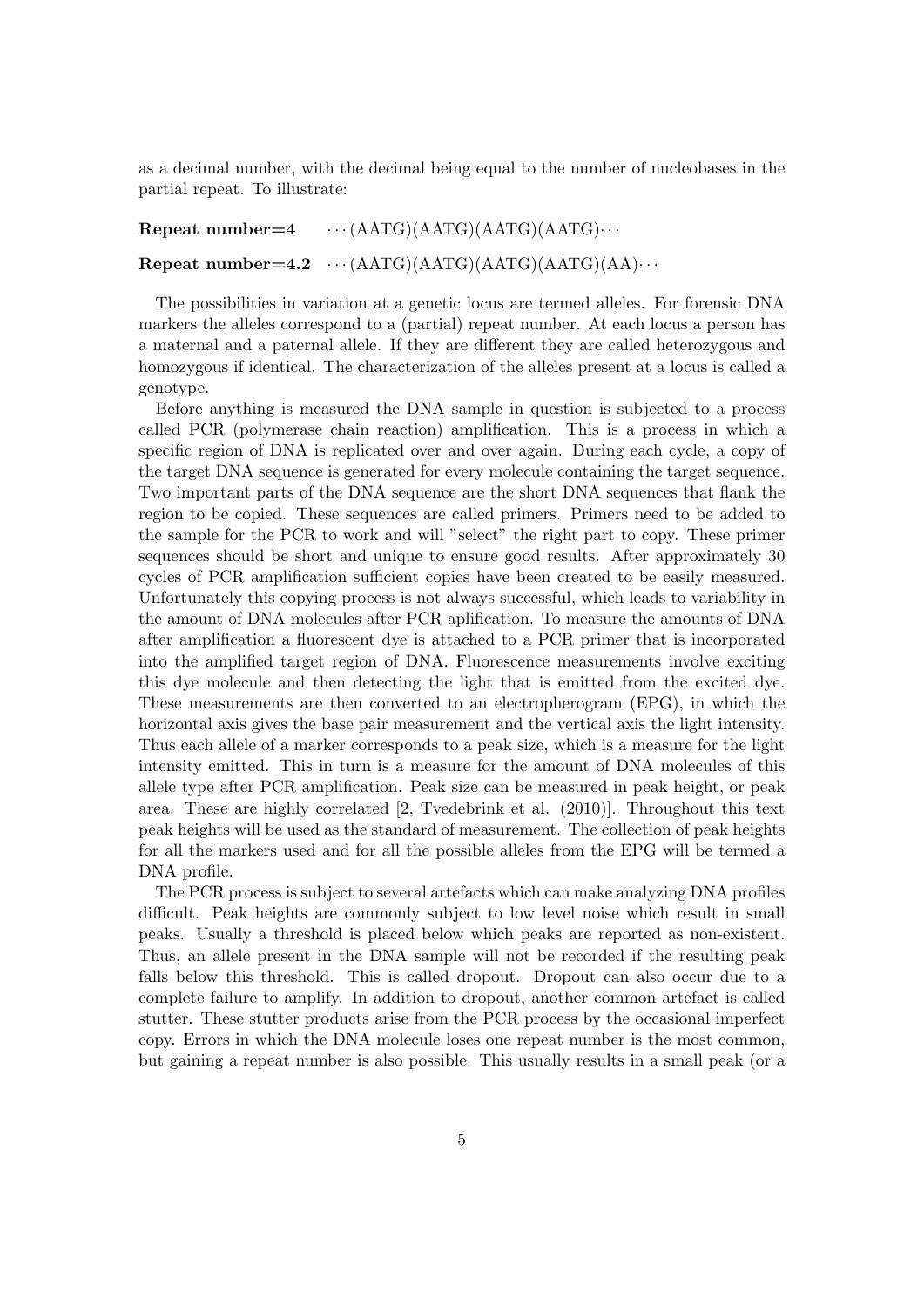as a decimal number, with the decimal being equal to the number of nucleobases in the partial repeat. To illustrate:

**Repeat number=4** $\cdots$(AATG)(AATG)(AATG)(AATG)$\cdots$

**Repeat number=4.2** $\cdots$(AATG)(AATG)(AATG)(AATG)(AA)$\cdots$

The possibilities in variation at a genetic locus are termed alleles. For forensic DNA markers the alleles correspond to a (partial) repeat number. At each locus a person has a maternal and a paternal allele. If they are different they are called heterozygous and homozygous if identical. The characterization of the alleles present at a locus is called a genotype.

Before anything is measured the DNA sample in question is subjected to a process called PCR (polymerase chain reaction) amplification. This is a process in which a specific region of DNA is replicated over and over again. During each cycle, a copy of the target DNA sequence is generated for every molecule containing the target sequence. Two important parts of the DNA sequence are the short DNA sequences that flank the region to be copied. These sequences are called primers. Primers need to be added to the sample for the PCR to work and will "select" the right part to copy. These primer sequences should be short and unique to ensure good results. After approximately 30 cycles of PCR amplification sufficient copies have been created to be easily measured. Unfortunately this copying process is not always successful, which leads to variability in the amount of DNA molecules after PCR aplification. To measure the amounts of DNA after amplification a fluorescent dye is attached to a PCR primer that is incorporated into the amplified target region of DNA. Fluorescence measurements involve exciting this dye molecule and then detecting the light that is emitted from the excited dye. These measurements are then converted to an electropherogram (EPG), in which the horizontal axis gives the base pair measurement and the vertical axis the light intensity. Thus each allele of a marker corresponds to a peak size, which is a measure for the light intensity emitted. This in turn is a measure for the amount of DNA molecules of this allele type after PCR amplification. Peak size can be measured in peak height, or peak area. These are highly correlated [2, Tvedebrink et al. (2010)]. Throughout this text peak heights will be used as the standard of measurement. The collection of peak heights for all the markers used and for all the possible alleles from the EPG will be termed a DNA profile.

The PCR process is subject to several artefacts which can make analyzing DNA profiles difficult. Peak heights are commonly subject to low level noise which result in small peaks. Usually a threshold is placed below which peaks are reported as non-existent. Thus, an allele present in the DNA sample will not be recorded if the resulting peak falls below this threshold. This is called dropout. Dropout can also occur due to a complete failure to amplify. In addition to dropout, another common artefact is called stutter. These stutter products arise from the PCR process by the occasional imperfect copy. Errors in which the DNA molecule loses one repeat number is the most common, but gaining a repeat number is also possible. This usually results in a small peak (or a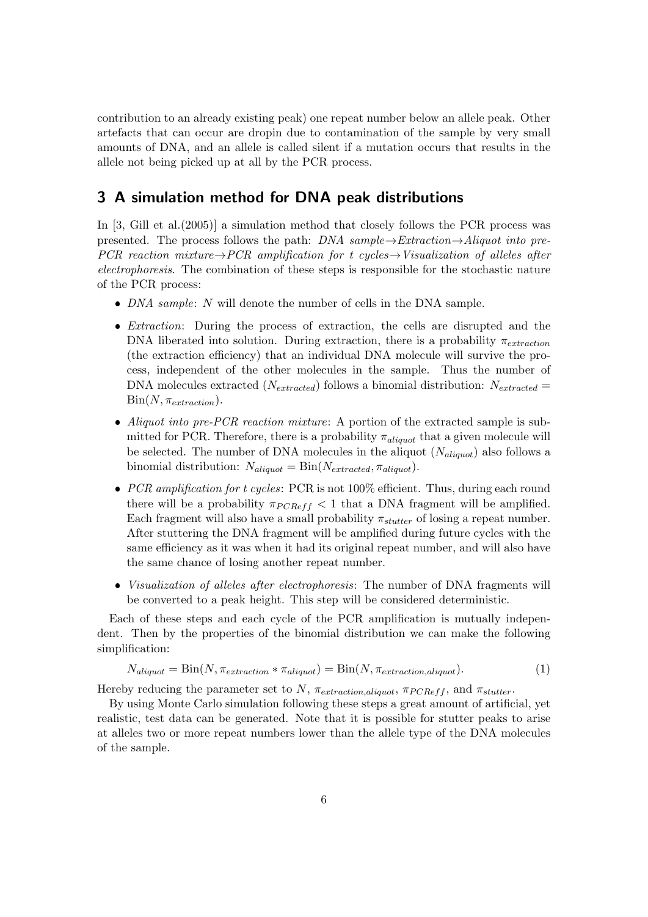contribution to an already existing peak) one repeat number below an allele peak. Other artefacts that can occur are dropin due to contamination of the sample by very small amounts of DNA, and an allele is called silent if a mutation occurs that results in the allele not being picked up at all by the PCR process.

## 3 A simulation method for DNA peak distributions

In [3, Gill et al.(2005)] a simulation method that closely follows the PCR process was presented. The process follows the path: *DNA sample→Extraction→Aliquot into pre-PCR reaction mixture→PCR amplification for t cycles→Visualization of alleles after electrophoresis*. The combination of these steps is responsible for the stochastic nature of the PCR process:

- *DNA sample*: $N$ will denote the number of cells in the DNA sample.
- *Extraction*: During the process of extraction, the cells are disrupted and the DNA liberated into solution. During extraction, there is a probability $\pi_{extraction}$ (the extraction efficiency) that an individual DNA molecule will survive the process, independent of the other molecules in the sample. Thus the number of DNA molecules extracted ($N_{extracted}$) follows a binomial distribution: $N_{extracted} = \text{Bin}(N, \pi_{extraction})$.
- *Aliquot into pre-PCR reaction mixture*: A portion of the extracted sample is submitted for PCR. Therefore, there is a probability $\pi_{aliquot}$ that a given molecule will be selected. The number of DNA molecules in the aliquot ($N_{aliquot}$) also follows a binomial distribution: $N_{aliquot} = \text{Bin}(N_{extracted}, \pi_{aliquot})$.
- *PCR amplification for t cycles*: PCR is not 100% efficient. Thus, during each round there will be a probability $\pi_{PCReff} < 1$ that a DNA fragment will be amplified. Each fragment will also have a small probability $\pi_{stutter}$ of losing a repeat number. After stuttering the DNA fragment will be amplified during future cycles with the same efficiency as it was when it had its original repeat number, and will also have the same chance of losing another repeat number.
- *Visualization of alleles after electrophoresis*: The number of DNA fragments will be converted to a peak height. This step will be considered deterministic.

Each of these steps and each cycle of the PCR amplification is mutually independent. Then by the properties of the binomial distribution we can make the following simplification:

$$N_{aliquot} = \text{Bin}(N, \pi_{extraction} * \pi_{aliquot}) = \text{Bin}(N, \pi_{extraction,aliquot}). \tag{1}$$

Hereby reducing the parameter set to $N$, $\pi_{extraction,aliquot}$, $\pi_{PCReff}$, and $\pi_{stutter}$.

By using Monte Carlo simulation following these steps a great amount of artificial, yet realistic, test data can be generated. Note that it is possible for stutter peaks to arise at alleles two or more repeat numbers lower than the allele type of the DNA molecules of the sample.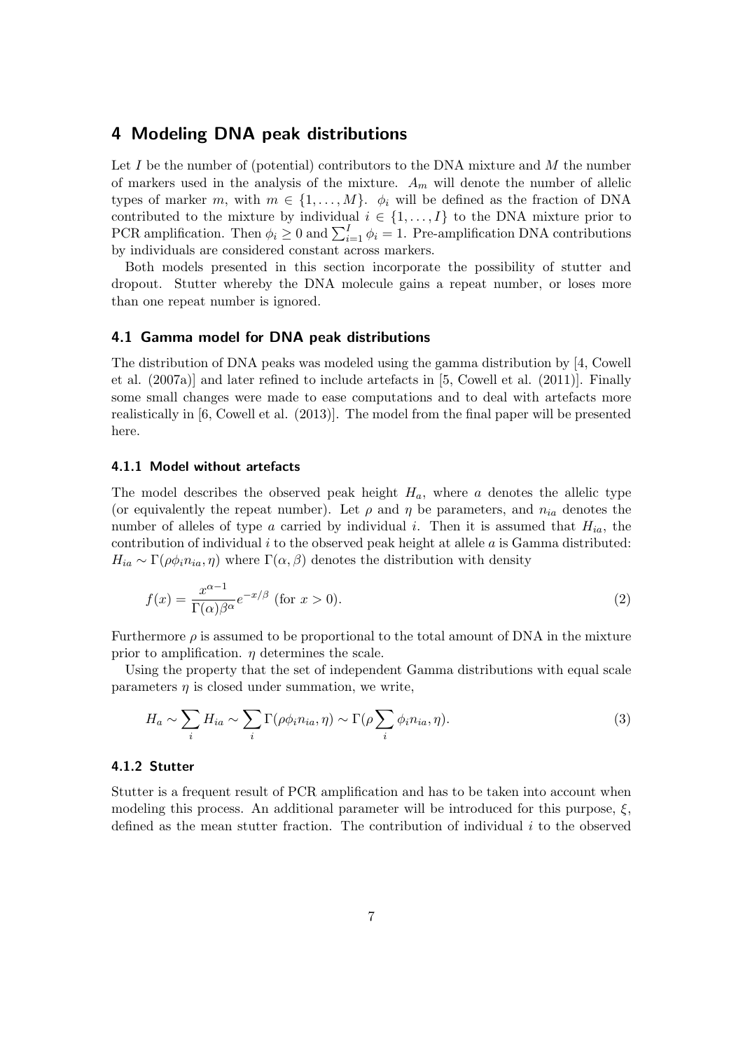## 4 Modeling DNA peak distributions

Let $I$ be the number of (potential) contributors to the DNA mixture and $M$ the number of markers used in the analysis of the mixture. $A_m$ will denote the number of allelic types of marker $m$, with $m \in \{1, \ldots, M\}$. $\phi_i$ will be defined as the fraction of DNA contributed to the mixture by individual $i \in \{1, \ldots, I\}$ to the DNA mixture prior to PCR amplification. Then $\phi_i \geq 0$ and $\sum_{i=1}^{I} \phi_i = 1$. Pre-amplification DNA contributions by individuals are considered constant across markers.

Both models presented in this section incorporate the possibility of stutter and dropout. Stutter whereby the DNA molecule gains a repeat number, or loses more than one repeat number is ignored.

### 4.1 Gamma model for DNA peak distributions

The distribution of DNA peaks was modeled using the gamma distribution by [4, Cowell et al. (2007a)] and later refined to include artefacts in [5, Cowell et al. (2011)]. Finally some small changes were made to ease computations and to deal with artefacts more realistically in [6, Cowell et al. (2013)]. The model from the final paper will be presented here.

#### 4.1.1 Model without artefacts

The model describes the observed peak height $H_a$, where $a$ denotes the allelic type (or equivalently the repeat number). Let $\rho$ and $\eta$ be parameters, and $n_{ia}$ denotes the number of alleles of type $a$ carried by individual $i$. Then it is assumed that $H_{ia}$, the contribution of individual $i$ to the observed peak height at allele $a$ is Gamma distributed: $H_{ia} \sim \Gamma(\rho\phi_i n_{ia}, \eta)$ where $\Gamma(\alpha, \beta)$ denotes the distribution with density

$$f(x) = \frac{x^{\alpha-1}}{\Gamma(\alpha)\beta^{\alpha}} e^{-x/\beta} \text{ (for } x > 0). \tag{2}$$

Furthermore $\rho$ is assumed to be proportional to the total amount of DNA in the mixture prior to amplification. $\eta$ determines the scale.

Using the property that the set of independent Gamma distributions with equal scale parameters $\eta$ is closed under summation, we write,

$$H_a \sim \sum_i H_{ia} \sim \sum_i \Gamma(\rho\phi_i n_{ia}, \eta) \sim \Gamma(\rho \sum_i \phi_i n_{ia}, \eta). \tag{3}$$

#### 4.1.2 Stutter

Stutter is a frequent result of PCR amplification and has to be taken into account when modeling this process. An additional parameter will be introduced for this purpose, $\xi$, defined as the mean stutter fraction. The contribution of individual $i$ to the observed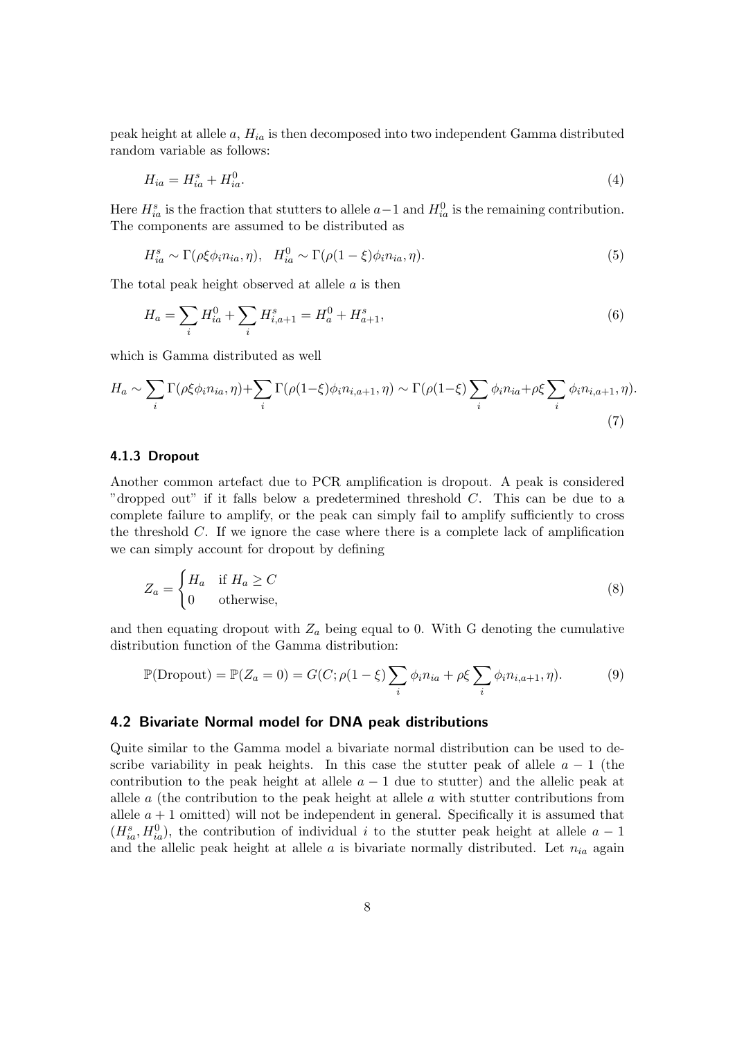peak height at allele $a$, $H_{ia}$ is then decomposed into two independent Gamma distributed random variable as follows:

$$H_{ia} = H_{ia}^s + H_{ia}^0. \tag{4}$$

Here $H_{ia}^s$ is the fraction that stutters to allele $a-1$ and $H_{ia}^0$ is the remaining contribution. The components are assumed to be distributed as

$$H_{ia}^s \sim \Gamma(\rho\xi\phi_i n_{ia}, \eta), \quad H_{ia}^0 \sim \Gamma(\rho(1-\xi)\phi_i n_{ia}, \eta). \tag{5}$$

The total peak height observed at allele $a$ is then

$$H_a = \sum_i H_{ia}^0 + \sum_i H_{i,a+1}^s = H_a^0 + H_{a+1}^s, \tag{6}$$

which is Gamma distributed as well

$$H_a \sim \sum_i \Gamma(\rho\xi\phi_i n_{ia}, \eta) + \sum_i \Gamma(\rho(1-\xi)\phi_i n_{i,a+1}, \eta) \sim \Gamma(\rho(1-\xi)\sum_i \phi_i n_{ia} + \rho\xi \sum_i \phi_i n_{i,a+1}, \eta). \tag{7}$$

### 4.1.3 Dropout

Another common artefact due to PCR amplification is dropout. A peak is considered "dropped out" if it falls below a predetermined threshold $C$. This can be due to a complete failure to amplify, or the peak can simply fail to amplify sufficiently to cross the threshold $C$. If we ignore the case where there is a complete lack of amplification we can simply account for dropout by defining

$$Z_a = \begin{cases} H_a & \text{if } H_a \geq C \\ 0 & \text{otherwise,} \end{cases} \tag{8}$$

and then equating dropout with $Z_a$ being equal to 0. With G denoting the cumulative distribution function of the Gamma distribution:

$$\mathbb{P}(\text{Dropout}) = \mathbb{P}(Z_a = 0) = G(C; \rho(1-\xi)\sum_i \phi_i n_{ia} + \rho\xi \sum_i \phi_i n_{i,a+1}, \eta). \tag{9}$$

## 4.2 Bivariate Normal model for DNA peak distributions

Quite similar to the Gamma model a bivariate normal distribution can be used to describe variability in peak heights. In this case the stutter peak of allele $a-1$ (the contribution to the peak height at allele $a-1$ due to stutter) and the allelic peak at allele $a$ (the contribution to the peak height at allele $a$ with stutter contributions from allele $a+1$ omitted) will not be independent in general. Specifically it is assumed that $(H_{ia}^s, H_{ia}^0)$, the contribution of individual $i$ to the stutter peak height at allele $a-1$ and the allelic peak height at allele $a$ is bivariate normally distributed. Let $n_{ia}$ again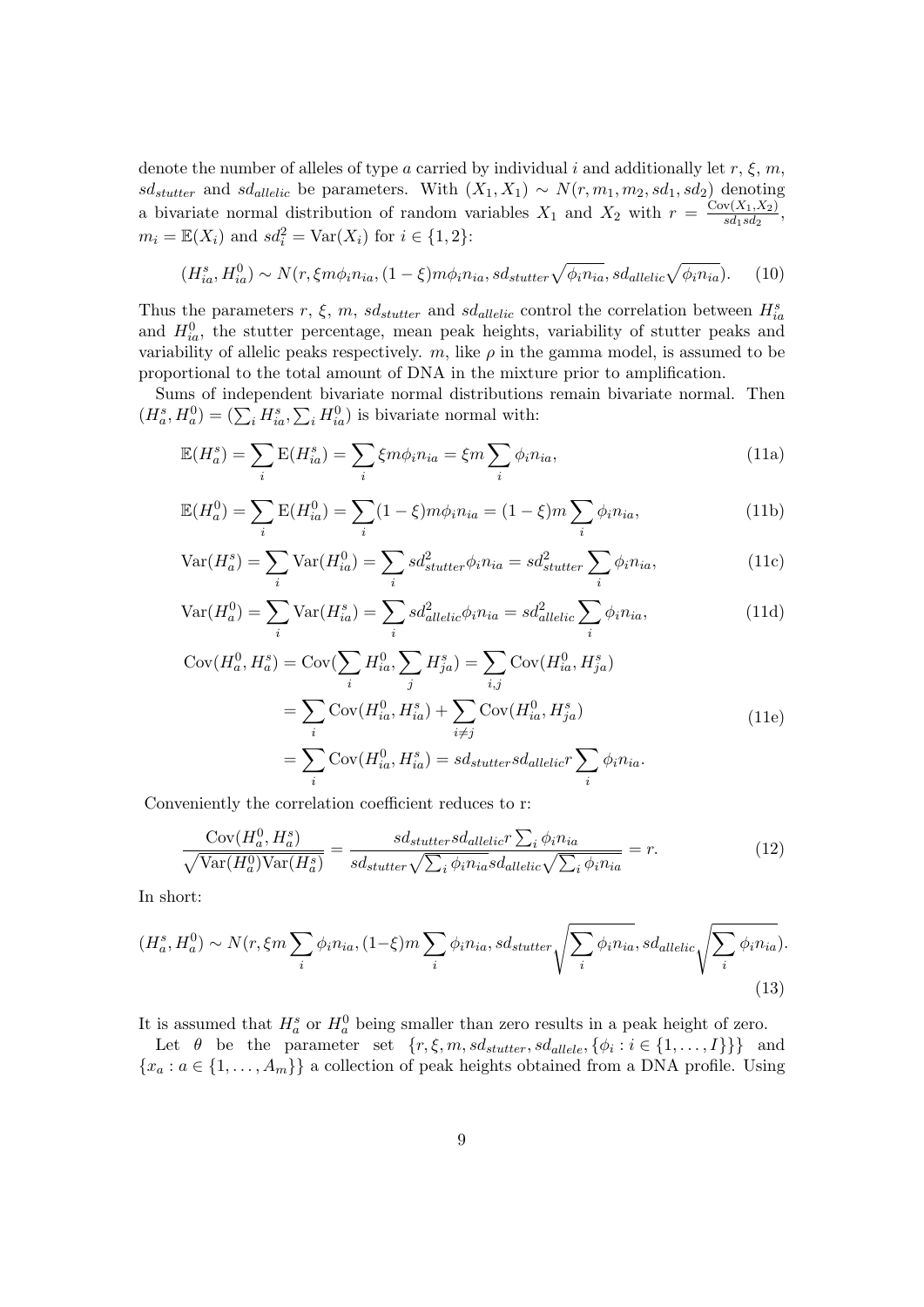denote the number of alleles of type $a$ carried by individual $i$ and additionally let $r$, $\xi$, $m$, $sd_{stutter}$ and $sd_{allelic}$ be parameters. With $(X_1, X_1) \sim N(r, m_1, m_2, sd_1, sd_2)$ denoting a bivariate normal distribution of random variables $X_1$ and $X_2$ with $r = \frac{\text{Cov}(X_1,X_2)}{sd_1 sd_2}$, $m_i = \mathbb{E}(X_i)$ and $sd_i^2 = \text{Var}(X_i)$ for $i \in \{1, 2\}$:

$$(H_{ia}^s, H_{ia}^0) \sim N(r, \xi m \phi_i n_{ia}, (1-\xi) m \phi_i n_{ia}, sd_{stutter}\sqrt{\phi_i n_{ia}}, sd_{allelic}\sqrt{\phi_i n_{ia}}). \tag{10}$$

Thus the parameters $r$, $\xi$, $m$, $sd_{stutter}$ and $sd_{allelic}$ control the correlation between $H_{ia}^s$ and $H_{ia}^0$, the stutter percentage, mean peak heights, variability of stutter peaks and variability of allelic peaks respectively. $m$, like $\rho$ in the gamma model, is assumed to be proportional to the total amount of DNA in the mixture prior to amplification.

Sums of independent bivariate normal distributions remain bivariate normal. Then $(H_a^s, H_a^0) = (\sum_i H_{ia}^s, \sum_i H_{ia}^0)$ is bivariate normal with:

$$\mathbb{E}(H_a^s) = \sum_i \text{E}(H_{ia}^s) = \sum_i \xi m \phi_i n_{ia} = \xi m \sum_i \phi_i n_{ia}, \tag{11a}$$

$$\mathbb{E}(H_a^0) = \sum_i \text{E}(H_{ia}^0) = \sum_i (1-\xi) m \phi_i n_{ia} = (1-\xi) m \sum_i \phi_i n_{ia}, \tag{11b}$$

$$\text{Var}(H_a^s) = \sum_i \text{Var}(H_{ia}^0) = \sum_i sd_{stutter}^2 \phi_i n_{ia} = sd_{stutter}^2 \sum_i \phi_i n_{ia}, \tag{11c}$$

$$\text{Var}(H_a^0) = \sum_i \text{Var}(H_{ia}^s) = \sum_i sd_{allelic}^2 \phi_i n_{ia} = sd_{allelic}^2 \sum_i \phi_i n_{ia}, \tag{11d}$$

$$\begin{aligned}
\text{Cov}(H_a^0, H_a^s) &= \text{Cov}(\sum_i H_{ia}^0, \sum_j H_{ja}^s) = \sum_{i,j} \text{Cov}(H_{ia}^0, H_{ja}^s) \\
&= \sum_i \text{Cov}(H_{ia}^0, H_{ia}^s) + \sum_{i \neq j} \text{Cov}(H_{ia}^0, H_{ja}^s) \\
&= \sum_i \text{Cov}(H_{ia}^0, H_{ia}^s) = sd_{stutter} sd_{allelic} r \sum_i \phi_i n_{ia}.
\end{aligned} \tag{11e}$$

Conveniently the correlation coefficient reduces to r:

$$\frac{\text{Cov}(H_a^0, H_a^s)}{\sqrt{\text{Var}(H_a^0)\text{Var}(H_a^s)}} = \frac{sd_{stutter} sd_{allelic} r \sum_i \phi_i n_{ia}}{sd_{stutter}\sqrt{\sum_i \phi_i n_{ia}} sd_{allelic}\sqrt{\sum_i \phi_i n_{ia}}} = r. \tag{12}$$

In short:

$$(H_a^s, H_a^0) \sim N(r, \xi m \sum_i \phi_i n_{ia}, (1-\xi) m \sum_i \phi_i n_{ia}, sd_{stutter}\sqrt{\sum_i \phi_i n_{ia}}, sd_{allelic}\sqrt{\sum_i \phi_i n_{ia}}). \tag{13}$$

It is assumed that $H_a^s$ or $H_a^0$ being smaller than zero results in a peak height of zero.

Let $\theta$ be the parameter set $\{r, \xi, m, sd_{stutter}, sd_{allele}, \{\phi_i : i \in \{1, \ldots, I\}\}\}$ and $\{x_a : a \in \{1, \ldots, A_m\}\}$ a collection of peak heights obtained from a DNA profile. Using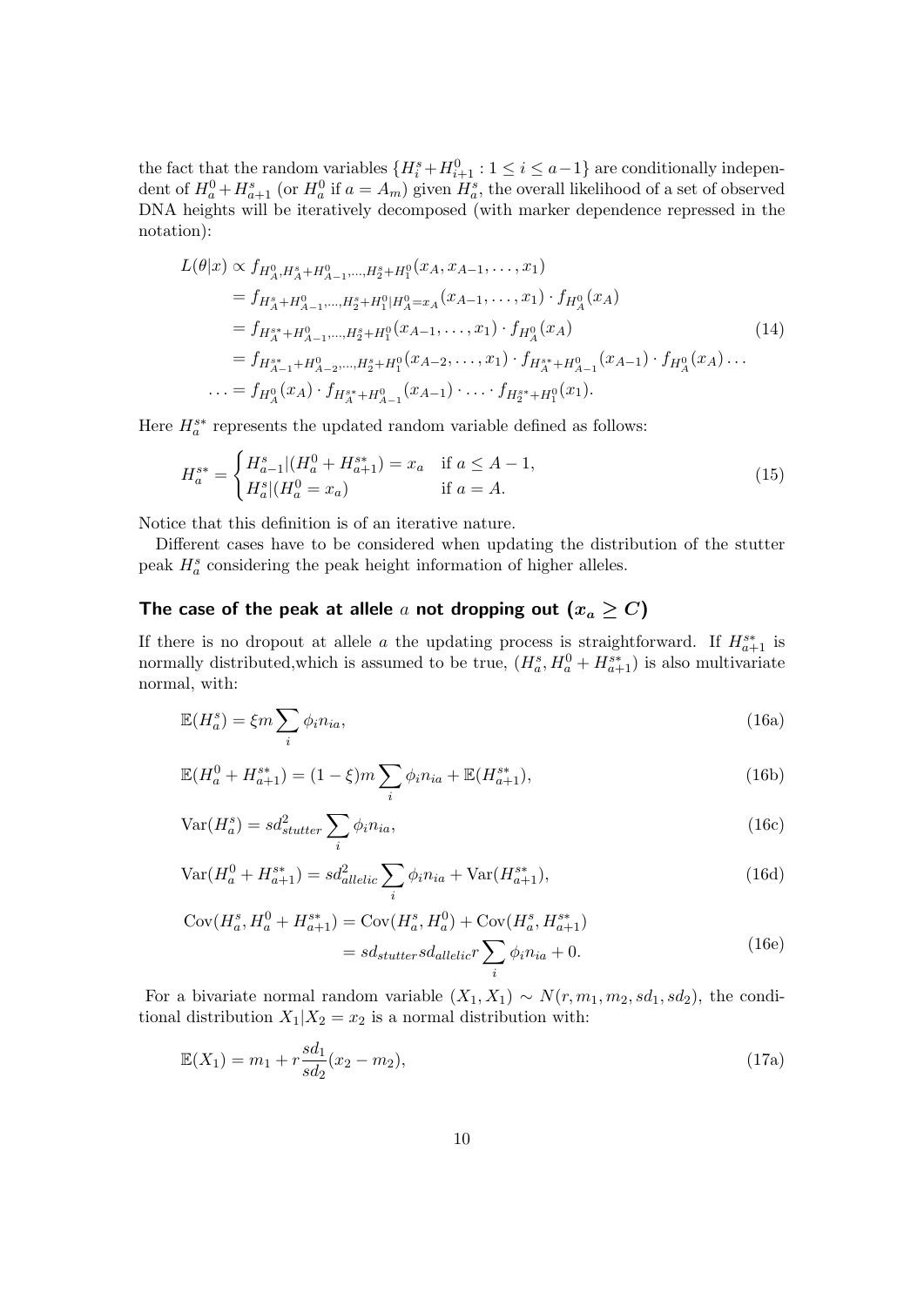the fact that the random variables $\{H_i^s + H_{i+1}^0 : 1 \leq i \leq a-1\}$ are conditionally independent of $H_a^0 + H_{a+1}^s$ (or $H_a^0$ if $a = A_m$) given $H_a^s$, the overall likelihood of a set of observed DNA heights will be iteratively decomposed (with marker dependence repressed in the notation):

$$
\begin{aligned}
L(\theta|x) &\propto f_{H_A^0, H_A^s + H_{A-1}^0, \ldots, H_2^s + H_1^0}(x_A, x_{A-1}, \ldots, x_1) \\
&= f_{H_A^s + H_{A-1}^0, \ldots, H_2^s + H_1^0 | H_A^0 = x_A}(x_{A-1}, \ldots, x_1) \cdot f_{H_A^0}(x_A) \\
&= f_{H_A^{s*} + H_{A-1}^0, \ldots, H_2^s + H_1^0}(x_{A-1}, \ldots, x_1) \cdot f_{H_A^0}(x_A) \\
&= f_{H_{A-1}^{s*} + H_{A-2}^0, \ldots, H_2^s + H_1^0}(x_{A-2}, \ldots, x_1) \cdot f_{H_A^{s*} + H_{A-1}^0}(x_{A-1}) \cdot f_{H_A^0}(x_A) \ldots \\
\ldots &= f_{H_A^0}(x_A) \cdot f_{H_A^{s*} + H_{A-1}^0}(x_{A-1}) \cdot \ldots \cdot f_{H_2^{s*} + H_1^0}(x_1).
\end{aligned}
\tag{14}
$$

Here $H_a^{s*}$ represents the updated random variable defined as follows:

$$
H_a^{s*} = \begin{cases} H_{a-1}^s | (H_a^0 + H_{a+1}^{s*}) = x_a & \text{if } a \leq A-1, \\ H_a^s | (H_a^0 = x_a) & \text{if } a = A. \end{cases}
\tag{15}
$$

Notice that this definition is of an iterative nature.

Different cases have to be considered when updating the distribution of the stutter peak $H_a^s$ considering the peak height information of higher alleles.

### The case of the peak at allele $a$ not dropping out ($x_a \geq C$)

If there is no dropout at allele $a$ the updating process is straightforward. If $H_{a+1}^{s*}$ is normally distributed,which is assumed to be true, $(H_a^s, H_a^0 + H_{a+1}^{s*})$ is also multivariate normal, with:

$$
\mathbb{E}(H_a^s) = \xi m \sum_i \phi_i n_{ia}, \tag{16a}
$$

$$
\mathbb{E}(H_a^0 + H_{a+1}^{s*}) = (1 - \xi) m \sum_i \phi_i n_{ia} + \mathbb{E}(H_{a+1}^{s*}), \tag{16b}
$$

$$
\mathrm{Var}(H_a^s) = sd_{stutter}^2 \sum_i \phi_i n_{ia}, \tag{16c}
$$

$$
\mathrm{Var}(H_a^0 + H_{a+1}^{s*}) = sd_{allelic}^2 \sum_i \phi_i n_{ia} + \mathrm{Var}(H_{a+1}^{s*}), \tag{16d}
$$

$$
\begin{aligned}
\mathrm{Cov}(H_a^s, H_a^0 + H_{a+1}^{s*}) &= \mathrm{Cov}(H_a^s, H_a^0) + \mathrm{Cov}(H_a^s, H_{a+1}^{s*}) \\
&= sd_{stutter} sd_{allelic} r \sum_i \phi_i n_{ia} + 0.
\end{aligned}
\tag{16e}
$$

For a bivariate normal random variable $(X_1, X_1) \sim N(r, m_1, m_2, sd_1, sd_2)$, the conditional distribution $X_1 | X_2 = x_2$ is a normal distribution with:

$$
\mathbb{E}(X_1) = m_1 + r \frac{sd_1}{sd_2}(x_2 - m_2), \tag{17a}
$$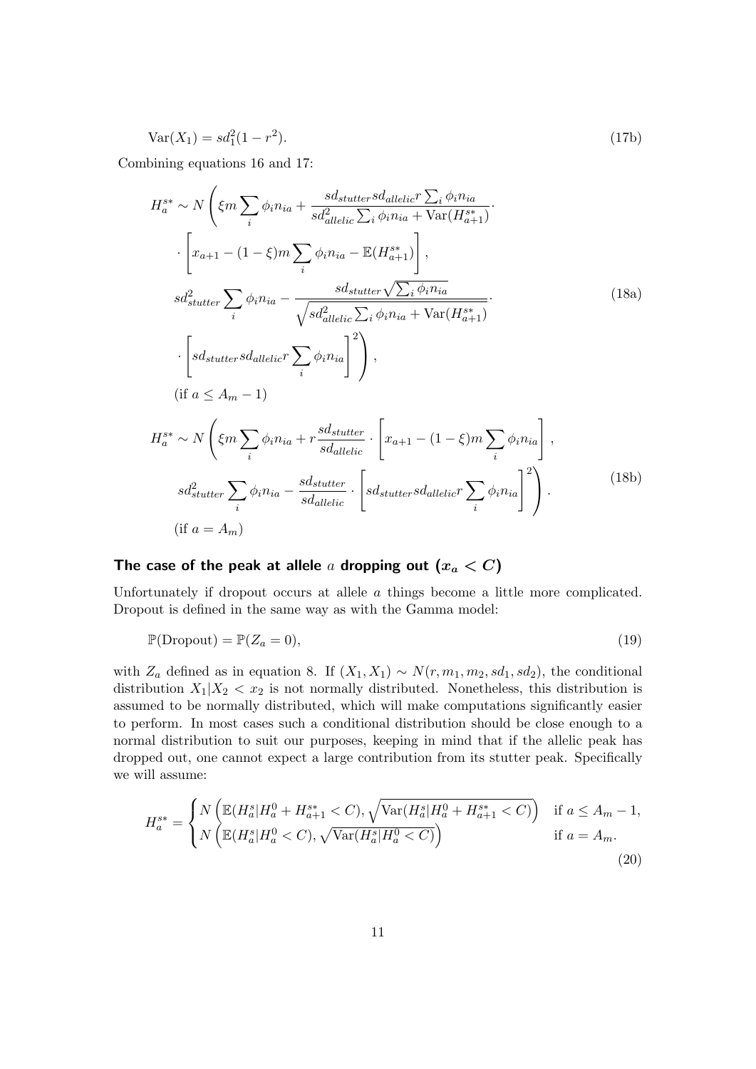$$\text{Var}(X_1) = sd_1^2(1 - r^2). \tag{17b}$$

Combining equations 16 and 17:

$$\begin{aligned}
H_a^{s*} \sim N\Bigg( & \xi m \sum_i \phi_i n_{ia} + \frac{sd_{stutter} sd_{allelic} r \sum_i \phi_i n_{ia}}{sd_{allelic}^2 \sum_i \phi_i n_{ia} + \text{Var}(H_{a+1}^{s*})} \cdot \\
& \cdot \left[ x_{a+1} - (1-\xi) m \sum_i \phi_i n_{ia} - \mathbb{E}(H_{a+1}^{s*}) \right], \\
& sd_{stutter}^2 \sum_i \phi_i n_{ia} - \frac{sd_{stutter} \sqrt{\sum_i \phi_i n_{ia}}}{\sqrt{sd_{allelic}^2 \sum_i \phi_i n_{ia} + \text{Var}(H_{a+1}^{s*})}} \cdot \\
& \cdot \left[ sd_{stutter} sd_{allelic} r \sum_i \phi_i n_{ia} \right]^2 \Bigg), \\
& (\text{if } a \leq A_m - 1)
\end{aligned} \tag{18a}$$

$$\begin{aligned}
H_a^{s*} \sim N\Bigg( & \xi m \sum_i \phi_i n_{ia} + r \frac{sd_{stutter}}{sd_{allelic}} \cdot \left[ x_{a+1} - (1-\xi) m \sum_i \phi_i n_{ia} \right], \\
& sd_{stutter}^2 \sum_i \phi_i n_{ia} - \frac{sd_{stutter}}{sd_{allelic}} \cdot \left[ sd_{stutter} sd_{allelic} r \sum_i \phi_i n_{ia} \right]^2 \Bigg). \\
& (\text{if } a = A_m)
\end{aligned} \tag{18b}$$

### The case of the peak at allele $a$ dropping out ($x_a < C$)

Unfortunately if dropout occurs at allele $a$ things become a little more complicated. Dropout is defined in the same way as with the Gamma model:

$$\mathbb{P}(\text{Dropout}) = \mathbb{P}(Z_a = 0), \tag{19}$$

with $Z_a$ defined as in equation 8. If $(X_1, X_1) \sim N(r, m_1, m_2, sd_1, sd_2)$, the conditional distribution $X_1 | X_2 < x_2$ is not normally distributed. Nonetheless, this distribution is assumed to be normally distributed, which will make computations significantly easier to perform. In most cases such a conditional distribution should be close enough to a normal distribution to suit our purposes, keeping in mind that if the allelic peak has dropped out, one cannot expect a large contribution from its stutter peak. Specifically we will assume:

$$H_a^{s*} = \begin{cases} N\left( \mathbb{E}(H_a^s | H_a^0 + H_{a+1}^{s*} < C), \sqrt{\text{Var}(H_a^s | H_a^0 + H_{a+1}^{s*} < C)} \right) & \text{if } a \leq A_m - 1, \\ N\left( \mathbb{E}(H_a^s | H_a^0 < C), \sqrt{\text{Var}(H_a^s | H_a^0 < C)} \right) & \text{if } a = A_m. \end{cases} \tag{20}$$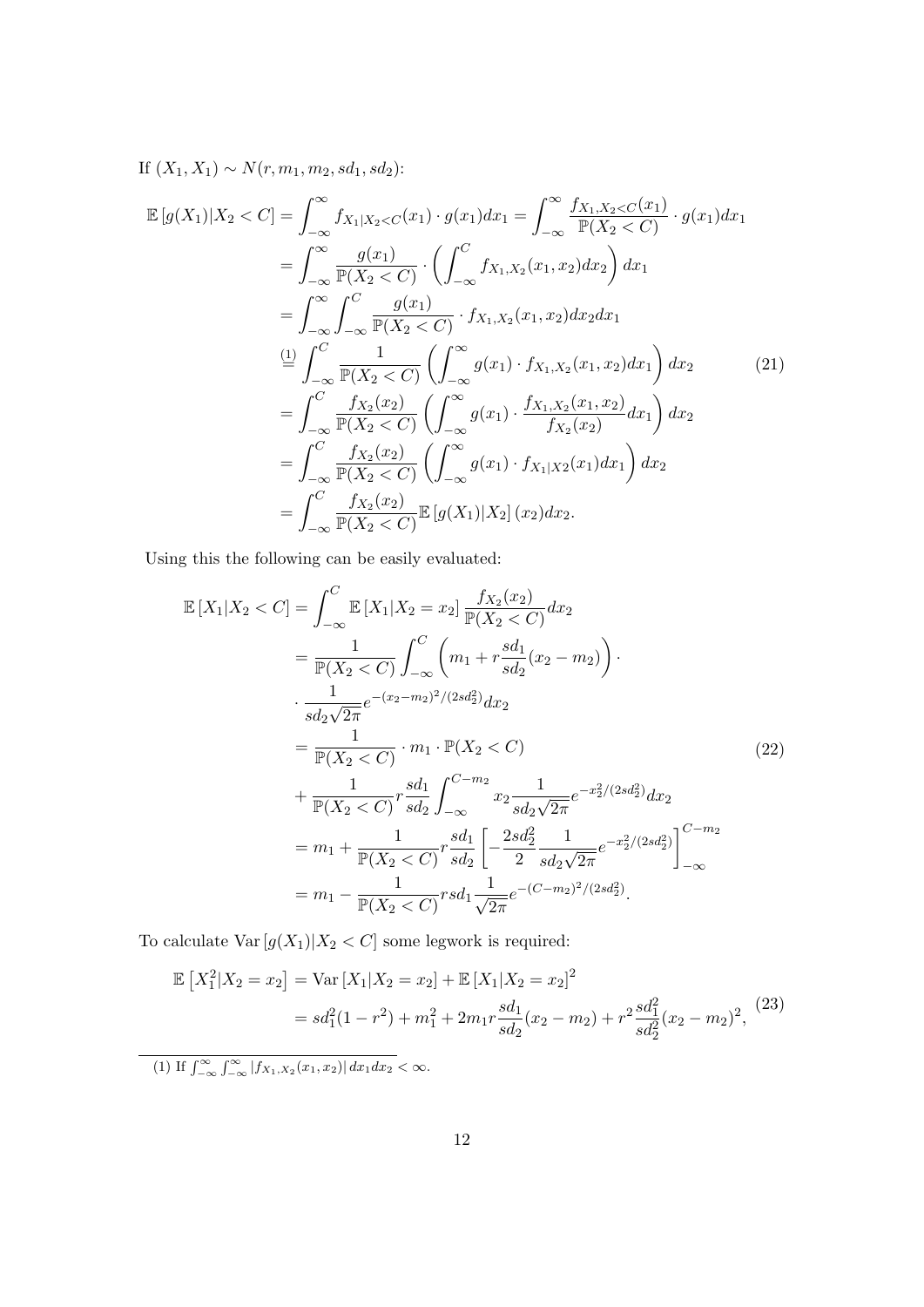If $(X_1, X_1) \sim N(r, m_1, m_2, sd_1, sd_2)$:

$$
\begin{aligned}
\mathbb{E}\left[g(X_1)|X_2 < C\right] &= \int_{-\infty}^{\infty} f_{X_1|X_2<C}(x_1) \cdot g(x_1) dx_1 = \int_{-\infty}^{\infty} \frac{f_{X_1,X_2<C}(x_1)}{\mathbb{P}(X_2 < C)} \cdot g(x_1) dx_1 \\
&= \int_{-\infty}^{\infty} \frac{g(x_1)}{\mathbb{P}(X_2 < C)} \cdot \left( \int_{-\infty}^{C} f_{X_1,X_2}(x_1, x_2) dx_2 \right) dx_1 \\
&= \int_{-\infty}^{\infty} \int_{-\infty}^{C} \frac{g(x_1)}{\mathbb{P}(X_2 < C)} \cdot f_{X_1,X_2}(x_1, x_2) dx_2 dx_1 \\
&\overset{(1)}{=} \int_{-\infty}^{C} \frac{1}{\mathbb{P}(X_2 < C)} \left( \int_{-\infty}^{\infty} g(x_1) \cdot f_{X_1,X_2}(x_1, x_2) dx_1 \right) dx_2 \\
&= \int_{-\infty}^{C} \frac{f_{X_2}(x_2)}{\mathbb{P}(X_2 < C)} \left( \int_{-\infty}^{\infty} g(x_1) \cdot \frac{f_{X_1,X_2}(x_1, x_2)}{f_{X_2}(x_2)} dx_1 \right) dx_2 \\
&= \int_{-\infty}^{C} \frac{f_{X_2}(x_2)}{\mathbb{P}(X_2 < C)} \left( \int_{-\infty}^{\infty} g(x_1) \cdot f_{X_1|X2}(x_1) dx_1 \right) dx_2 \\
&= \int_{-\infty}^{C} \frac{f_{X_2}(x_2)}{\mathbb{P}(X_2 < C)} \mathbb{E}\left[g(X_1)|X_2\right](x_2) dx_2.
\end{aligned} \tag{21}
$$

Using this the following can be easily evaluated:

$$
\begin{aligned}
\mathbb{E}\left[X_1|X_2 < C\right] &= \int_{-\infty}^{C} \mathbb{E}\left[X_1|X_2 = x_2\right] \frac{f_{X_2}(x_2)}{\mathbb{P}(X_2 < C)} dx_2 \\
&= \frac{1}{\mathbb{P}(X_2 < C)} \int_{-\infty}^{C} \left( m_1 + r\frac{sd_1}{sd_2}(x_2 - m_2) \right) \cdot \\
&\quad \cdot \frac{1}{sd_2\sqrt{2\pi}} e^{-(x_2-m_2)^2/(2sd_2^2)} dx_2 \\
&= \frac{1}{\mathbb{P}(X_2 < C)} \cdot m_1 \cdot \mathbb{P}(X_2 < C) \\
&\quad + \frac{1}{\mathbb{P}(X_2 < C)} r\frac{sd_1}{sd_2} \int_{-\infty}^{C-m_2} x_2 \frac{1}{sd_2\sqrt{2\pi}} e^{-x_2^2/(2sd_2^2)} dx_2 \\
&= m_1 + \frac{1}{\mathbb{P}(X_2 < C)} r\frac{sd_1}{sd_2} \left[ -\frac{2sd_2^2}{2} \frac{1}{sd_2\sqrt{2\pi}} e^{-x_2^2/(2sd_2^2)} \right]_{-\infty}^{C-m_2} \\
&= m_1 - \frac{1}{\mathbb{P}(X_2 < C)} r sd_1 \frac{1}{\sqrt{2\pi}} e^{-(C-m_2)^2/(2sd_2^2)}.
\end{aligned} \tag{22}
$$

To calculate $\mathrm{Var}\left[g(X_1)|X_2 < C\right]$ some legwork is required:

$$
\begin{aligned}
\mathbb{E}\left[X_1^2|X_2 = x_2\right] &= \mathrm{Var}\left[X_1|X_2 = x_2\right] + \mathbb{E}\left[X_1|X_2 = x_2\right]^2 \\
&= sd_1^2(1 - r^2) + m_1^2 + 2m_1 r\frac{sd_1}{sd_2}(x_2 - m_2) + r^2\frac{sd_1^2}{sd_2^2}(x_2 - m_2)^2,
\end{aligned} \tag{23}
$$

(1) If $\int_{-\infty}^{\infty} \int_{-\infty}^{\infty} |f_{X_1,X_2}(x_1, x_2)| \, dx_1 dx_2 < \infty$.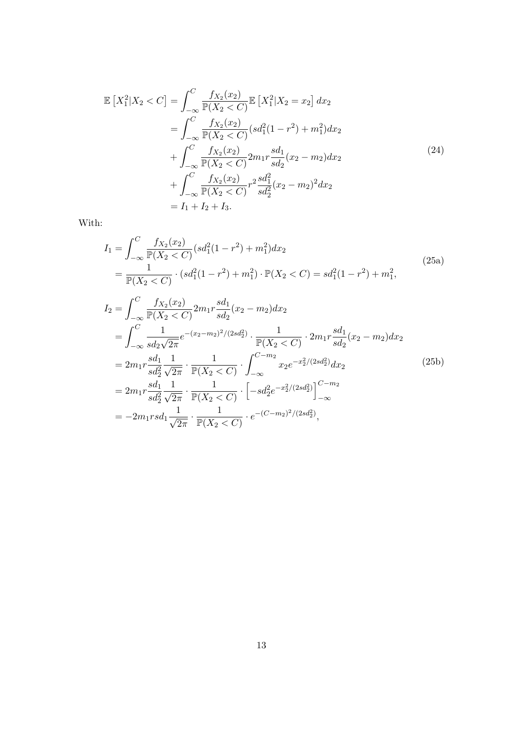$$
\begin{aligned}
\mathbb{E}\left[X_1^2|X_2<C\right] &= \int_{-\infty}^{C} \frac{f_{X_2}(x_2)}{\mathbb{P}(X_2<C)}\mathbb{E}\left[X_1^2|X_2=x_2\right]dx_2 \\
&= \int_{-\infty}^{C} \frac{f_{X_2}(x_2)}{\mathbb{P}(X_2<C)}(sd_1^2(1-r^2)+m_1^2)dx_2 \\
&+ \int_{-\infty}^{C} \frac{f_{X_2}(x_2)}{\mathbb{P}(X_2<C)}2m_1 r\frac{sd_1}{sd_2}(x_2-m_2)dx_2 \\
&+ \int_{-\infty}^{C} \frac{f_{X_2}(x_2)}{\mathbb{P}(X_2<C)}r^2\frac{sd_1^2}{sd_2^2}(x_2-m_2)^2dx_2 \\
&= I_1+I_2+I_3.
\end{aligned}
\tag{24}
$$

With:

$$
\begin{aligned}
I_1 &= \int_{-\infty}^{C} \frac{f_{X_2}(x_2)}{\mathbb{P}(X_2<C)}(sd_1^2(1-r^2)+m_1^2)dx_2 \\
&= \frac{1}{\mathbb{P}(X_2<C)}\cdot(sd_1^2(1-r^2)+m_1^2)\cdot\mathbb{P}(X_2<C) = sd_1^2(1-r^2)+m_1^2,
\end{aligned}
\tag{25a}
$$

$$
\begin{aligned}
I_2 &= \int_{-\infty}^{C} \frac{f_{X_2}(x_2)}{\mathbb{P}(X_2<C)}2m_1 r\frac{sd_1}{sd_2}(x_2-m_2)dx_2 \\
&= \int_{-\infty}^{C} \frac{1}{sd_2\sqrt{2\pi}}e^{-(x_2-m_2)^2/(2sd_2^2)}\cdot\frac{1}{\mathbb{P}(X_2<C)}\cdot 2m_1 r\frac{sd_1}{sd_2}(x_2-m_2)dx_2 \\
&= 2m_1 r\frac{sd_1}{sd_2^2}\frac{1}{\sqrt{2\pi}}\cdot\frac{1}{\mathbb{P}(X_2<C)}\cdot\int_{-\infty}^{C-m_2} x_2 e^{-x_2^2/(2sd_2^2)}dx_2 \\
&= 2m_1 r\frac{sd_1}{sd_2^2}\frac{1}{\sqrt{2\pi}}\cdot\frac{1}{\mathbb{P}(X_2<C)}\cdot\left[-sd_2^2 e^{-x_2^2/(2sd_2^2)}\right]_{-\infty}^{C-m_2} \\
&= -2m_1 r sd_1\frac{1}{\sqrt{2\pi}}\cdot\frac{1}{\mathbb{P}(X_2<C)}\cdot e^{-(C-m_2)^2/(2sd_2^2)},
\end{aligned}
\tag{25b}
$$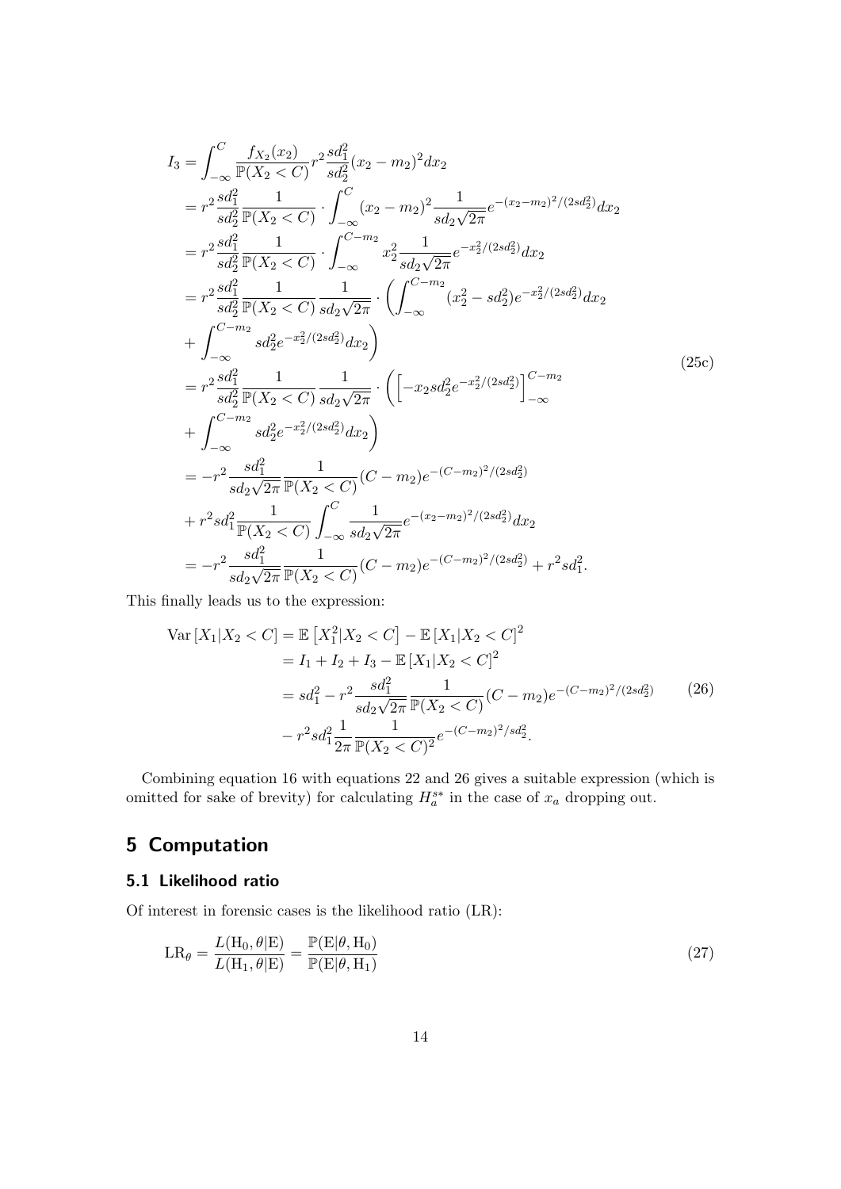$$
\begin{aligned}
I_3 &= \int_{-\infty}^{C} \frac{f_{X_2}(x_2)}{\mathbb{P}(X_2 < C)} r^2 \frac{sd_1^2}{sd_2^2}(x_2 - m_2)^2 dx_2 \\
&= r^2 \frac{sd_1^2}{sd_2^2} \frac{1}{\mathbb{P}(X_2 < C)} \cdot \int_{-\infty}^{C} (x_2 - m_2)^2 \frac{1}{sd_2\sqrt{2\pi}} e^{-(x_2-m_2)^2/(2sd_2^2)} dx_2 \\
&= r^2 \frac{sd_1^2}{sd_2^2} \frac{1}{\mathbb{P}(X_2 < C)} \cdot \int_{-\infty}^{C-m_2} x_2^2 \frac{1}{sd_2\sqrt{2\pi}} e^{-x_2^2/(2sd_2^2)} dx_2 \\
&= r^2 \frac{sd_1^2}{sd_2^2} \frac{1}{\mathbb{P}(X_2 < C)} \frac{1}{sd_2\sqrt{2\pi}} \cdot \left( \int_{-\infty}^{C-m_2} (x_2^2 - sd_2^2) e^{-x_2^2/(2sd_2^2)} dx_2 \right. \\
&\quad \left. + \int_{-\infty}^{C-m_2} sd_2^2 e^{-x_2^2/(2sd_2^2)} dx_2 \right) \\
&= r^2 \frac{sd_1^2}{sd_2^2} \frac{1}{\mathbb{P}(X_2 < C)} \frac{1}{sd_2\sqrt{2\pi}} \cdot \left( \left[ -x_2 sd_2^2 e^{-x_2^2/(2sd_2^2)} \right]_{-\infty}^{C-m_2} \right. \\
&\quad \left. + \int_{-\infty}^{C-m_2} sd_2^2 e^{-x_2^2/(2sd_2^2)} dx_2 \right) \\
&= -r^2 \frac{sd_1^2}{sd_2\sqrt{2\pi}} \frac{1}{\mathbb{P}(X_2 < C)} (C - m_2) e^{-(C-m_2)^2/(2sd_2^2)} \\
&\quad + r^2 sd_1^2 \frac{1}{\mathbb{P}(X_2 < C)} \int_{-\infty}^{C} \frac{1}{sd_2\sqrt{2\pi}} e^{-(x_2-m_2)^2/(2sd_2^2)} dx_2 \\
&= -r^2 \frac{sd_1^2}{sd_2\sqrt{2\pi}} \frac{1}{\mathbb{P}(X_2 < C)} (C - m_2) e^{-(C-m_2)^2/(2sd_2^2)} + r^2 sd_1^2.
\end{aligned}
\tag{25c}
$$

This finally leads us to the expression:

$$
\begin{aligned}
\mathrm{Var}\left[X_1 | X_2 < C\right] &= \mathbb{E}\left[X_1^2 | X_2 < C\right] - \mathbb{E}\left[X_1 | X_2 < C\right]^2 \\
&= I_1 + I_2 + I_3 - \mathbb{E}\left[X_1 | X_2 < C\right]^2 \\
&= sd_1^2 - r^2 \frac{sd_1^2}{sd_2\sqrt{2\pi}} \frac{1}{\mathbb{P}(X_2 < C)} (C - m_2) e^{-(C-m_2)^2/(2sd_2^2)} \\
&\quad - r^2 sd_1^2 \frac{1}{2\pi} \frac{1}{\mathbb{P}(X_2 < C)^2} e^{-(C-m_2)^2/sd_2^2}.
\end{aligned}
\tag{26}
$$

Combining equation 16 with equations 22 and 26 gives a suitable expression (which is omitted for sake of brevity) for calculating $H_a^{s*}$ in the case of $x_a$ dropping out.

# 5 Computation

## 5.1 Likelihood ratio

Of interest in forensic cases is the likelihood ratio (LR):

$$
\mathrm{LR}_\theta = \frac{L(\mathrm{H}_0, \theta | \mathrm{E})}{L(\mathrm{H}_1, \theta | \mathrm{E})} = \frac{\mathbb{P}(\mathrm{E} | \theta, \mathrm{H}_0)}{\mathbb{P}(\mathrm{E} | \theta, \mathrm{H}_1)}
\tag{27}
$$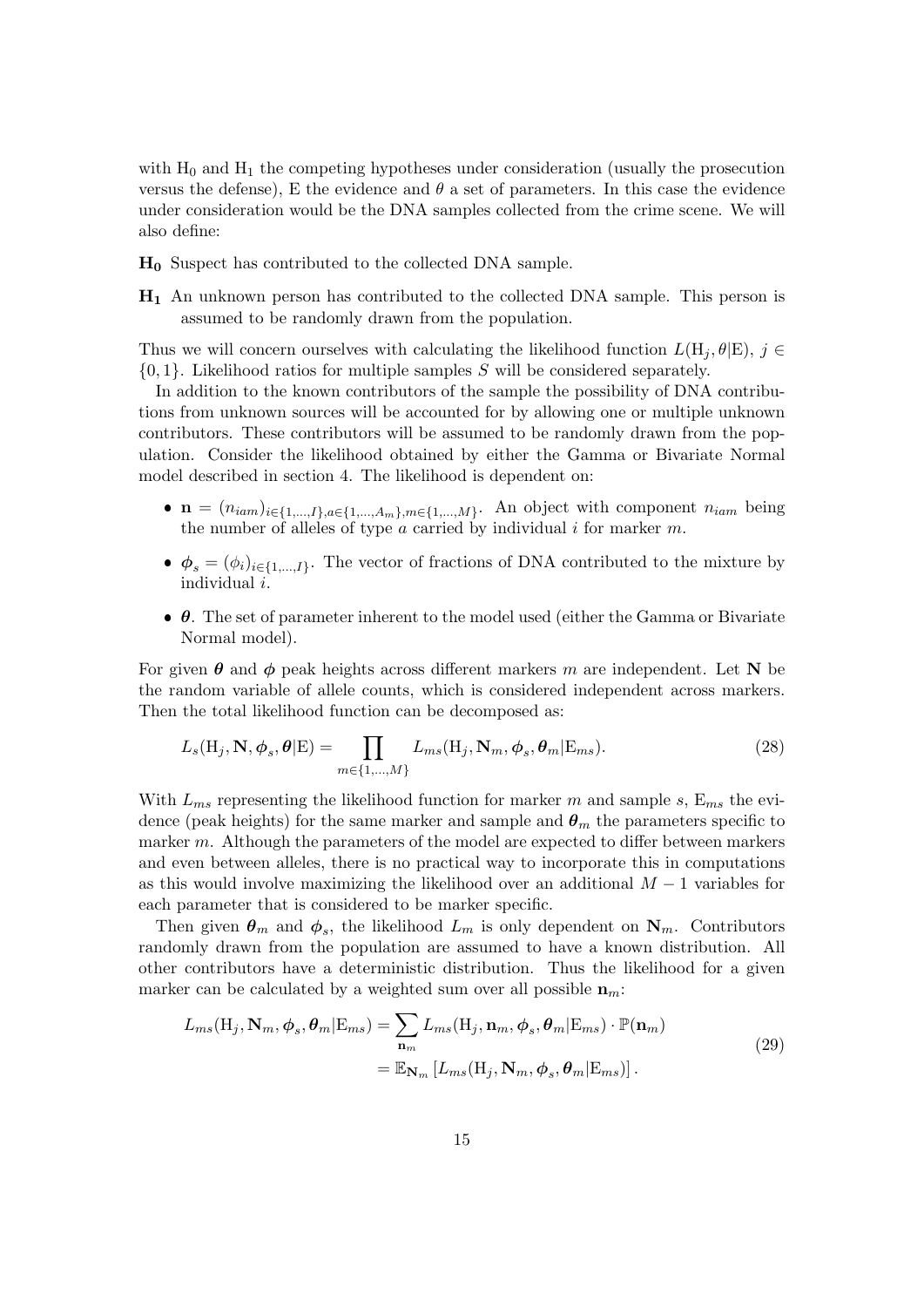with $\mathrm{H}_0$ and $\mathrm{H}_1$ the competing hypotheses under consideration (usually the prosecution versus the defense), E the evidence and $\theta$ a set of parameters. In this case the evidence under consideration would be the DNA samples collected from the crime scene. We will also define:

**$\mathbf{H_0}$** Suspect has contributed to the collected DNA sample.

**$\mathbf{H_1}$** An unknown person has contributed to the collected DNA sample. This person is assumed to be randomly drawn from the population.

Thus we will concern ourselves with calculating the likelihood function $L(\mathrm{H}_j, \theta|\mathrm{E})$, $j \in \{0, 1\}$. Likelihood ratios for multiple samples $S$ will be considered separately.

In addition to the known contributors of the sample the possibility of DNA contributions from unknown sources will be accounted for by allowing one or multiple unknown contributors. These contributors will be assumed to be randomly drawn from the population. Consider the likelihood obtained by either the Gamma or Bivariate Normal model described in section 4. The likelihood is dependent on:

- $\mathbf{n} = (n_{iam})_{i\in\{1,...,I\},a\in\{1,...,A_m\},m\in\{1,...,M\}}$. An object with component $n_{iam}$ being the number of alleles of type $a$ carried by individual $i$ for marker $m$.
- $\boldsymbol{\phi}_s = (\phi_i)_{i\in\{1,...,I\}}$. The vector of fractions of DNA contributed to the mixture by individual $i$.
- $\boldsymbol{\theta}$. The set of parameter inherent to the model used (either the Gamma or Bivariate Normal model).

For given $\boldsymbol{\theta}$ and $\boldsymbol{\phi}$ peak heights across different markers $m$ are independent. Let $\mathbf{N}$ be the random variable of allele counts, which is considered independent across markers. Then the total likelihood function can be decomposed as:

$$L_s(\mathrm{H}_j, \mathbf{N}, \boldsymbol{\phi}_s, \boldsymbol{\theta}|\mathrm{E}) = \prod_{m\in\{1,...,M\}} L_{ms}(\mathrm{H}_j, \mathbf{N}_m, \boldsymbol{\phi}_s, \boldsymbol{\theta}_m|\mathrm{E}_{ms}). \tag{28}$$

With $L_{ms}$ representing the likelihood function for marker $m$ and sample $s$, $\mathrm{E}_{ms}$ the evidence (peak heights) for the same marker and sample and $\boldsymbol{\theta}_m$ the parameters specific to marker $m$. Although the parameters of the model are expected to differ between markers and even between alleles, there is no practical way to incorporate this in computations as this would involve maximizing the likelihood over an additional $M - 1$ variables for each parameter that is considered to be marker specific.

Then given $\boldsymbol{\theta}_m$ and $\boldsymbol{\phi}_s$, the likelihood $L_m$ is only dependent on $\mathbf{N}_m$. Contributors randomly drawn from the population are assumed to have a known distribution. All other contributors have a deterministic distribution. Thus the likelihood for a given marker can be calculated by a weighted sum over all possible $\mathbf{n}_m$:

$$\begin{aligned} L_{ms}(\mathrm{H}_j, \mathbf{N}_m, \boldsymbol{\phi}_s, \boldsymbol{\theta}_m|\mathrm{E}_{ms}) &= \sum_{\mathbf{n}_m} L_{ms}(\mathrm{H}_j, \mathbf{n}_m, \boldsymbol{\phi}_s, \boldsymbol{\theta}_m|\mathrm{E}_{ms}) \cdot \mathbb{P}(\mathbf{n}_m) \\ &= \mathbb{E}_{\mathbf{N}_m}\left[L_{ms}(\mathrm{H}_j, \mathbf{N}_m, \boldsymbol{\phi}_s, \boldsymbol{\theta}_m|\mathrm{E}_{ms})\right]. \end{aligned} \tag{29}$$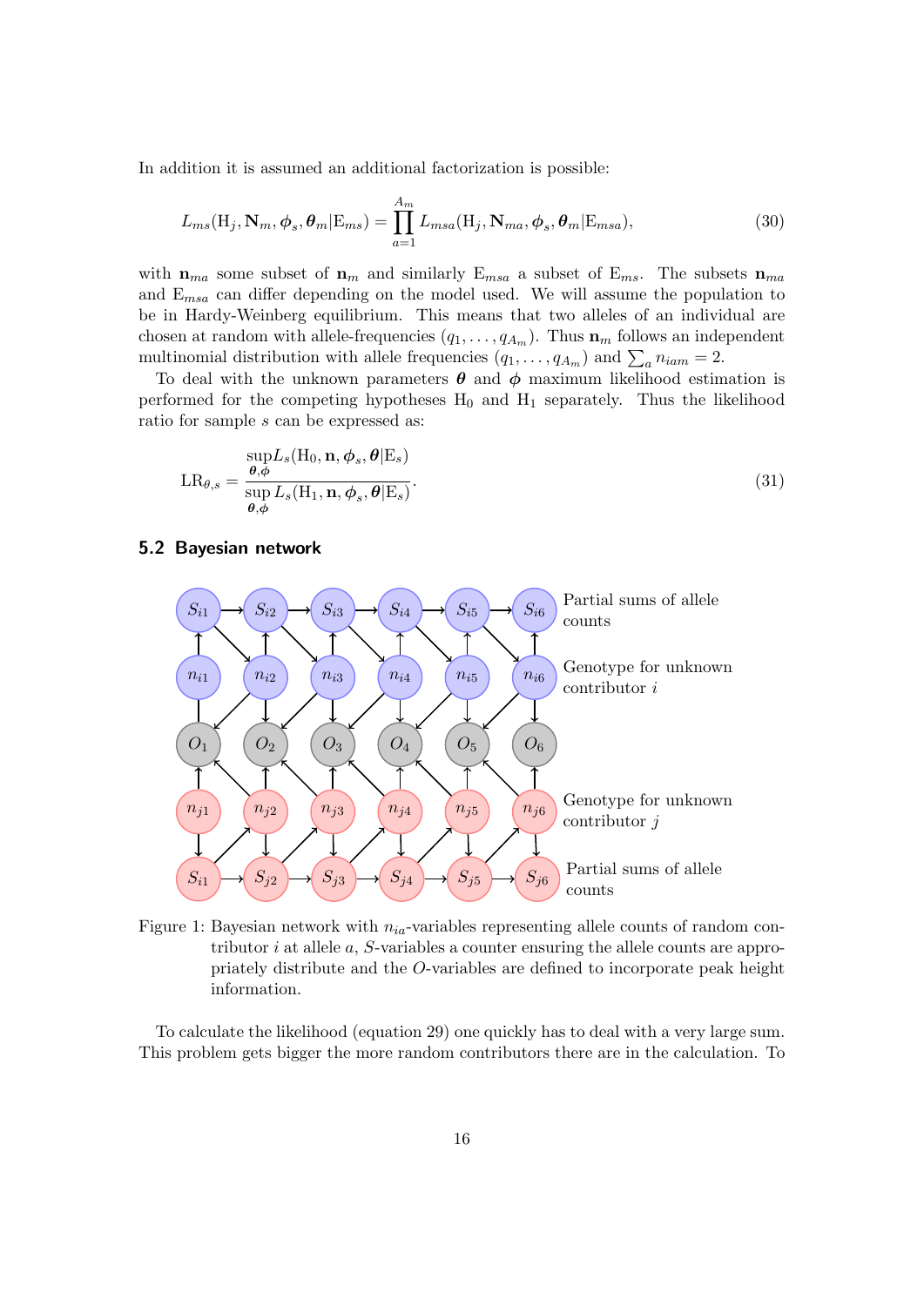In addition it is assumed an additional factorization is possible:

$$L_{ms}(\mathrm{H}_j, \mathbf{N}_m, \boldsymbol{\phi}_s, \boldsymbol{\theta}_m | \mathrm{E}_{ms}) = \prod_{a=1}^{A_m} L_{msa}(\mathrm{H}_j, \mathbf{N}_{ma}, \boldsymbol{\phi}_s, \boldsymbol{\theta}_m | \mathrm{E}_{msa}), \tag{30}$$

with $\mathbf{n}_{ma}$ some subset of $\mathbf{n}_m$ and similarly $\mathrm{E}_{msa}$ a subset of $\mathrm{E}_{ms}$. The subsets $\mathbf{n}_{ma}$ and $\mathrm{E}_{msa}$ can differ depending on the model used. We will assume the population to be in Hardy-Weinberg equilibrium. This means that two alleles of an individual are chosen at random with allele-frequencies $(q_1, \ldots, q_{A_m})$. Thus $\mathbf{n}_m$ follows an independent multinomial distribution with allele frequencies $(q_1, \ldots, q_{A_m})$ and $\sum_a n_{iam} = 2$.

To deal with the unknown parameters $\boldsymbol{\theta}$ and $\boldsymbol{\phi}$ maximum likelihood estimation is performed for the competing hypotheses $\mathrm{H}_0$ and $\mathrm{H}_1$ separately. Thus the likelihood ratio for sample $s$ can be expressed as:

$$\mathrm{LR}_{\theta,s} = \frac{\sup\limits_{\boldsymbol{\theta},\boldsymbol{\phi}} L_s(\mathrm{H}_0, \mathbf{n}, \boldsymbol{\phi}_s, \boldsymbol{\theta} | \mathrm{E}_s)}{\sup\limits_{\boldsymbol{\theta},\boldsymbol{\phi}} L_s(\mathrm{H}_1, \mathbf{n}, \boldsymbol{\phi}_s, \boldsymbol{\theta} | \mathrm{E}_s)}. \tag{31}$$

## 5.2 Bayesian network

Figure 1: Bayesian network with $n_{ia}$-variables representing allele counts of random contributor $i$ at allele $a$, $S$-variables a counter ensuring the allele counts are appropriately distribute and the $O$-variables are defined to incorporate peak height information.

To calculate the likelihood (equation 29) one quickly has to deal with a very large sum. This problem gets bigger the more random contributors there are in the calculation. To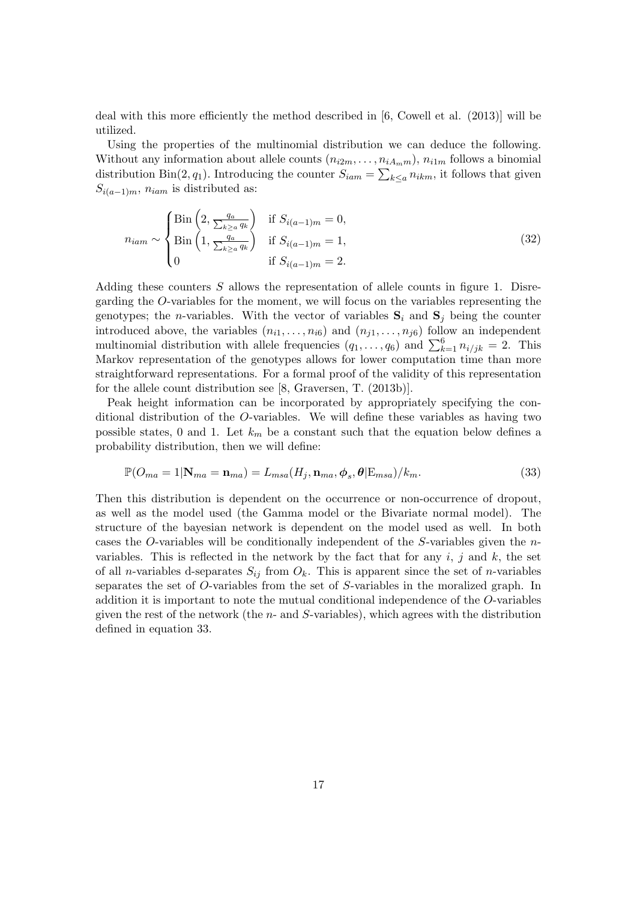deal with this more efficiently the method described in [6, Cowell et al. (2013)] will be utilized.

Using the properties of the multinomial distribution we can deduce the following. Without any information about allele counts $(n_{i2m}, \dots, n_{iA_m m})$, $n_{i1m}$ follows a binomial distribution $\text{Bin}(2, q_1)$. Introducing the counter $S_{iam} = \sum_{k \le a} n_{ikm}$, it follows that given $S_{i(a-1)m}$, $n_{iam}$ is distributed as:

$$n_{iam} \sim \begin{cases} \text{Bin}\left(2, \frac{q_a}{\sum_{k \ge a} q_k}\right) & \text{if } S_{i(a-1)m} = 0, \\ \text{Bin}\left(1, \frac{q_a}{\sum_{k \ge a} q_k}\right) & \text{if } S_{i(a-1)m} = 1, \\ 0 & \text{if } S_{i(a-1)m} = 2. \end{cases} \tag{32}$$

Adding these counters $S$ allows the representation of allele counts in figure 1. Disregarding the $O$-variables for the moment, we will focus on the variables representing the genotypes; the $n$-variables. With the vector of variables $\mathbf{S}_i$ and $\mathbf{S}_j$ being the counter introduced above, the variables $(n_{i1}, \dots, n_{i6})$ and $(n_{j1}, \dots, n_{j6})$ follow an independent multinomial distribution with allele frequencies $(q_1, \dots, q_6)$ and $\sum_{k=1}^{6} n_{i/jk} = 2$. This Markov representation of the genotypes allows for lower computation time than more straightforward representations. For a formal proof of the validity of this representation for the allele count distribution see [8, Graversen, T. (2013b)].

Peak height information can be incorporated by appropriately specifying the conditional distribution of the $O$-variables. We will define these variables as having two possible states, 0 and 1. Let $k_m$ be a constant such that the equation below defines a probability distribution, then we will define:

$$\mathbb{P}(O_{ma} = 1 | \mathbf{N}_{ma} = \mathbf{n}_{ma}) = L_{msa}(H_j, \mathbf{n}_{ma}, \boldsymbol{\phi}_s, \boldsymbol{\theta} | \text{E}_{msa})/k_m. \tag{33}$$

Then this distribution is dependent on the occurrence or non-occurrence of dropout, as well as the model used (the Gamma model or the Bivariate normal model). The structure of the bayesian network is dependent on the model used as well. In both cases the $O$-variables will be conditionally independent of the $S$-variables given the $n$-variables. This is reflected in the network by the fact that for any $i$, $j$ and $k$, the set of all $n$-variables d-separates $S_{ij}$ from $O_k$. This is apparent since the set of $n$-variables separates the set of $O$-variables from the set of $S$-variables in the moralized graph. In addition it is important to note the mutual conditional independence of the $O$-variables given the rest of the network (the $n$- and $S$-variables), which agrees with the distribution defined in equation 33.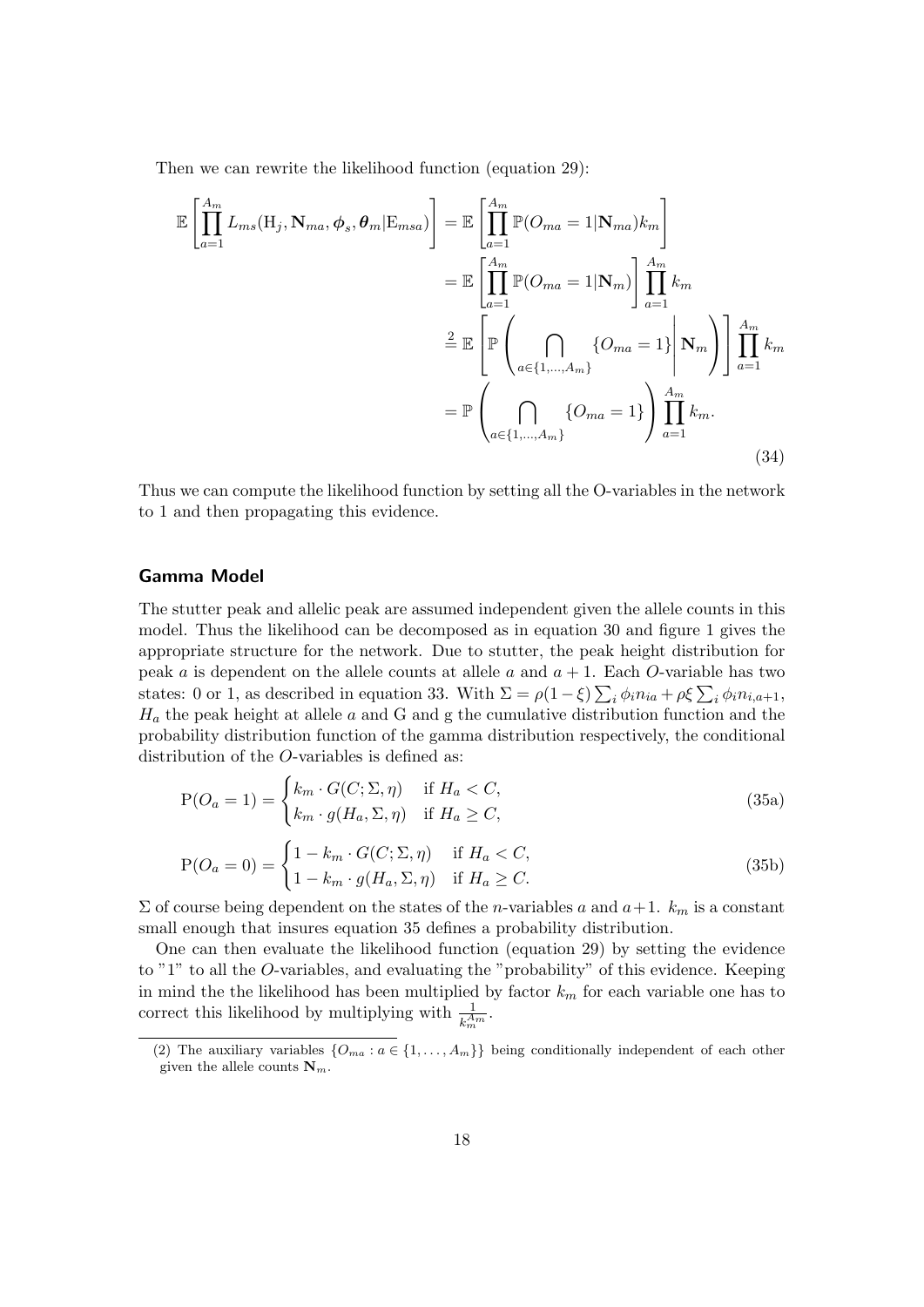Then we can rewrite the likelihood function (equation 29):

$$
\begin{aligned}
\mathbb{E}\left[\prod_{a=1}^{A_m} L_{ms}(\mathrm{H}_j, \mathbf{N}_{ma}, \boldsymbol{\phi}_s, \boldsymbol{\theta}_m | \mathrm{E}_{msa})\right] &= \mathbb{E}\left[\prod_{a=1}^{A_m} \mathbb{P}(O_{ma} = 1 | \mathbf{N}_{ma}) k_m\right] \\
&= \mathbb{E}\left[\prod_{a=1}^{A_m} \mathbb{P}(O_{ma} = 1 | \mathbf{N}_m)\right] \prod_{a=1}^{A_m} k_m \\
&\overset{2}{=} \mathbb{E}\left[\mathbb{P}\left(\bigcap_{a \in \{1,\ldots,A_m\}} \{O_{ma} = 1\} \middle| \mathbf{N}_m\right)\right] \prod_{a=1}^{A_m} k_m \\
&= \mathbb{P}\left(\bigcap_{a \in \{1,\ldots,A_m\}} \{O_{ma} = 1\}\right) \prod_{a=1}^{A_m} k_m.
\end{aligned}
\tag{34}
$$

Thus we can compute the likelihood function by setting all the O-variables in the network to 1 and then propagating this evidence.

### Gamma Model

The stutter peak and allelic peak are assumed independent given the allele counts in this model. Thus the likelihood can be decomposed as in equation 30 and figure 1 gives the appropriate structure for the network. Due to stutter, the peak height distribution for peak $a$ is dependent on the allele counts at allele $a$ and $a+1$. Each $O$-variable has two states: 0 or 1, as described in equation 33. With $\Sigma = \rho(1-\xi)\sum_i \phi_i n_{ia} + \rho\xi \sum_i \phi_i n_{i,a+1}$, $H_a$ the peak height at allele $a$ and G and g the cumulative distribution function and the probability distribution function of the gamma distribution respectively, the conditional distribution of the $O$-variables is defined as:

$$
\mathrm{P}(O_a = 1) = \begin{cases} k_m \cdot G(C; \Sigma, \eta) & \text{if } H_a < C, \\ k_m \cdot g(H_a, \Sigma, \eta) & \text{if } H_a \geq C, \end{cases} \tag{35a}
$$

$$
\mathrm{P}(O_a = 0) = \begin{cases} 1 - k_m \cdot G(C; \Sigma, \eta) & \text{if } H_a < C, \\ 1 - k_m \cdot g(H_a, \Sigma, \eta) & \text{if } H_a \geq C. \end{cases} \tag{35b}
$$

$\Sigma$ of course being dependent on the states of the $n$-variables $a$ and $a+1$. $k_m$ is a constant small enough that insures equation 35 defines a probability distribution.

One can then evaluate the likelihood function (equation 29) by setting the evidence to "1" to all the $O$-variables, and evaluating the "probability" of this evidence. Keeping in mind the the likelihood has been multiplied by factor $k_m$ for each variable one has to correct this likelihood by multiplying with $\frac{1}{k_m^{A_m}}$.

(2) The auxiliary variables $\{O_{ma} : a \in \{1, \ldots, A_m\}\}$ being conditionally independent of each other given the allele counts $\mathbf{N}_m$.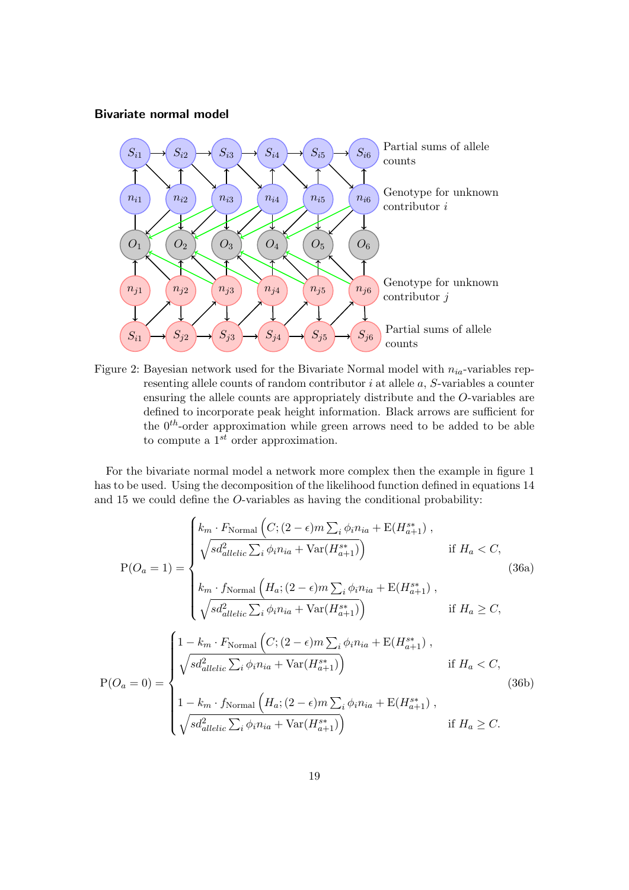**Bivariate normal model**

Figure 2: Bayesian network used for the Bivariate Normal model with $n_{ia}$-variables representing allele counts of random contributor $i$ at allele $a$, $S$-variables a counter ensuring the allele counts are appropriately distribute and the $O$-variables are defined to incorporate peak height information. Black arrows are sufficient for the $0^{th}$-order approximation while green arrows need to be added to be able to compute a $1^{st}$ order approximation.

For the bivariate normal model a network more complex then the example in figure 1 has to be used. Using the decomposition of the likelihood function defined in equations 14 and 15 we could define the $O$-variables as having the conditional probability:

$$
\mathrm{P}(O_a = 1) = \begin{cases} k_m \cdot F_{\text{Normal}}\Big(C; (2-\epsilon)m\sum_i \phi_i n_{ia} + \mathrm{E}(H^{s*}_{a+1}) \,, \\ \sqrt{sd^2_{allelic}\sum_i \phi_i n_{ia} + \mathrm{Var}(H^{s*}_{a+1})}\Big) & \text{if } H_a < C, \\ k_m \cdot f_{\text{Normal}}\Big(H_a; (2-\epsilon)m\sum_i \phi_i n_{ia} + \mathrm{E}(H^{s*}_{a+1}) \,, \\ \sqrt{sd^2_{allelic}\sum_i \phi_i n_{ia} + \mathrm{Var}(H^{s*}_{a+1})}\Big) & \text{if } H_a \geq C, \end{cases} \tag{36a}
$$

$$
\mathrm{P}(O_a = 0) = \begin{cases} 1 - k_m \cdot F_{\text{Normal}}\Big(C; (2-\epsilon)m\sum_i \phi_i n_{ia} + \mathrm{E}(H^{s*}_{a+1}) \,, \\ \sqrt{sd^2_{allelic}\sum_i \phi_i n_{ia} + \mathrm{Var}(H^{s*}_{a+1})}\Big) & \text{if } H_a < C, \\ 1 - k_m \cdot f_{\text{Normal}}\Big(H_a; (2-\epsilon)m\sum_i \phi_i n_{ia} + \mathrm{E}(H^{s*}_{a+1}) \,, \\ \sqrt{sd^2_{allelic}\sum_i \phi_i n_{ia} + \mathrm{Var}(H^{s*}_{a+1})}\Big) & \text{if } H_a \geq C. \end{cases} \tag{36b}
$$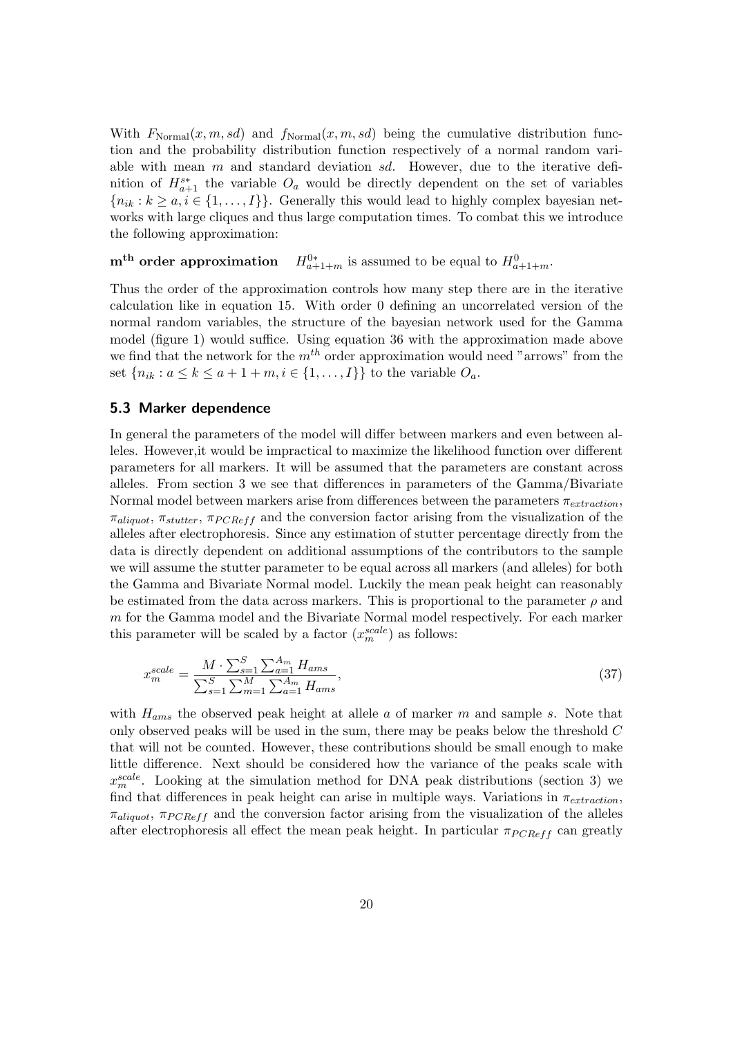With $F_{\text{Normal}}(x, m, sd)$ and $f_{\text{Normal}}(x, m, sd)$ being the cumulative distribution function and the probability distribution function respectively of a normal random variable with mean $m$ and standard deviation $sd$. However, due to the iterative definition of $H^{s*}_{a+1}$ the variable $O_a$ would be directly dependent on the set of variables $\{n_{ik} : k \geq a, i \in \{1, \ldots, I\}\}$. Generally this would lead to highly complex bayesian networks with large cliques and thus large computation times. To combat this we introduce the following approximation:

**$\mathbf{m^{th}}$ order approximation** $\quad H^{0*}_{a+1+m}$ is assumed to be equal to $H^{0}_{a+1+m}$.

Thus the order of the approximation controls how many step there are in the iterative calculation like in equation 15. With order 0 defining an uncorrelated version of the normal random variables, the structure of the bayesian network used for the Gamma model (figure 1) would suffice. Using equation 36 with the approximation made above we find that the network for the $m^{th}$ order approximation would need "arrows" from the set $\{n_{ik} : a \leq k \leq a + 1 + m, i \in \{1, \ldots, I\}\}$ to the variable $O_a$.

### 5.3 Marker dependence

In general the parameters of the model will differ between markers and even between alleles. However,it would be impractical to maximize the likelihood function over different parameters for all markers. It will be assumed that the parameters are constant across alleles. From section 3 we see that differences in parameters of the Gamma/Bivariate Normal model between markers arise from differences between the parameters $\pi_{extraction}$, $\pi_{aliquot}$, $\pi_{stutter}$, $\pi_{PCReff}$ and the conversion factor arising from the visualization of the alleles after electrophoresis. Since any estimation of stutter percentage directly from the data is directly dependent on additional assumptions of the contributors to the sample we will assume the stutter parameter to be equal across all markers (and alleles) for both the Gamma and Bivariate Normal model. Luckily the mean peak height can reasonably be estimated from the data across markers. This is proportional to the parameter $\rho$ and $m$ for the Gamma model and the Bivariate Normal model respectively. For each marker this parameter will be scaled by a factor ($x^{scale}_m$) as follows:

$$x^{scale}_m = \frac{M \cdot \sum_{s=1}^{S} \sum_{a=1}^{A_m} H_{ams}}{\sum_{s=1}^{S} \sum_{m=1}^{M} \sum_{a=1}^{A_m} H_{ams}}, \tag{37}$$

with $H_{ams}$ the observed peak height at allele $a$ of marker $m$ and sample $s$. Note that only observed peaks will be used in the sum, there may be peaks below the threshold $C$ that will not be counted. However, these contributions should be small enough to make little difference. Next should be considered how the variance of the peaks scale with $x^{scale}_m$. Looking at the simulation method for DNA peak distributions (section 3) we find that differences in peak height can arise in multiple ways. Variations in $\pi_{extraction}$, $\pi_{aliquot}$, $\pi_{PCReff}$ and the conversion factor arising from the visualization of the alleles after electrophoresis all effect the mean peak height. In particular $\pi_{PCReff}$ can greatly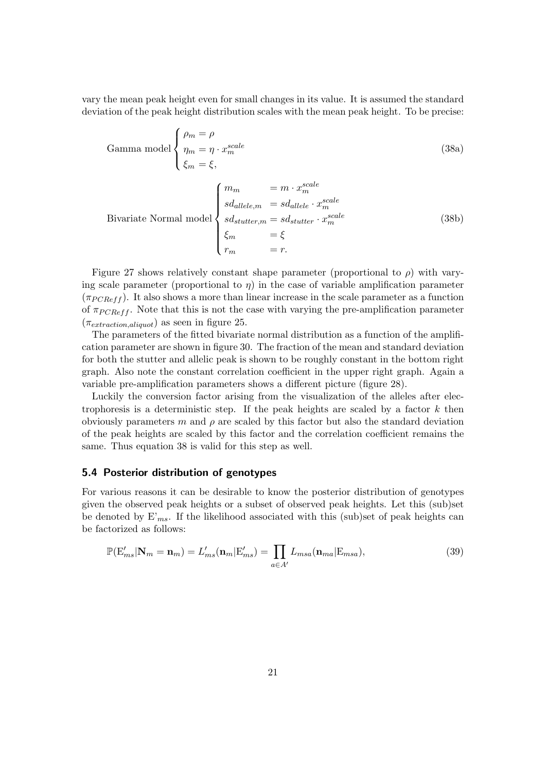vary the mean peak height even for small changes in its value. It is assumed the standard deviation of the peak height distribution scales with the mean peak height. To be precise:

$$
\text{Gamma model} \begin{cases} \rho_m = \rho \\ \eta_m = \eta \cdot x_m^{scale} \\ \xi_m = \xi, \end{cases} \tag{38a}
$$

$$
\text{Bivariate Normal model} \begin{cases} m_m & = m \cdot x_m^{scale} \\ sd_{allele,m} & = sd_{allele} \cdot x_m^{scale} \\ sd_{stutter,m} & = sd_{stutter} \cdot x_m^{scale} \\ \xi_m & = \xi \\ r_m & = r. \end{cases} \tag{38b}
$$

Figure 27 shows relatively constant shape parameter (proportional to $\rho$) with varying scale parameter (proportional to $\eta$) in the case of variable amplification parameter ($\pi_{PCReff}$). It also shows a more than linear increase in the scale parameter as a function of $\pi_{PCReff}$. Note that this is not the case with varying the pre-amplification parameter ($\pi_{extraction,aliquot}$) as seen in figure 25.

The parameters of the fitted bivariate normal distribution as a function of the amplification parameter are shown in figure 30. The fraction of the mean and standard deviation for both the stutter and allelic peak is shown to be roughly constant in the bottom right graph. Also note the constant correlation coefficient in the upper right graph. Again a variable pre-amplification parameters shows a different picture (figure 28).

Luckily the conversion factor arising from the visualization of the alleles after electrophoresis is a deterministic step. If the peak heights are scaled by a factor $k$ then obviously parameters $m$ and $\rho$ are scaled by this factor but also the standard deviation of the peak heights are scaled by this factor and the correlation coefficient remains the same. Thus equation 38 is valid for this step as well.

## 5.4 Posterior distribution of genotypes

For various reasons it can be desirable to know the posterior distribution of genotypes given the observed peak heights or a subset of observed peak heights. Let this (sub)set be denoted by $\mathrm{E'}_{ms}$. If the likelihood associated with this (sub)set of peak heights can be factorized as follows:

$$
\mathbb{P}(\mathrm{E}'_{ms}|\mathbf{N}_m = \mathbf{n}_m) = L'_{ms}(\mathbf{n}_m|\mathrm{E}'_{ms}) = \prod_{a \in A'} L_{msa}(\mathbf{n}_{ma}|\mathrm{E}_{msa}), \tag{39}
$$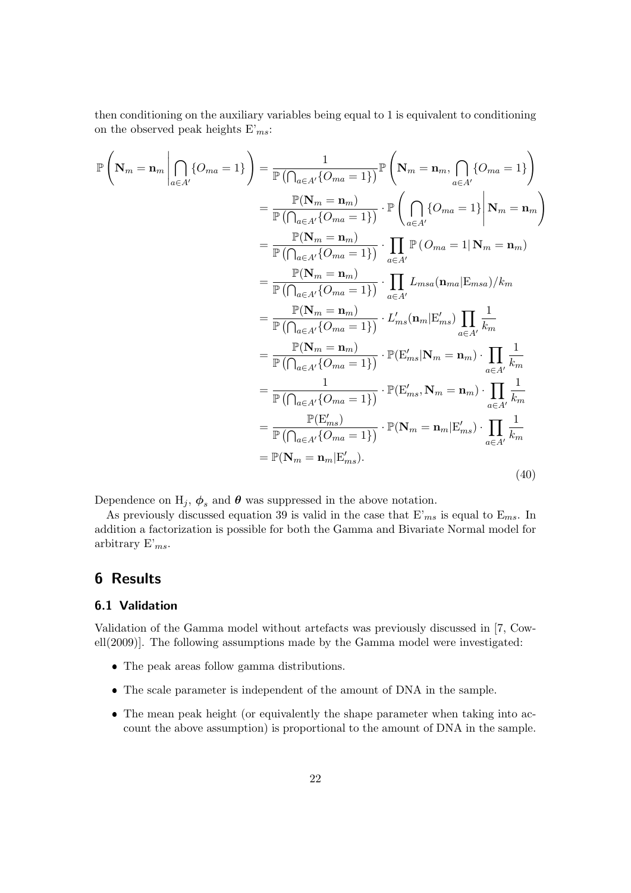then conditioning on the auxiliary variables being equal to 1 is equivalent to conditioning on the observed peak heights $\mathrm{E'}_{ms}$:

$$
\begin{aligned}
\mathbb{P}\left(\mathbf{N}_m = \mathbf{n}_m \,\middle|\, \bigcap_{a \in A'} \{O_{ma} = 1\}\right) &= \frac{1}{\mathbb{P}\left(\bigcap_{a\in A'}\{O_{ma}=1\}\right)} \mathbb{P}\left(\mathbf{N}_m = \mathbf{n}_m, \bigcap_{a \in A'} \{O_{ma} = 1\}\right) \\
&= \frac{\mathbb{P}(\mathbf{N}_m = \mathbf{n}_m)}{\mathbb{P}\left(\bigcap_{a\in A'}\{O_{ma}=1\}\right)} \cdot \mathbb{P}\left(\bigcap_{a \in A'} \{O_{ma} = 1\} \,\middle|\, \mathbf{N}_m = \mathbf{n}_m\right) \\
&= \frac{\mathbb{P}(\mathbf{N}_m = \mathbf{n}_m)}{\mathbb{P}\left(\bigcap_{a\in A'}\{O_{ma}=1\}\right)} \cdot \prod_{a \in A'} \mathbb{P}\left(O_{ma} = 1 \middle| \, \mathbf{N}_m = \mathbf{n}_m\right) \\
&= \frac{\mathbb{P}(\mathbf{N}_m = \mathbf{n}_m)}{\mathbb{P}\left(\bigcap_{a\in A'}\{O_{ma}=1\}\right)} \cdot \prod_{a \in A'} L_{msa}(\mathbf{n}_{ma}|\mathrm{E}_{msa})/k_m \\
&= \frac{\mathbb{P}(\mathbf{N}_m = \mathbf{n}_m)}{\mathbb{P}\left(\bigcap_{a\in A'}\{O_{ma}=1\}\right)} \cdot L'_{ms}(\mathbf{n}_m|\mathrm{E}'_{ms}) \prod_{a \in A'} \frac{1}{k_m} \\
&= \frac{\mathbb{P}(\mathbf{N}_m = \mathbf{n}_m)}{\mathbb{P}\left(\bigcap_{a\in A'}\{O_{ma}=1\}\right)} \cdot \mathbb{P}(\mathrm{E}'_{ms}|\mathbf{N}_m = \mathbf{n}_m) \cdot \prod_{a \in A'} \frac{1}{k_m} \\
&= \frac{1}{\mathbb{P}\left(\bigcap_{a\in A'}\{O_{ma}=1\}\right)} \cdot \mathbb{P}(\mathrm{E}'_{ms}, \mathbf{N}_m = \mathbf{n}_m) \cdot \prod_{a \in A'} \frac{1}{k_m} \\
&= \frac{\mathbb{P}(\mathrm{E}'_{ms})}{\mathbb{P}\left(\bigcap_{a\in A'}\{O_{ma}=1\}\right)} \cdot \mathbb{P}(\mathbf{N}_m = \mathbf{n}_m|\mathrm{E}'_{ms}) \cdot \prod_{a \in A'} \frac{1}{k_m} \\
&= \mathbb{P}(\mathbf{N}_m = \mathbf{n}_m|\mathrm{E}'_{ms}).
\end{aligned}
\tag{40}
$$

Dependence on $\mathrm{H}_j$, $\boldsymbol{\phi}_s$ and $\boldsymbol{\theta}$ was suppressed in the above notation.

As previously discussed equation 39 is valid in the case that $\mathrm{E'}_{ms}$ is equal to $\mathrm{E}_{ms}$. In addition a factorization is possible for both the Gamma and Bivariate Normal model for arbitrary $\mathrm{E'}_{ms}$.

# 6 Results

## 6.1 Validation

Validation of the Gamma model without artefacts was previously discussed in [7, Cowell(2009)]. The following assumptions made by the Gamma model were investigated:

- The peak areas follow gamma distributions.
- The scale parameter is independent of the amount of DNA in the sample.
- The mean peak height (or equivalently the shape parameter when taking into account the above assumption) is proportional to the amount of DNA in the sample.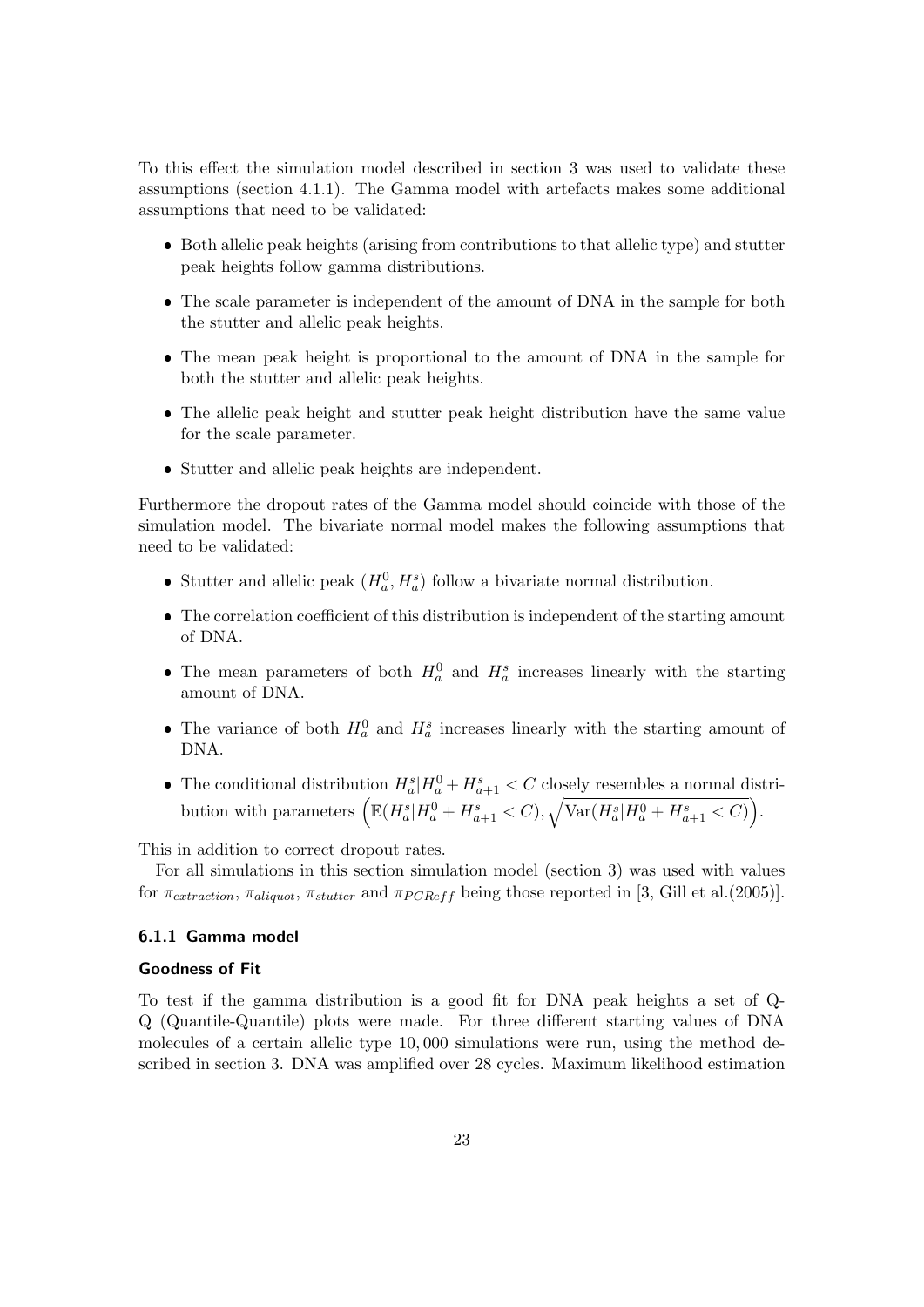To this effect the simulation model described in section 3 was used to validate these assumptions (section 4.1.1). The Gamma model with artefacts makes some additional assumptions that need to be validated:

- Both allelic peak heights (arising from contributions to that allelic type) and stutter peak heights follow gamma distributions.
- The scale parameter is independent of the amount of DNA in the sample for both the stutter and allelic peak heights.
- The mean peak height is proportional to the amount of DNA in the sample for both the stutter and allelic peak heights.
- The allelic peak height and stutter peak height distribution have the same value for the scale parameter.
- Stutter and allelic peak heights are independent.

Furthermore the dropout rates of the Gamma model should coincide with those of the simulation model. The bivariate normal model makes the following assumptions that need to be validated:

- Stutter and allelic peak $(H_a^0, H_a^s)$ follow a bivariate normal distribution.
- The correlation coefficient of this distribution is independent of the starting amount of DNA.
- The mean parameters of both $H_a^0$ and $H_a^s$ increases linearly with the starting amount of DNA.
- The variance of both $H_a^0$ and $H_a^s$ increases linearly with the starting amount of DNA.
- The conditional distribution $H_a^s|H_a^0 + H_{a+1}^s < C$ closely resembles a normal distribution with parameters $\left(\mathbb{E}(H_a^s|H_a^0 + H_{a+1}^s < C), \sqrt{\text{Var}(H_a^s|H_a^0 + H_{a+1}^s < C)}\right)$.

This in addition to correct dropout rates.

For all simulations in this section simulation model (section 3) was used with values for $\pi_{extraction}$, $\pi_{aliquot}$, $\pi_{stutter}$ and $\pi_{PCReff}$ being those reported in [3, Gill et al.(2005)].

### 6.1.1 Gamma model

#### Goodness of Fit

To test if the gamma distribution is a good fit for DNA peak heights a set of Q-Q (Quantile-Quantile) plots were made. For three different starting values of DNA molecules of a certain allelic type 10,000 simulations were run, using the method described in section 3. DNA was amplified over 28 cycles. Maximum likelihood estimation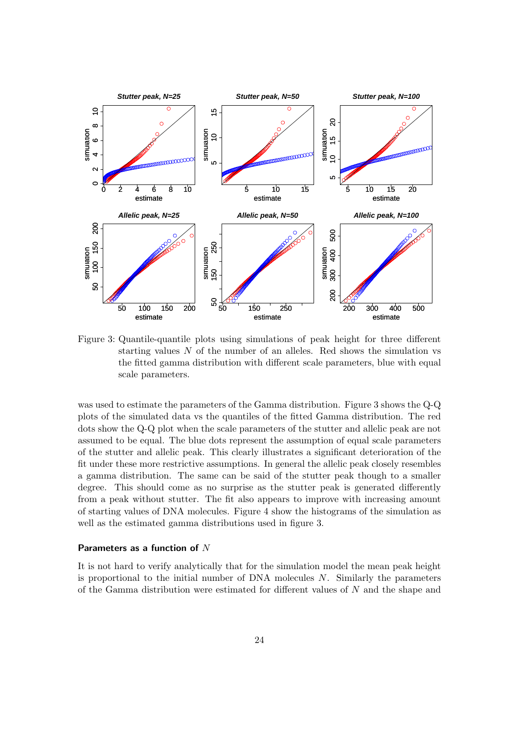Figure 3: Quantile-quantile plots using simulations of peak height for three different starting values $N$ of the number of an alleles. Red shows the simulation vs the fitted gamma distribution with different scale parameters, blue with equal scale parameters.

was used to estimate the parameters of the Gamma distribution. Figure 3 shows the Q-Q plots of the simulated data vs the quantiles of the fitted Gamma distribution. The red dots show the Q-Q plot when the scale parameters of the stutter and allelic peak are not assumed to be equal. The blue dots represent the assumption of equal scale parameters of the stutter and allelic peak. This clearly illustrates a significant deterioration of the fit under these more restrictive assumptions. In general the allelic peak closely resembles a gamma distribution. The same can be said of the stutter peak though to a smaller degree. This should come as no surprise as the stutter peak is generated differently from a peak without stutter. The fit also appears to improve with increasing amount of starting values of DNA molecules. Figure 4 show the histograms of the simulation as well as the estimated gamma distributions used in figure 3.

### Parameters as a function of $N$

It is not hard to verify analytically that for the simulation model the mean peak height is proportional to the initial number of DNA molecules $N$. Similarly the parameters of the Gamma distribution were estimated for different values of $N$ and the shape and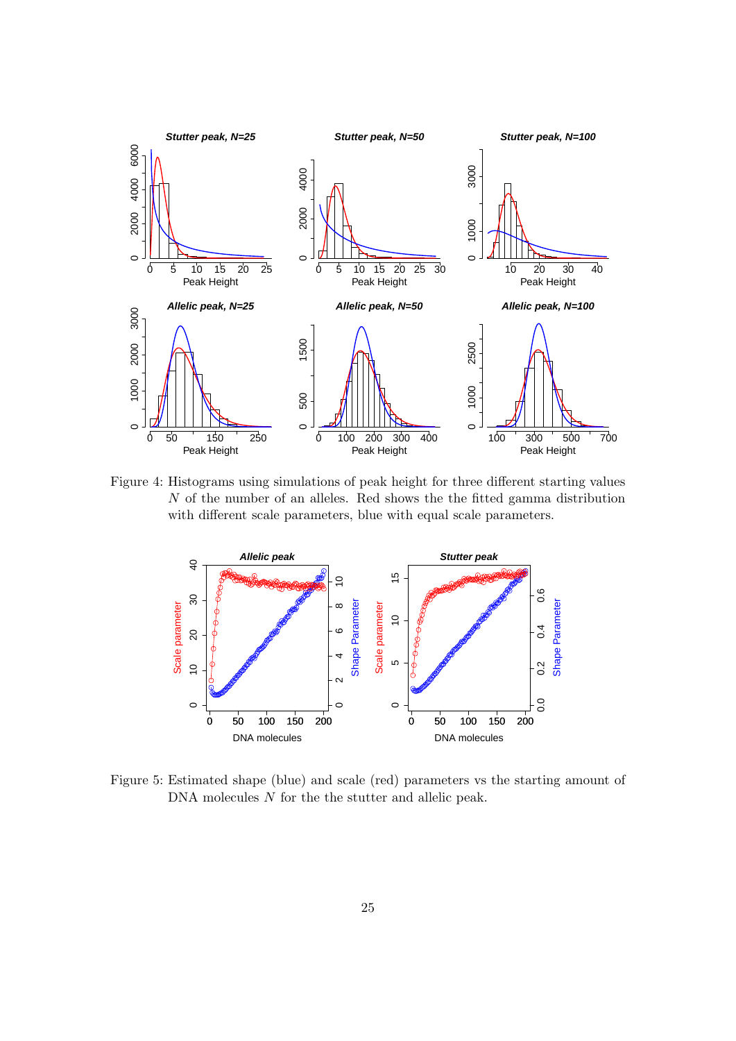Figure 4: Histograms using simulations of peak height for three different starting values $N$ of the number of an alleles. Red shows the the fitted gamma distribution with different scale parameters, blue with equal scale parameters.

Figure 5: Estimated shape (blue) and scale (red) parameters vs the starting amount of DNA molecules $N$ for the the stutter and allelic peak.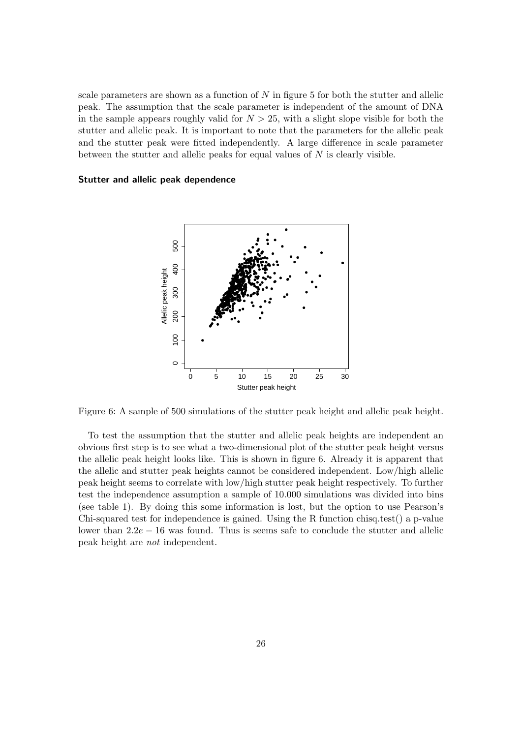scale parameters are shown as a function of $N$ in figure 5 for both the stutter and allelic peak. The assumption that the scale parameter is independent of the amount of DNA in the sample appears roughly valid for $N > 25$, with a slight slope visible for both the stutter and allelic peak. It is important to note that the parameters for the allelic peak and the stutter peak were fitted independently. A large difference in scale parameter between the stutter and allelic peaks for equal values of $N$ is clearly visible.

### Stutter and allelic peak dependence

Figure 6: A sample of 500 simulations of the stutter peak height and allelic peak height.

To test the assumption that the stutter and allelic peak heights are independent an obvious first step is to see what a two-dimensional plot of the stutter peak height versus the allelic peak height looks like. This is shown in figure 6. Already it is apparent that the allelic and stutter peak heights cannot be considered independent. Low/high allelic peak height seems to correlate with low/high stutter peak height respectively. To further test the independence assumption a sample of 10.000 simulations was divided into bins (see table 1). By doing this some information is lost, but the option to use Pearson's Chi-squared test for independence is gained. Using the R function chisq.test() a p-value lower than $2.2e - 16$ was found. Thus is seems safe to conclude the stutter and allelic peak height are *not* independent.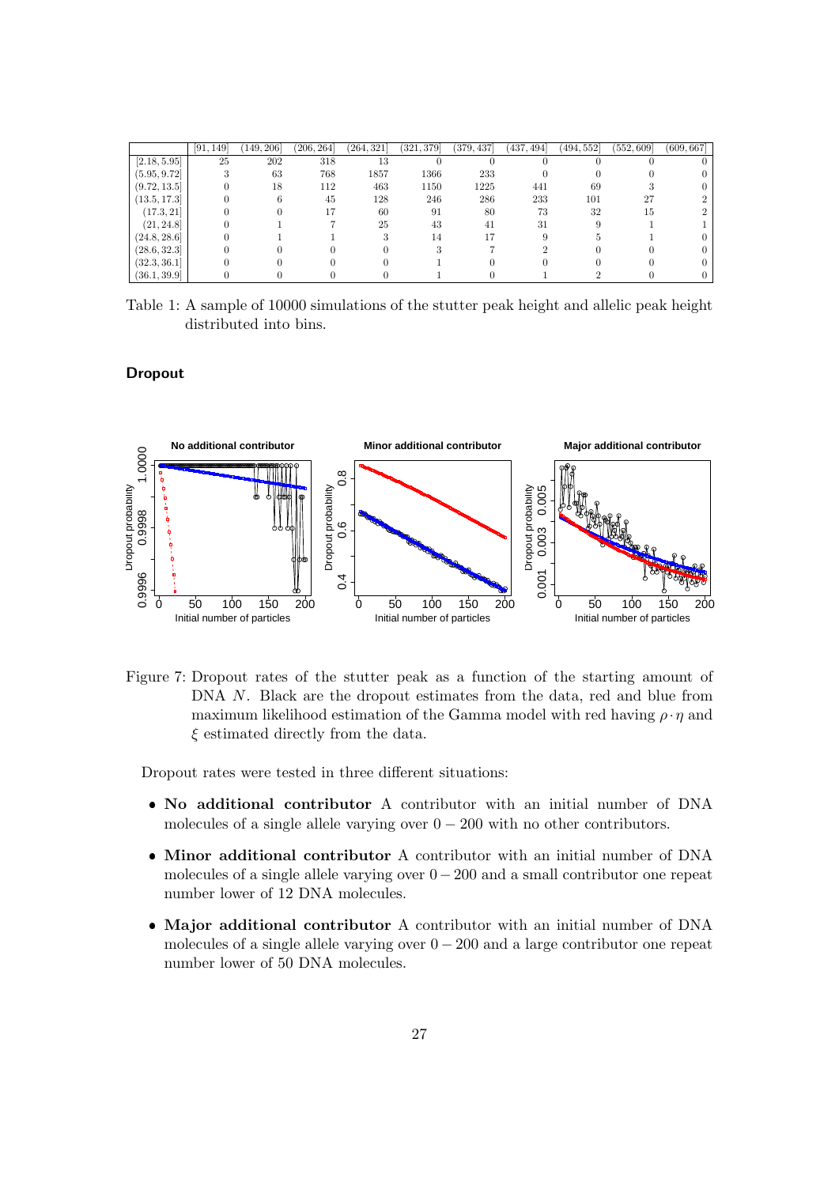| | [91, 149] | (149, 206] | (206, 264] | (264, 321] | (321, 379] | (379, 437] | (437, 494] | (494, 552] | (552, 609] | (609, 667] |
|---|---|---|---|---|---|---|---|---|---|---|
| [2.18, 5.95] | 25 | 202 | 318 | 13 | 0 | 0 | 0 | 0 | 0 | 0 |
| (5.95, 9.72] | 3 | 63 | 768 | 1857 | 1366 | 233 | 0 | 0 | 0 | 0 |
| (9.72, 13.5] | 0 | 18 | 112 | 463 | 1150 | 1225 | 441 | 69 | 3 | 0 |
| (13.5, 17.3] | 0 | 6 | 45 | 128 | 246 | 286 | 233 | 101 | 27 | 2 |
| (17.3, 21] | 0 | 0 | 17 | 60 | 91 | 80 | 73 | 32 | 15 | 2 |
| (21, 24.8] | 0 | 1 | 7 | 25 | 43 | 41 | 31 | 9 | 1 | 1 |
| (24.8, 28.6] | 0 | 1 | 1 | 3 | 14 | 17 | 9 | 5 | 1 | 0 |
| (28.6, 32.3] | 0 | 0 | 0 | 0 | 3 | 7 | 2 | 0 | 0 | 0 |
| (32.3, 36.1] | 0 | 0 | 0 | 0 | 1 | 0 | 0 | 0 | 0 | 0 |
| (36.1, 39.9] | 0 | 0 | 0 | 0 | 1 | 0 | 1 | 2 | 0 | 0 |

Table 1: A sample of 10000 simulations of the stutter peak height and allelic peak height distributed into bins.

### Dropout

Figure 7: Dropout rates of the stutter peak as a function of the starting amount of DNA $N$. Black are the dropout estimates from the data, red and blue from maximum likelihood estimation of the Gamma model with red having $\rho \cdot \eta$ and $\xi$ estimated directly from the data.

Dropout rates were tested in three different situations:

- **No additional contributor** A contributor with an initial number of DNA molecules of a single allele varying over $0 - 200$ with no other contributors.
- **Minor additional contributor** A contributor with an initial number of DNA molecules of a single allele varying over $0 - 200$ and a small contributor one repeat number lower of 12 DNA molecules.
- **Major additional contributor** A contributor with an initial number of DNA molecules of a single allele varying over $0 - 200$ and a large contributor one repeat number lower of 50 DNA molecules.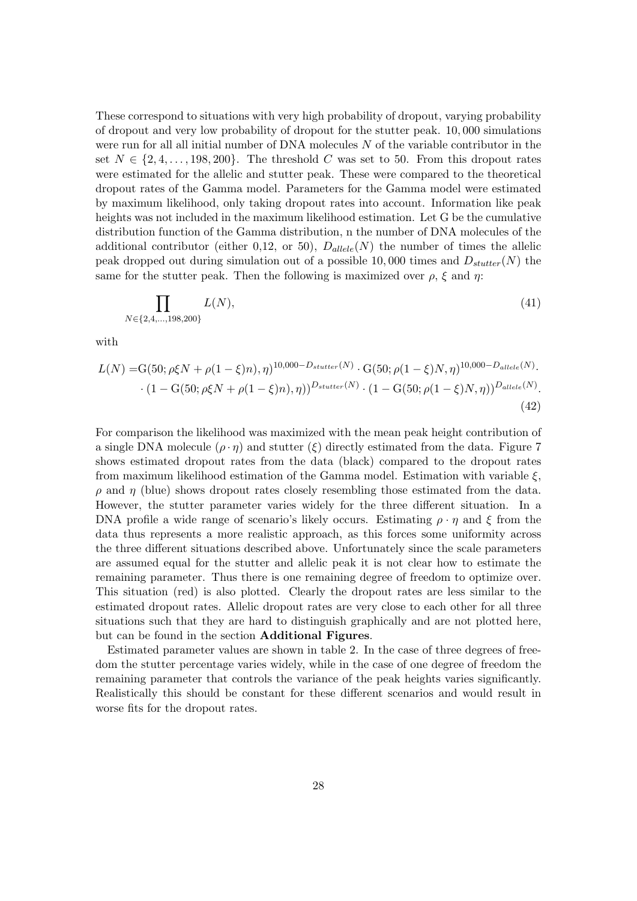These correspond to situations with very high probability of dropout, varying probability of dropout and very low probability of dropout for the stutter peak. $10,000$ simulations were run for all all initial number of DNA molecules $N$ of the variable contributor in the set $N \in \{2, 4, \ldots, 198, 200\}$. The threshold $C$ was set to 50. From this dropout rates were estimated for the allelic and stutter peak. These were compared to the theoretical dropout rates of the Gamma model. Parameters for the Gamma model were estimated by maximum likelihood, only taking dropout rates into account. Information like peak heights was not included in the maximum likelihood estimation. Let G be the cumulative distribution function of the Gamma distribution, n the number of DNA molecules of the additional contributor (either 0,12, or 50), $D_{allele}(N)$ the number of times the allelic peak dropped out during simulation out of a possible $10,000$ times and $D_{stutter}(N)$ the same for the stutter peak. Then the following is maximized over $\rho$, $\xi$ and $\eta$:

$$\prod_{N \in \{2,4,\ldots,198,200\}} L(N), \tag{41}$$

with

$$\begin{aligned} L(N) =& \mathrm{G}(50; \rho\xi N + \rho(1-\xi)n), \eta)^{10{,}000 - D_{stutter}(N)} \cdot \mathrm{G}(50; \rho(1-\xi)N, \eta)^{10{,}000 - D_{allele}(N)} \cdot \\ & \cdot (1 - \mathrm{G}(50; \rho\xi N + \rho(1-\xi)n), \eta))^{D_{stutter}(N)} \cdot (1 - \mathrm{G}(50; \rho(1-\xi)N, \eta))^{D_{allele}(N)}. \end{aligned} \tag{42}$$

For comparison the likelihood was maximized with the mean peak height contribution of a single DNA molecule ($\rho \cdot \eta$) and stutter ($\xi$) directly estimated from the data. Figure 7 shows estimated dropout rates from the data (black) compared to the dropout rates from maximum likelihood estimation of the Gamma model. Estimation with variable $\xi$, $\rho$ and $\eta$ (blue) shows dropout rates closely resembling those estimated from the data. However, the stutter parameter varies widely for the three different situation. In a DNA profile a wide range of scenario's likely occurs. Estimating $\rho \cdot \eta$ and $\xi$ from the data thus represents a more realistic approach, as this forces some uniformity across the three different situations described above. Unfortunately since the scale parameters are assumed equal for the stutter and allelic peak it is not clear how to estimate the remaining parameter. Thus there is one remaining degree of freedom to optimize over. This situation (red) is also plotted. Clearly the dropout rates are less similar to the estimated dropout rates. Allelic dropout rates are very close to each other for all three situations such that they are hard to distinguish graphically and are not plotted here, but can be found in the section **Additional Figures**.

Estimated parameter values are shown in table 2. In the case of three degrees of freedom the stutter percentage varies widely, while in the case of one degree of freedom the remaining parameter that controls the variance of the peak heights varies significantly. Realistically this should be constant for these different scenarios and would result in worse fits for the dropout rates.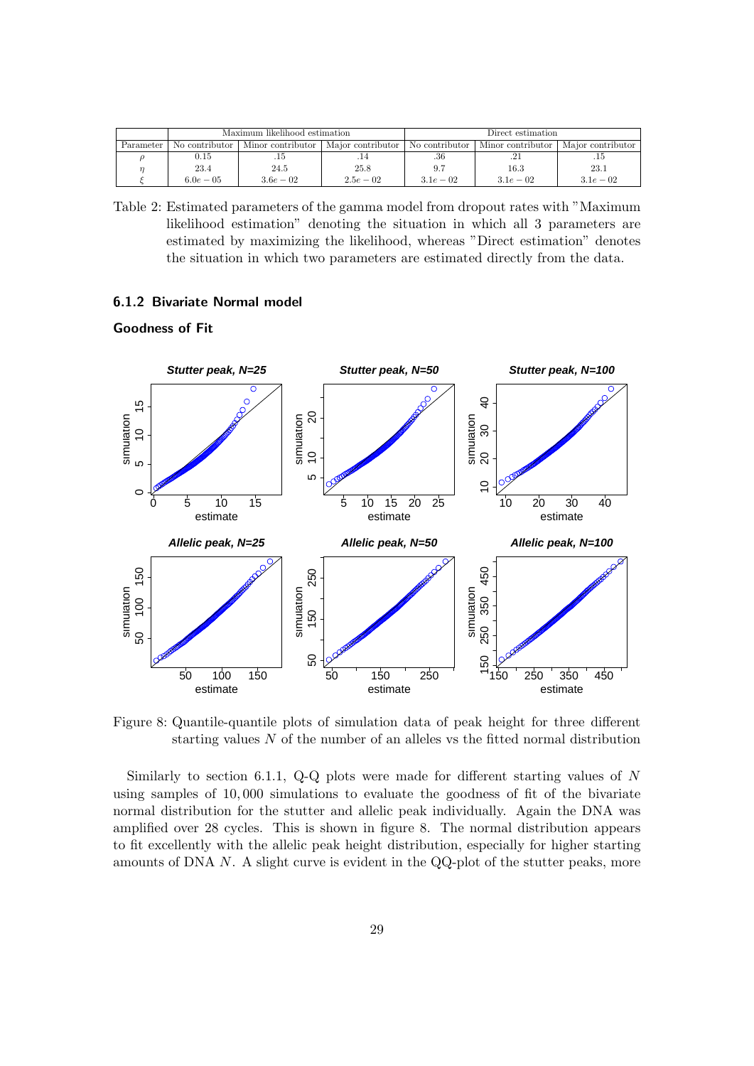| | Maximum likelihood estimation | | | Direct estimation | | |
|---|---|---|---|---|---|---|
| Parameter | No contributor | Minor contributor | Major contributor | No contributor | Minor contributor | Major contributor |
| $\rho$ | 0.15 | .15 | .14 | .36 | .21 | .15 |
| $\eta$ | 23.4 | 24.5 | 25.8 | 9.7 | 16.3 | 23.1 |
| $\xi$ | $6.0e-05$ | $3.6e-02$ | $2.5e-02$ | $3.1e-02$ | $3.1e-02$ | $3.1e-02$ |

Table 2: Estimated parameters of the gamma model from dropout rates with "Maximum likelihood estimation" denoting the situation in which all 3 parameters are estimated by maximizing the likelihood, whereas "Direct estimation" denotes the situation in which two parameters are estimated directly from the data.

### 6.1.2 Bivariate Normal model

#### Goodness of Fit

Figure 8: Quantile-quantile plots of simulation data of peak height for three different starting values $N$ of the number of an alleles vs the fitted normal distribution

Similarly to section 6.1.1, Q-Q plots were made for different starting values of $N$ using samples of 10,000 simulations to evaluate the goodness of fit of the bivariate normal distribution for the stutter and allelic peak individually. Again the DNA was amplified over 28 cycles. This is shown in figure 8. The normal distribution appears to fit excellently with the allelic peak height distribution, especially for higher starting amounts of DNA $N$. A slight curve is evident in the QQ-plot of the stutter peaks, more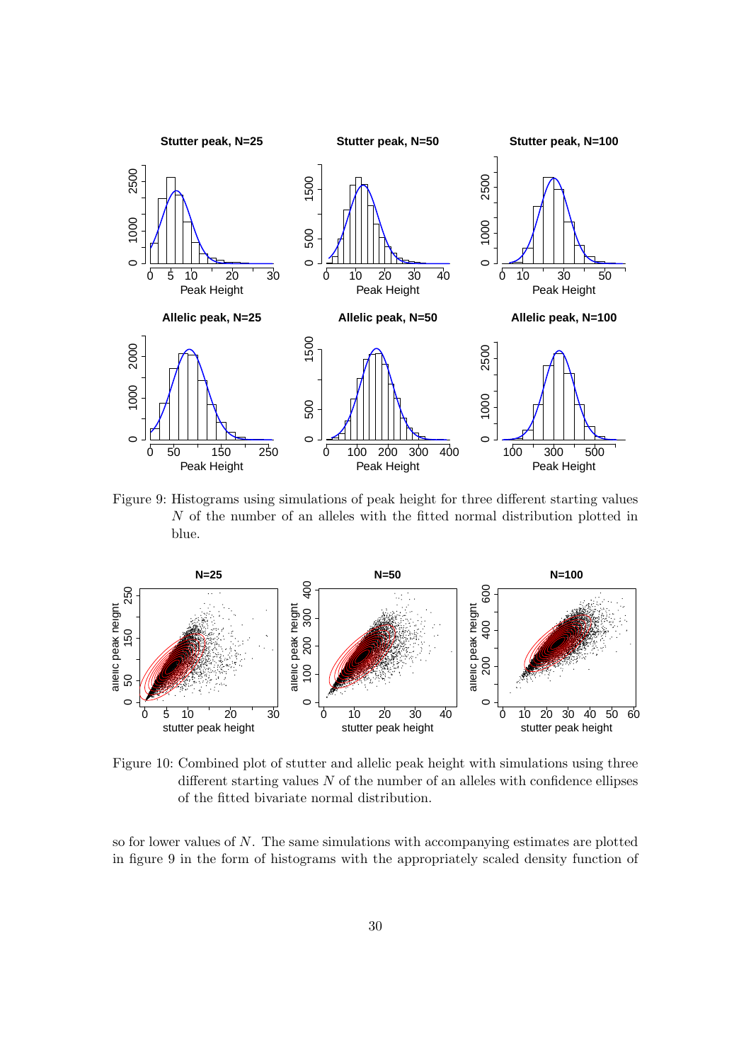Figure 9: Histograms using simulations of peak height for three different starting values $N$ of the number of an alleles with the fitted normal distribution plotted in blue.

Figure 10: Combined plot of stutter and allelic peak height with simulations using three different starting values $N$ of the number of an alleles with confidence ellipses of the fitted bivariate normal distribution.

so for lower values of $N$. The same simulations with accompanying estimates are plotted in figure 9 in the form of histograms with the appropriately scaled density function of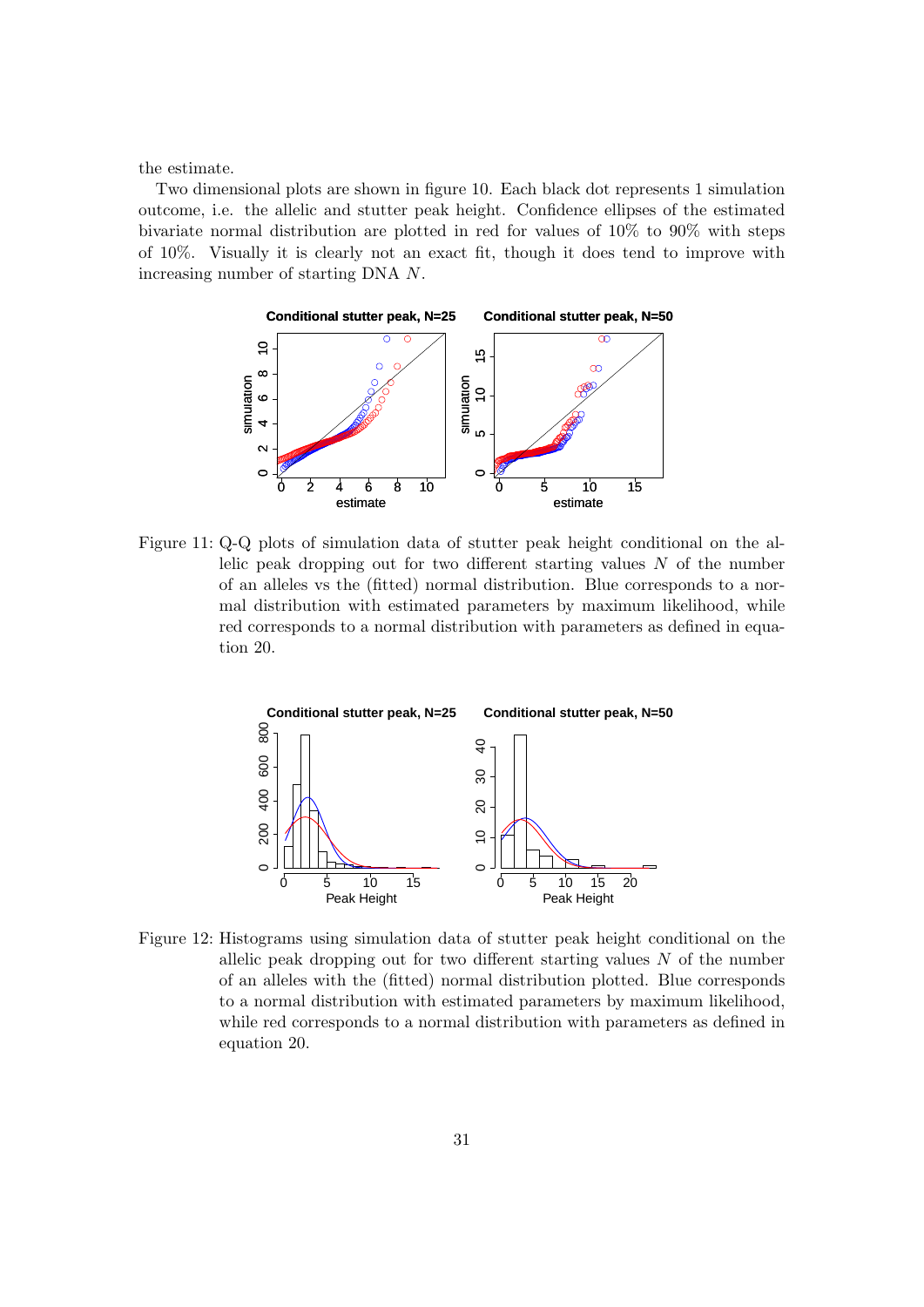the estimate.

Two dimensional plots are shown in figure 10. Each black dot represents 1 simulation outcome, i.e. the allelic and stutter peak height. Confidence ellipses of the estimated bivariate normal distribution are plotted in red for values of 10% to 90% with steps of 10%. Visually it is clearly not an exact fit, though it does tend to improve with increasing number of starting DNA $N$.

Figure 11: Q-Q plots of simulation data of stutter peak height conditional on the allelic peak dropping out for two different starting values $N$ of the number of an alleles vs the (fitted) normal distribution. Blue corresponds to a normal distribution with estimated parameters by maximum likelihood, while red corresponds to a normal distribution with parameters as defined in equation 20.

Figure 12: Histograms using simulation data of stutter peak height conditional on the allelic peak dropping out for two different starting values $N$ of the number of an alleles with the (fitted) normal distribution plotted. Blue corresponds to a normal distribution with estimated parameters by maximum likelihood, while red corresponds to a normal distribution with parameters as defined in equation 20.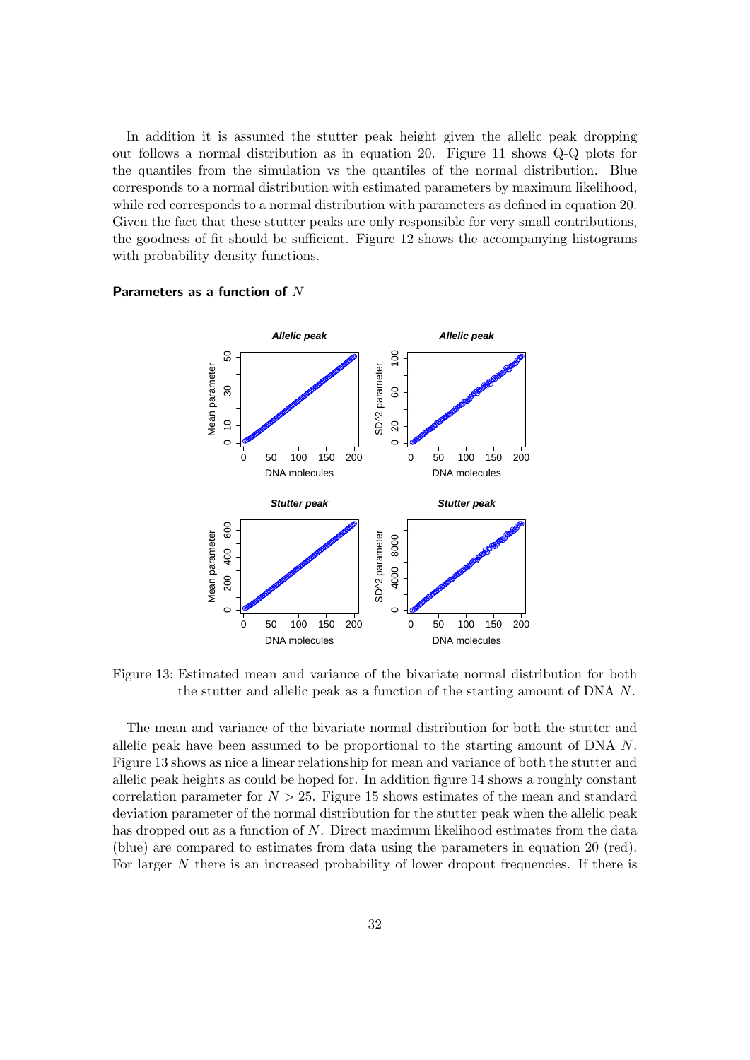In addition it is assumed the stutter peak height given the allelic peak dropping out follows a normal distribution as in equation 20. Figure 11 shows Q-Q plots for the quantiles from the simulation vs the quantiles of the normal distribution. Blue corresponds to a normal distribution with estimated parameters by maximum likelihood, while red corresponds to a normal distribution with parameters as defined in equation 20. Given the fact that these stutter peaks are only responsible for very small contributions, the goodness of fit should be sufficient. Figure 12 shows the accompanying histograms with probability density functions.

**Parameters as a function of $N$**

Figure 13: Estimated mean and variance of the bivariate normal distribution for both the stutter and allelic peak as a function of the starting amount of DNA $N$.

The mean and variance of the bivariate normal distribution for both the stutter and allelic peak have been assumed to be proportional to the starting amount of DNA $N$. Figure 13 shows as nice a linear relationship for mean and variance of both the stutter and allelic peak heights as could be hoped for. In addition figure 14 shows a roughly constant correlation parameter for $N > 25$. Figure 15 shows estimates of the mean and standard deviation parameter of the normal distribution for the stutter peak when the allelic peak has dropped out as a function of $N$. Direct maximum likelihood estimates from the data (blue) are compared to estimates from data using the parameters in equation 20 (red). For larger $N$ there is an increased probability of lower dropout frequencies. If there is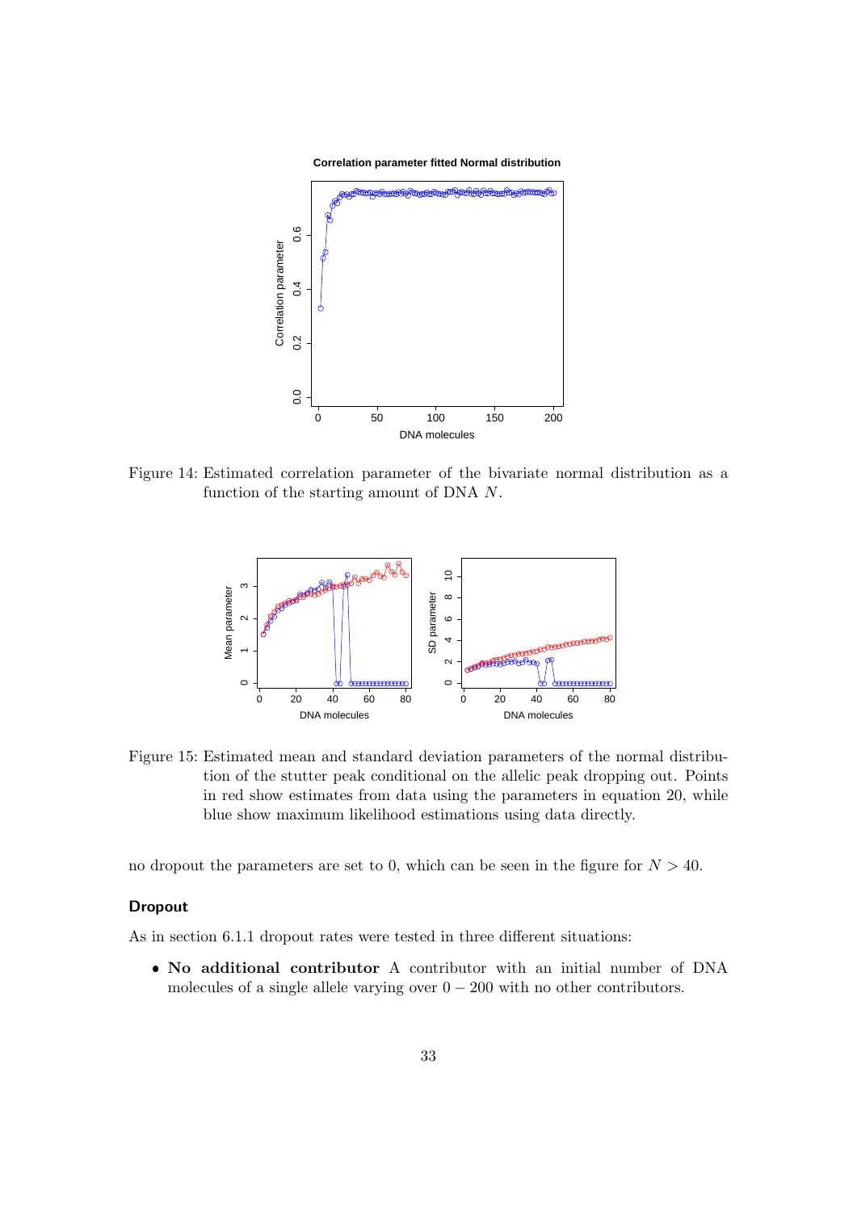Figure 14: Estimated correlation parameter of the bivariate normal distribution as a function of the starting amount of DNA $N$.

Figure 15: Estimated mean and standard deviation parameters of the normal distribution of the stutter peak conditional on the allelic peak dropping out. Points in red show estimates from data using the parameters in equation 20, while blue show maximum likelihood estimations using data directly.

no dropout the parameters are set to 0, which can be seen in the figure for $N > 40$.

### Dropout

As in section 6.1.1 dropout rates were tested in three different situations:

- **No additional contributor** A contributor with an initial number of DNA molecules of a single allele varying over $0 - 200$ with no other contributors.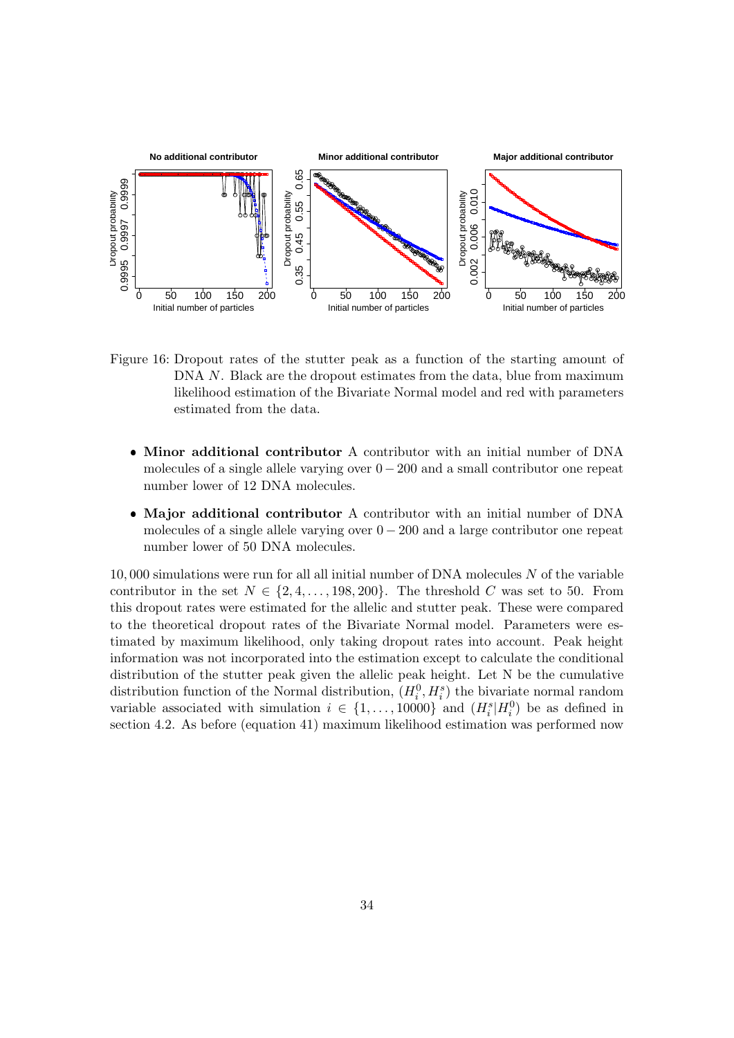Figure 16: Dropout rates of the stutter peak as a function of the starting amount of DNA $N$. Black are the dropout estimates from the data, blue from maximum likelihood estimation of the Bivariate Normal model and red with parameters estimated from the data.

- **Minor additional contributor** A contributor with an initial number of DNA molecules of a single allele varying over $0-200$ and a small contributor one repeat number lower of 12 DNA molecules.
- **Major additional contributor** A contributor with an initial number of DNA molecules of a single allele varying over $0-200$ and a large contributor one repeat number lower of 50 DNA molecules.

10,000 simulations were run for all all initial number of DNA molecules $N$ of the variable contributor in the set $N \in \{2, 4, \ldots, 198, 200\}$. The threshold $C$ was set to 50. From this dropout rates were estimated for the allelic and stutter peak. These were compared to the theoretical dropout rates of the Bivariate Normal model. Parameters were estimated by maximum likelihood, only taking dropout rates into account. Peak height information was not incorporated into the estimation except to calculate the conditional distribution of the stutter peak given the allelic peak height. Let N be the cumulative distribution function of the Normal distribution, $(H_i^0, H_i^s)$ the bivariate normal random variable associated with simulation $i \in \{1, \ldots, 10000\}$ and $(H_i^s | H_i^0)$ be as defined in section 4.2. As before (equation 41) maximum likelihood estimation was performed now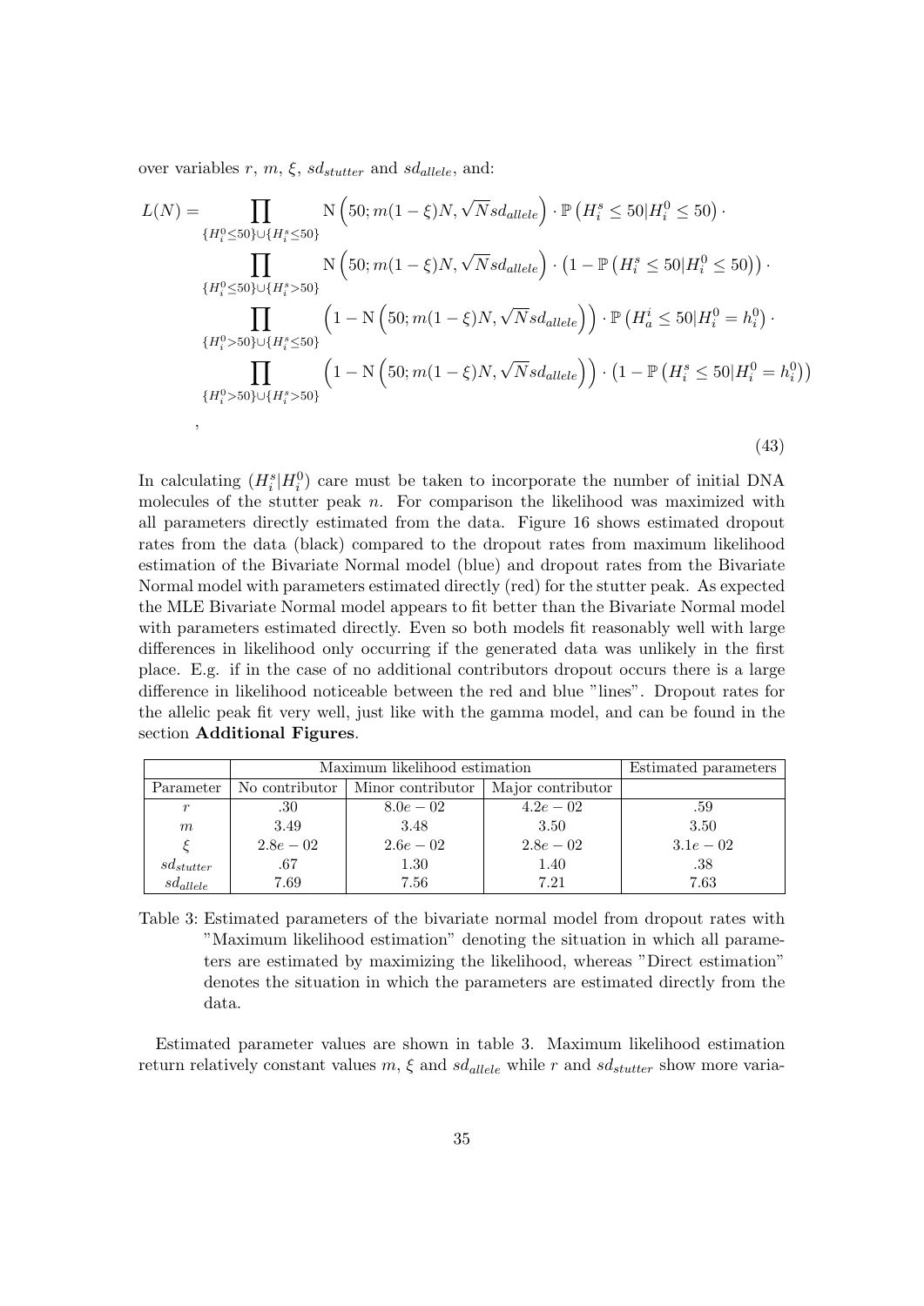over variables $r$, $m$, $\xi$, $sd_{stutter}$ and $sd_{allele}$, and:

$$
\begin{aligned}
L(N) = & \prod_{\{H_i^0 \leq 50\} \cup \{H_i^s \leq 50\}} \mathrm{N}\left(50; m(1-\xi)N, \sqrt{N} sd_{allele}\right) \cdot \mathbb{P}\left(H_i^s \leq 50 | H_i^0 \leq 50\right) \cdot \\
& \prod_{\{H_i^0 \leq 50\} \cup \{H_i^s > 50\}} \mathrm{N}\left(50; m(1-\xi)N, \sqrt{N} sd_{allele}\right) \cdot \left(1 - \mathbb{P}\left(H_i^s \leq 50 | H_i^0 \leq 50\right)\right) \cdot \\
& \prod_{\{H_i^0 > 50\} \cup \{H_i^s \leq 50\}} \left(1 - \mathrm{N}\left(50; m(1-\xi)N, \sqrt{N} sd_{allele}\right)\right) \cdot \mathbb{P}\left(H_a^i \leq 50 | H_i^0 = h_i^0\right) \cdot \\
& \prod_{\{H_i^0 > 50\} \cup \{H_i^s > 50\}} \left(1 - \mathrm{N}\left(50; m(1-\xi)N, \sqrt{N} sd_{allele}\right)\right) \cdot \left(1 - \mathbb{P}\left(H_i^s \leq 50 | H_i^0 = h_i^0\right)\right) \\
& ,
\end{aligned}
\tag{43}
$$

In calculating $(H_i^s | H_i^0)$ care must be taken to incorporate the number of initial DNA molecules of the stutter peak $n$. For comparison the likelihood was maximized with all parameters directly estimated from the data. Figure 16 shows estimated dropout rates from the data (black) compared to the dropout rates from maximum likelihood estimation of the Bivariate Normal model (blue) and dropout rates from the Bivariate Normal model with parameters estimated directly (red) for the stutter peak. As expected the MLE Bivariate Normal model appears to fit better than the Bivariate Normal model with parameters estimated directly. Even so both models fit reasonably well with large differences in likelihood only occurring if the generated data was unlikely in the first place. E.g. if in the case of no additional contributors dropout occurs there is a large difference in likelihood noticeable between the red and blue "lines". Dropout rates for the allelic peak fit very well, just like with the gamma model, and can be found in the section **Additional Figures**.

| | Maximum likelihood estimation | | | Estimated parameters |
|---|---|---|---|---|
| Parameter | No contributor | Minor contributor | Major contributor | |
| $r$ | .30 | $8.0e-02$ | $4.2e-02$ | .59 |
| $m$ | 3.49 | 3.48 | 3.50 | 3.50 |
| $\xi$ | $2.8e-02$ | $2.6e-02$ | $2.8e-02$ | $3.1e-02$ |
| $sd_{stutter}$ | .67 | 1.30 | 1.40 | .38 |
| $sd_{allele}$ | 7.69 | 7.56 | 7.21 | 7.63 |

Table 3: Estimated parameters of the bivariate normal model from dropout rates with "Maximum likelihood estimation" denoting the situation in which all parameters are estimated by maximizing the likelihood, whereas "Direct estimation" denotes the situation in which the parameters are estimated directly from the data.

Estimated parameter values are shown in table 3. Maximum likelihood estimation return relatively constant values $m$, $\xi$ and $sd_{allele}$ while $r$ and $sd_{stutter}$ show more varia-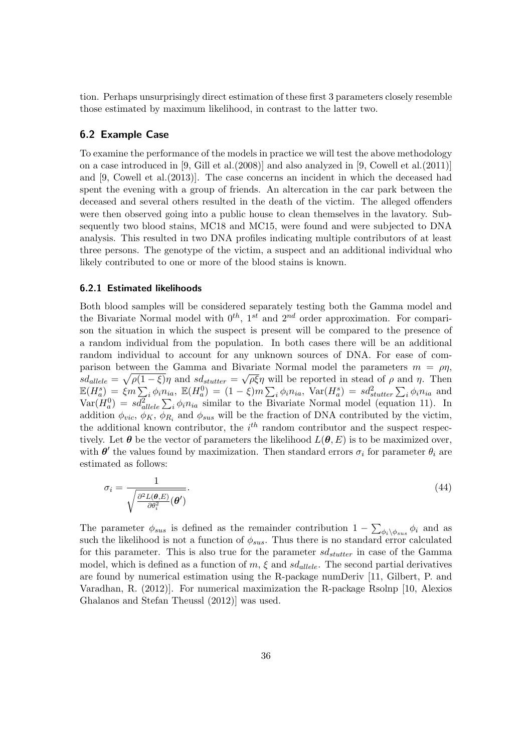tion. Perhaps unsurprisingly direct estimation of these first 3 parameters closely resemble those estimated by maximum likelihood, in contrast to the latter two.

### 6.2 Example Case

To examine the performance of the models in practice we will test the above methodology on a case introduced in [9, Gill et al.(2008)] and also analyzed in [9, Cowell et al.(2011)] and [9, Cowell et al.(2013)]. The case concerns an incident in which the deceased had spent the evening with a group of friends. An altercation in the car park between the deceased and several others resulted in the death of the victim. The alleged offenders were then observed going into a public house to clean themselves in the lavatory. Subsequently two blood stains, MC18 and MC15, were found and were subjected to DNA analysis. This resulted in two DNA profiles indicating multiple contributors of at least three persons. The genotype of the victim, a suspect and an additional individual who likely contributed to one or more of the blood stains is known.

#### 6.2.1 Estimated likelihoods

Both blood samples will be considered separately testing both the Gamma model and the Bivariate Normal model with $0^{th}$, $1^{st}$ and $2^{nd}$ order approximation. For comparison the situation in which the suspect is present will be compared to the presence of a random individual from the population. In both cases there will be an additional random individual to account for any unknown sources of DNA. For ease of comparison between the Gamma and Bivariate Normal model the parameters $m = \rho\eta$, $sd_{allele} = \sqrt{\rho(1-\xi)}\eta$ and $sd_{stutter} = \sqrt{\rho\xi}\eta$ will be reported in stead of $\rho$ and $\eta$. Then $\mathbb{E}(H_a^s) = \xi m \sum_i \phi_i n_{ia}$, $\mathbb{E}(H_a^0) = (1-\xi) m \sum_i \phi_i n_{ia}$, $\text{Var}(H_a^s) = sd_{stutter}^2 \sum_i \phi_i n_{ia}$ and $\text{Var}(H_a^0) = sd_{allele}^2 \sum_i \phi_i n_{ia}$ similar to the Bivariate Normal model (equation 11). In addition $\phi_{vic}$, $\phi_K$, $\phi_{R_i}$ and $\phi_{sus}$ will be the fraction of DNA contributed by the victim, the additional known contributor, the $i^{th}$ random contributor and the suspect respectively. Let $\boldsymbol{\theta}$ be the vector of parameters the likelihood $L(\boldsymbol{\theta}, E)$ is to be maximized over, with $\boldsymbol{\theta}'$ the values found by maximization. Then standard errors $\sigma_i$ for parameter $\theta_i$ are estimated as follows:

$$\sigma_i = \frac{1}{\sqrt{\frac{\partial^2 L(\boldsymbol{\theta}, E)}{\partial \theta_i^2}(\boldsymbol{\theta}')}}. \tag{44}$$

The parameter $\phi_{sus}$ is defined as the remainder contribution $1 - \sum_{\phi_i \setminus \phi_{sus}} \phi_i$ and as such the likelihood is not a function of $\phi_{sus}$. Thus there is no standard error calculated for this parameter. This is also true for the parameter $sd_{stutter}$ in case of the Gamma model, which is defined as a function of $m$, $\xi$ and $sd_{allele}$. The second partial derivatives are found by numerical estimation using the R-package numDeriv [11, Gilbert, P. and Varadhan, R. (2012)]. For numerical maximization the R-package Rsolnp [10, Alexios Ghalanos and Stefan Theussl (2012)] was used.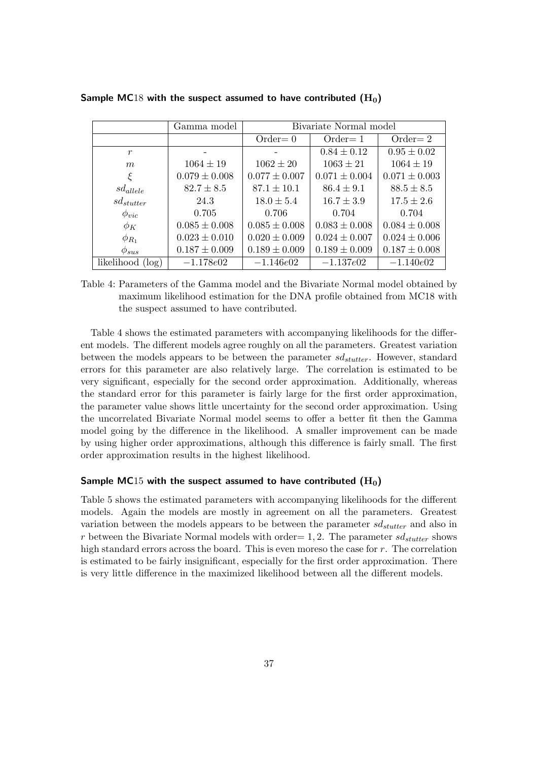### Sample MC18 with the suspect assumed to have contributed ($\mathbf{H_0}$)

| | Gamma model | Bivariate Normal model | | |
|---|---|---|---|---|
| | | Order= 0 | Order= 1 | Order= 2 |
| $r$ | - | - | $0.84 \pm 0.12$ | $0.95 \pm 0.02$ |
| $m$ | $1064 \pm 19$ | $1062 \pm 20$ | $1063 \pm 21$ | $1064 \pm 19$ |
| $\xi$ | $0.079 \pm 0.008$ | $0.077 \pm 0.007$ | $0.071 \pm 0.004$ | $0.071 \pm 0.003$ |
| $sd_{allele}$ | $82.7 \pm 8.5$ | $87.1 \pm 10.1$ | $86.4 \pm 9.1$ | $88.5 \pm 8.5$ |
| $sd_{stutter}$ | 24.3 | $18.0 \pm 5.4$ | $16.7 \pm 3.9$ | $17.5 \pm 2.6$ |
| $\phi_{vic}$ | 0.705 | 0.706 | 0.704 | 0.704 |
| $\phi_K$ | $0.085 \pm 0.008$ | $0.085 \pm 0.008$ | $0.083 \pm 0.008$ | $0.084 \pm 0.008$ |
| $\phi_{R_1}$ | $0.023 \pm 0.010$ | $0.020 \pm 0.009$ | $0.024 \pm 0.007$ | $0.024 \pm 0.006$ |
| $\phi_{sus}$ | $0.187 \pm 0.009$ | $0.189 \pm 0.009$ | $0.189 \pm 0.009$ | $0.187 \pm 0.008$ |
| likelihood (log) | $-1.178e02$ | $-1.146e02$ | $-1.137e02$ | $-1.140e02$ |

Table 4: Parameters of the Gamma model and the Bivariate Normal model obtained by maximum likelihood estimation for the DNA profile obtained from MC18 with the suspect assumed to have contributed.

Table 4 shows the estimated parameters with accompanying likelihoods for the different models. The different models agree roughly on all the parameters. Greatest variation between the models appears to be between the parameter $sd_{stutter}$. However, standard errors for this parameter are also relatively large. The correlation is estimated to be very significant, especially for the second order approximation. Additionally, whereas the standard error for this parameter is fairly large for the first order approximation, the parameter value shows little uncertainty for the second order approximation. Using the uncorrelated Bivariate Normal model seems to offer a better fit then the Gamma model going by the difference in the likelihood. A smaller improvement can be made by using higher order approximations, although this difference is fairly small. The first order approximation results in the highest likelihood.

### Sample MC15 with the suspect assumed to have contributed ($\mathbf{H_0}$)

Table 5 shows the estimated parameters with accompanying likelihoods for the different models. Again the models are mostly in agreement on all the parameters. Greatest variation between the models appears to be between the parameter $sd_{stutter}$ and also in $r$ between the Bivariate Normal models with order$= 1, 2$. The parameter $sd_{stutter}$ shows high standard errors across the board. This is even moreso the case for $r$. The correlation is estimated to be fairly insignificant, especially for the first order approximation. There is very little difference in the maximized likelihood between all the different models.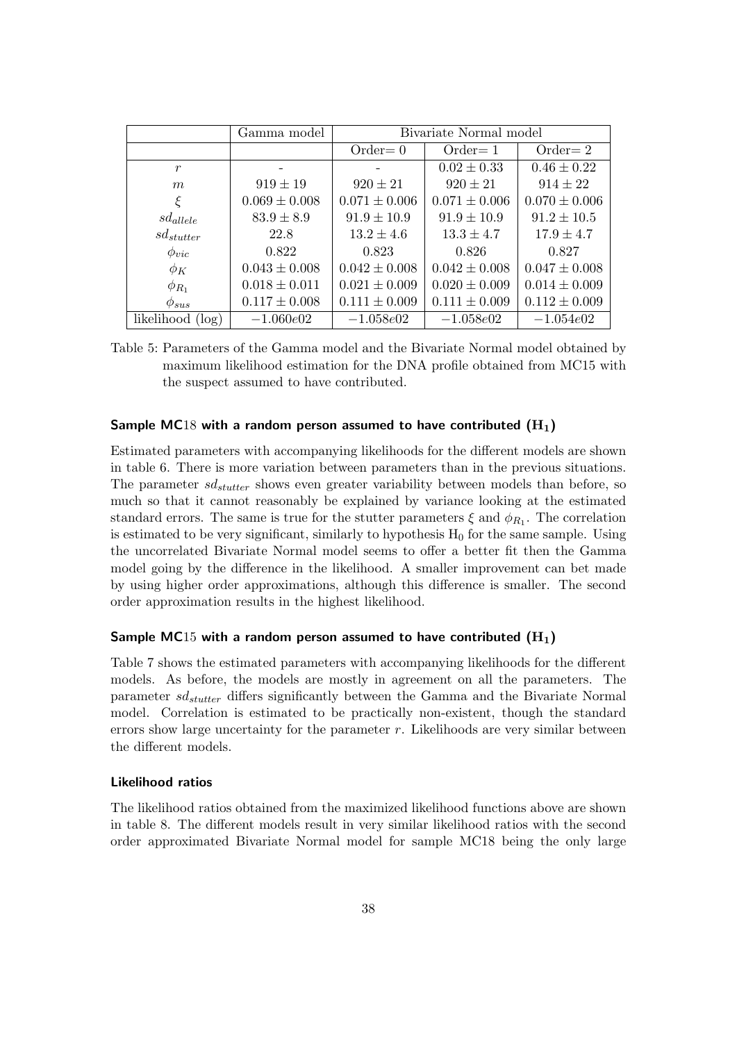|  | Gamma model | Bivariate Normal model | | |
|---|---|---|---|---|
|  |  | Order= 0 | Order= 1 | Order= 2 |
| $r$ | - | - | $0.02 \pm 0.33$ | $0.46 \pm 0.22$ |
| $m$ | $919 \pm 19$ | $920 \pm 21$ | $920 \pm 21$ | $914 \pm 22$ |
| $\xi$ | $0.069 \pm 0.008$ | $0.071 \pm 0.006$ | $0.071 \pm 0.006$ | $0.070 \pm 0.006$ |
| $sd_{allele}$ | $83.9 \pm 8.9$ | $91.9 \pm 10.9$ | $91.9 \pm 10.9$ | $91.2 \pm 10.5$ |
| $sd_{stutter}$ | 22.8 | $13.2 \pm 4.6$ | $13.3 \pm 4.7$ | $17.9 \pm 4.7$ |
| $\phi_{vic}$ | 0.822 | 0.823 | 0.826 | 0.827 |
| $\phi_K$ | $0.043 \pm 0.008$ | $0.042 \pm 0.008$ | $0.042 \pm 0.008$ | $0.047 \pm 0.008$ |
| $\phi_{R_1}$ | $0.018 \pm 0.011$ | $0.021 \pm 0.009$ | $0.020 \pm 0.009$ | $0.014 \pm 0.009$ |
| $\phi_{sus}$ | $0.117 \pm 0.008$ | $0.111 \pm 0.009$ | $0.111 \pm 0.009$ | $0.112 \pm 0.009$ |
| likelihood (log) | $-1.060e02$ | $-1.058e02$ | $-1.058e02$ | $-1.054e02$ |

Table 5: Parameters of the Gamma model and the Bivariate Normal model obtained by maximum likelihood estimation for the DNA profile obtained from MC15 with the suspect assumed to have contributed.

#### Sample MC18 with a random person assumed to have contributed ($H_1$)

Estimated parameters with accompanying likelihoods for the different models are shown in table 6. There is more variation between parameters than in the previous situations. The parameter $sd_{stutter}$ shows even greater variability between models than before, so much so that it cannot reasonably be explained by variance looking at the estimated standard errors. The same is true for the stutter parameters $\xi$ and $\phi_{R_1}$. The correlation is estimated to be very significant, similarly to hypothesis $H_0$ for the same sample. Using the uncorrelated Bivariate Normal model seems to offer a better fit then the Gamma model going by the difference in the likelihood. A smaller improvement can bet made by using higher order approximations, although this difference is smaller. The second order approximation results in the highest likelihood.

#### Sample MC15 with a random person assumed to have contributed ($H_1$)

Table 7 shows the estimated parameters with accompanying likelihoods for the different models. As before, the models are mostly in agreement on all the parameters. The parameter $sd_{stutter}$ differs significantly between the Gamma and the Bivariate Normal model. Correlation is estimated to be practically non-existent, though the standard errors show large uncertainty for the parameter $r$. Likelihoods are very similar between the different models.

#### Likelihood ratios

The likelihood ratios obtained from the maximized likelihood functions above are shown in table 8. The different models result in very similar likelihood ratios with the second order approximated Bivariate Normal model for sample MC18 being the only large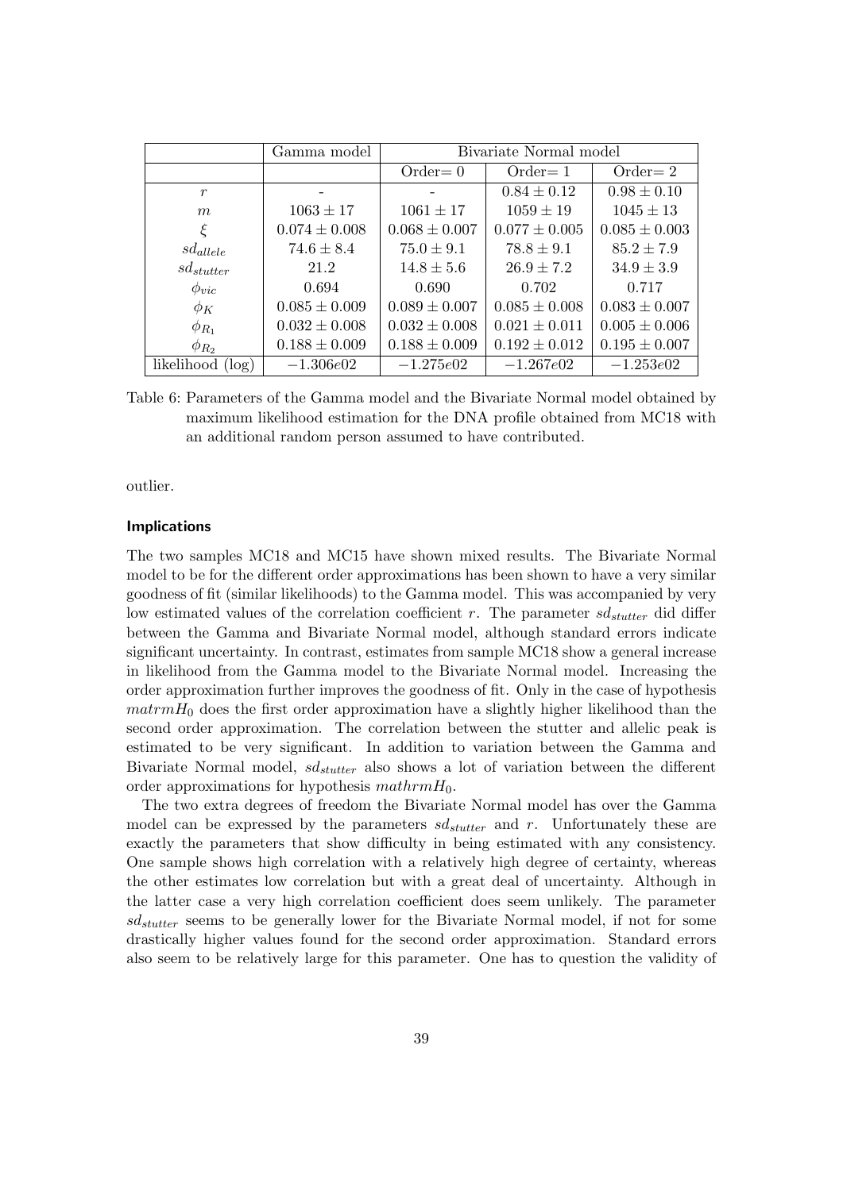| | Gamma model | Bivariate Normal model | | |
|---|---|---|---|---|
| | | Order= 0 | Order= 1 | Order= 2 |
| $r$ | - | - | $0.84 \pm 0.12$ | $0.98 \pm 0.10$ |
| $m$ | $1063 \pm 17$ | $1061 \pm 17$ | $1059 \pm 19$ | $1045 \pm 13$ |
| $\xi$ | $0.074 \pm 0.008$ | $0.068 \pm 0.007$ | $0.077 \pm 0.005$ | $0.085 \pm 0.003$ |
| $sd_{allele}$ | $74.6 \pm 8.4$ | $75.0 \pm 9.1$ | $78.8 \pm 9.1$ | $85.2 \pm 7.9$ |
| $sd_{stutter}$ | 21.2 | $14.8 \pm 5.6$ | $26.9 \pm 7.2$ | $34.9 \pm 3.9$ |
| $\phi_{vic}$ | 0.694 | 0.690 | 0.702 | 0.717 |
| $\phi_K$ | $0.085 \pm 0.009$ | $0.089 \pm 0.007$ | $0.085 \pm 0.008$ | $0.083 \pm 0.007$ |
| $\phi_{R_1}$ | $0.032 \pm 0.008$ | $0.032 \pm 0.008$ | $0.021 \pm 0.011$ | $0.005 \pm 0.006$ |
| $\phi_{R_2}$ | $0.188 \pm 0.009$ | $0.188 \pm 0.009$ | $0.192 \pm 0.012$ | $0.195 \pm 0.007$ |
| likelihood (log) | $-1.306e02$ | $-1.275e02$ | $-1.267e02$ | $-1.253e02$ |

Table 6: Parameters of the Gamma model and the Bivariate Normal model obtained by maximum likelihood estimation for the DNA profile obtained from MC18 with an additional random person assumed to have contributed.

outlier.

#### Implications

The two samples MC18 and MC15 have shown mixed results. The Bivariate Normal model to be for the different order approximations has been shown to have a very similar goodness of fit (similar likelihoods) to the Gamma model. This was accompanied by very low estimated values of the correlation coefficient $r$. The parameter $sd_{stutter}$ did differ between the Gamma and Bivariate Normal model, although standard errors indicate significant uncertainty. In contrast, estimates from sample MC18 show a general increase in likelihood from the Gamma model to the Bivariate Normal model. Increasing the order approximation further improves the goodness of fit. Only in the case of hypothesis $matrmH_0$ does the first order approximation have a slightly higher likelihood than the second order approximation. The correlation between the stutter and allelic peak is estimated to be very significant. In addition to variation between the Gamma and Bivariate Normal model, $sd_{stutter}$ also shows a lot of variation between the different order approximations for hypothesis $mathrmH_0$.

The two extra degrees of freedom the Bivariate Normal model has over the Gamma model can be expressed by the parameters $sd_{stutter}$ and $r$. Unfortunately these are exactly the parameters that show difficulty in being estimated with any consistency. One sample shows high correlation with a relatively high degree of certainty, whereas the other estimates low correlation but with a great deal of uncertainty. Although in the latter case a very high correlation coefficient does seem unlikely. The parameter $sd_{stutter}$ seems to be generally lower for the Bivariate Normal model, if not for some drastically higher values found for the second order approximation. Standard errors also seem to be relatively large for this parameter. One has to question the validity of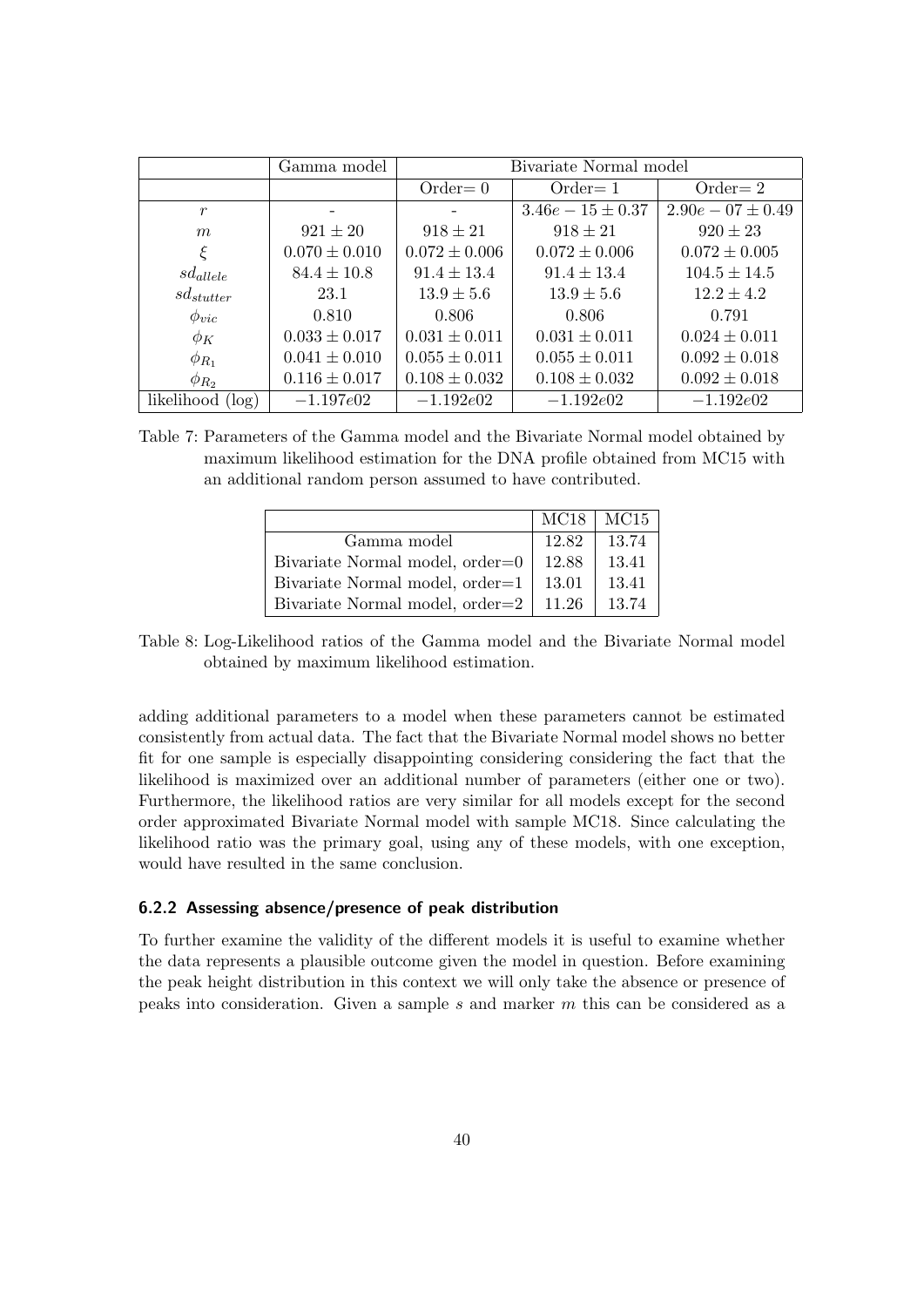| | Gamma model | Bivariate Normal model | | |
|---|---|---|---|---|
| | | Order= 0 | Order= 1 | Order= 2 |
| $r$ | - | - | $3.46e-15 \pm 0.37$ | $2.90e-07 \pm 0.49$ |
| $m$ | $921 \pm 20$ | $918 \pm 21$ | $918 \pm 21$ | $920 \pm 23$ |
| $\xi$ | $0.070 \pm 0.010$ | $0.072 \pm 0.006$ | $0.072 \pm 0.006$ | $0.072 \pm 0.005$ |
| $sd_{allele}$ | $84.4 \pm 10.8$ | $91.4 \pm 13.4$ | $91.4 \pm 13.4$ | $104.5 \pm 14.5$ |
| $sd_{stutter}$ | 23.1 | $13.9 \pm 5.6$ | $13.9 \pm 5.6$ | $12.2 \pm 4.2$ |
| $\phi_{vic}$ | 0.810 | 0.806 | 0.806 | 0.791 |
| $\phi_K$ | $0.033 \pm 0.017$ | $0.031 \pm 0.011$ | $0.031 \pm 0.011$ | $0.024 \pm 0.011$ |
| $\phi_{R_1}$ | $0.041 \pm 0.010$ | $0.055 \pm 0.011$ | $0.055 \pm 0.011$ | $0.092 \pm 0.018$ |
| $\phi_{R_2}$ | $0.116 \pm 0.017$ | $0.108 \pm 0.032$ | $0.108 \pm 0.032$ | $0.092 \pm 0.018$ |
| likelihood (log) | $-1.197e02$ | $-1.192e02$ | $-1.192e02$ | $-1.192e02$ |

Table 7: Parameters of the Gamma model and the Bivariate Normal model obtained by maximum likelihood estimation for the DNA profile obtained from MC15 with an additional random person assumed to have contributed.

| | MC18 | MC15 |
|---|---|---|
| Gamma model | 12.82 | 13.74 |
| Bivariate Normal model, order=0 | 12.88 | 13.41 |
| Bivariate Normal model, order=1 | 13.01 | 13.41 |
| Bivariate Normal model, order=2 | 11.26 | 13.74 |

Table 8: Log-Likelihood ratios of the Gamma model and the Bivariate Normal model obtained by maximum likelihood estimation.

adding additional parameters to a model when these parameters cannot be estimated consistently from actual data. The fact that the Bivariate Normal model shows no better fit for one sample is especially disappointing considering considering the fact that the likelihood is maximized over an additional number of parameters (either one or two). Furthermore, the likelihood ratios are very similar for all models except for the second order approximated Bivariate Normal model with sample MC18. Since calculating the likelihood ratio was the primary goal, using any of these models, with one exception, would have resulted in the same conclusion.

### 6.2.2 Assessing absence/presence of peak distribution

To further examine the validity of the different models it is useful to examine whether the data represents a plausible outcome given the model in question. Before examining the peak height distribution in this context we will only take the absence or presence of peaks into consideration. Given a sample $s$ and marker $m$ this can be considered as a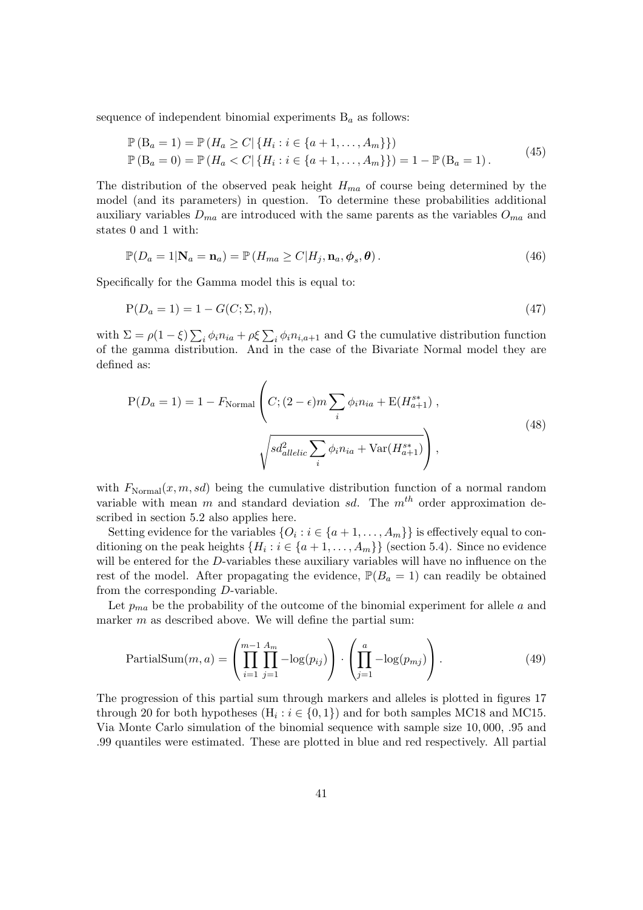sequence of independent binomial experiments $\mathrm{B}_a$ as follows:

$$
\begin{aligned}
&\mathbb{P}\left(\mathrm{B}_a = 1\right) = \mathbb{P}\left(H_a \geq C | \left\{H_i : i \in \{a+1, \ldots, A_m\}\right\}\right) \\
&\mathbb{P}\left(\mathrm{B}_a = 0\right) = \mathbb{P}\left(H_a < C | \left\{H_i : i \in \{a+1, \ldots, A_m\}\right\}\right) = 1 - \mathbb{P}\left(\mathrm{B}_a = 1\right).
\end{aligned}
\tag{45}
$$

The distribution of the observed peak height $H_{ma}$ of course being determined by the model (and its parameters) in question. To determine these probabilities additional auxiliary variables $D_{ma}$ are introduced with the same parents as the variables $O_{ma}$ and states 0 and 1 with:

$$
\mathbb{P}(D_a = 1 | \mathbf{N}_a = \mathbf{n}_a) = \mathbb{P}\left(H_{ma} \geq C | H_j, \mathbf{n}_a, \boldsymbol{\phi}_s, \boldsymbol{\theta}\right). \tag{46}
$$

Specifically for the Gamma model this is equal to:

$$
\mathrm{P}(D_a = 1) = 1 - G(C; \Sigma, \eta), \tag{47}
$$

with $\Sigma = \rho(1-\xi)\sum_i \phi_i n_{ia} + \rho\xi \sum_i \phi_i n_{i,a+1}$ and G the cumulative distribution function of the gamma distribution. And in the case of the Bivariate Normal model they are defined as:

$$
\mathrm{P}(D_a = 1) = 1 - F_{\mathrm{Normal}}\left(C; (2-\epsilon)m\sum_i \phi_i n_{ia} + \mathrm{E}(H^{s*}_{a+1}), \sqrt{sd^2_{allelic}\sum_i \phi_i n_{ia} + \mathrm{Var}(H^{s*}_{a+1})}\right), \tag{48}
$$

with $F_{\mathrm{Normal}}(x, m, sd)$ being the cumulative distribution function of a normal random variable with mean $m$ and standard deviation $sd$. The $m^{th}$ order approximation described in section 5.2 also applies here.

Setting evidence for the variables $\{O_i : i \in \{a+1, \ldots, A_m\}\}$ is effectively equal to conditioning on the peak heights $\{H_i : i \in \{a+1, \ldots, A_m\}\}$ (section 5.4). Since no evidence will be entered for the $D$-variables these auxiliary variables will have no influence on the rest of the model. After propagating the evidence, $\mathbb{P}(B_a = 1)$ can readily be obtained from the corresponding $D$-variable.

Let $p_{ma}$ be the probability of the outcome of the binomial experiment for allele $a$ and marker $m$ as described above. We will define the partial sum:

$$
\mathrm{PartialSum}(m, a) = \left(\prod_{i=1}^{m-1}\prod_{j=1}^{A_m} -\log(p_{ij})\right) \cdot \left(\prod_{j=1}^{a} -\log(p_{mj})\right). \tag{49}
$$

The progression of this partial sum through markers and alleles is plotted in figures 17 through 20 for both hypotheses ($\mathrm{H}_i : i \in \{0, 1\}$) and for both samples MC18 and MC15. Via Monte Carlo simulation of the binomial sequence with sample size 10,000, .95 and .99 quantiles were estimated. These are plotted in blue and red respectively. All partial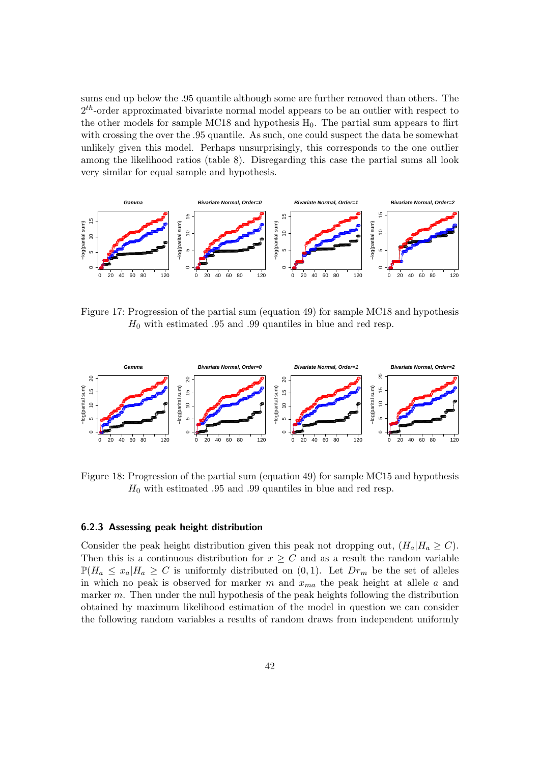sums end up below the .95 quantile although some are further removed than others. The $2^{th}$-order approximated bivariate normal model appears to be an outlier with respect to the other models for sample MC18 and hypothesis $\mathrm{H}_0$. The partial sum appears to flirt with crossing the over the .95 quantile. As such, one could suspect the data be somewhat unlikely given this model. Perhaps unsurprisingly, this corresponds to the one outlier among the likelihood ratios (table 8). Disregarding this case the partial sums all look very similar for equal sample and hypothesis.

Figure 17: Progression of the partial sum (equation 49) for sample MC18 and hypothesis $H_0$ with estimated .95 and .99 quantiles in blue and red resp.

Figure 18: Progression of the partial sum (equation 49) for sample MC15 and hypothesis $H_0$ with estimated .95 and .99 quantiles in blue and red resp.

### 6.2.3 Assessing peak height distribution

Consider the peak height distribution given this peak not dropping out, $(H_a|H_a \geq C)$. Then this is a continuous distribution for $x \geq C$ and as a result the random variable $\mathbb{P}(H_a \leq x_a|H_a \geq C$ is uniformly distributed on $(0, 1)$. Let $Dr_m$ be the set of alleles in which no peak is observed for marker $m$ and $x_{ma}$ the peak height at allele $a$ and marker $m$. Then under the null hypothesis of the peak heights following the distribution obtained by maximum likelihood estimation of the model in question we can consider the following random variables a results of random draws from independent uniformly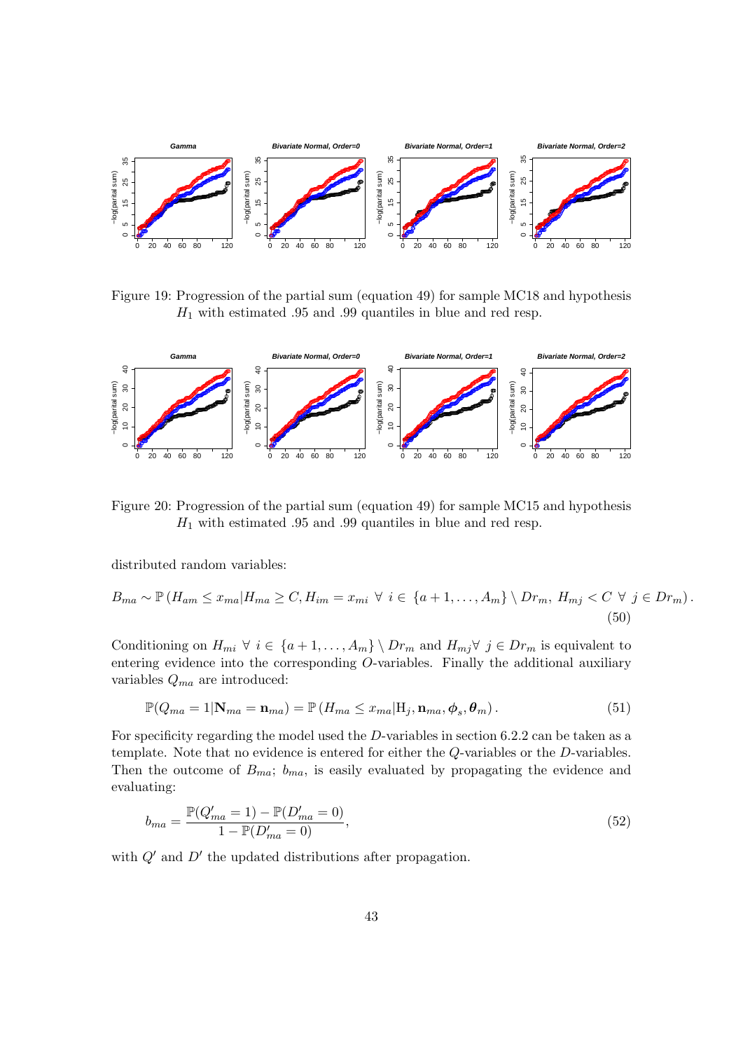Figure 19: Progression of the partial sum (equation 49) for sample MC18 and hypothesis $H_1$ with estimated .95 and .99 quantiles in blue and red resp.

Figure 20: Progression of the partial sum (equation 49) for sample MC15 and hypothesis $H_1$ with estimated .95 and .99 quantiles in blue and red resp.

distributed random variables:

$$B_{ma} \sim \mathbb{P}\left(H_{am} \leq x_{ma} | H_{ma} \geq C, H_{im} = x_{mi} \ \forall \ i \in \{a+1, \ldots, A_m\} \setminus Dr_m, \ H_{mj} < C \ \forall \ j \in Dr_m\right). \tag{50}$$

Conditioning on $H_{mi} \ \forall \ i \in \{a+1, \ldots, A_m\} \setminus Dr_m$ and $H_{mj} \forall \ j \in Dr_m$ is equivalent to entering evidence into the corresponding $O$-variables. Finally the additional auxiliary variables $Q_{ma}$ are introduced:

$$\mathbb{P}(Q_{ma} = 1 | \mathbf{N}_{ma} = \mathbf{n}_{ma}) = \mathbb{P}\left(H_{ma} \leq x_{ma} | \mathrm{H}_j, \mathbf{n}_{ma}, \boldsymbol{\phi}_s, \boldsymbol{\theta}_m\right). \tag{51}$$

For specificity regarding the model used the $D$-variables in section 6.2.2 can be taken as a template. Note that no evidence is entered for either the $Q$-variables or the $D$-variables. Then the outcome of $B_{ma}$; $b_{ma}$, is easily evaluated by propagating the evidence and evaluating:

$$b_{ma} = \frac{\mathbb{P}(Q'_{ma} = 1) - \mathbb{P}(D'_{ma} = 0)}{1 - \mathbb{P}(D'_{ma} = 0)}, \tag{52}$$

with $Q'$ and $D'$ the updated distributions after propagation.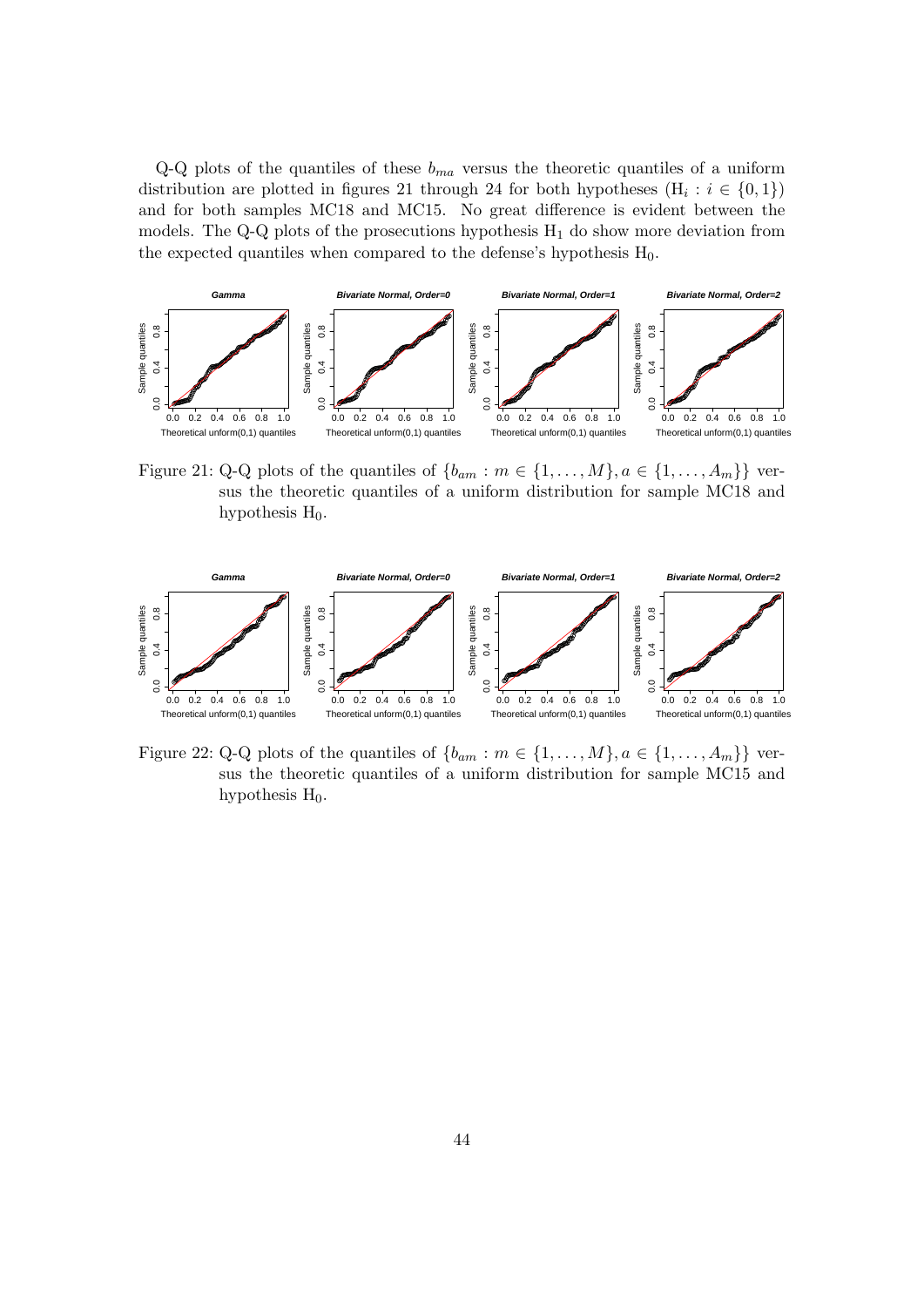Q-Q plots of the quantiles of these $b_{ma}$ versus the theoretic quantiles of a uniform distribution are plotted in figures 21 through 24 for both hypotheses ($\mathrm{H}_i : i \in \{0, 1\}$) and for both samples MC18 and MC15. No great difference is evident between the models. The Q-Q plots of the prosecutions hypothesis $\mathrm{H}_1$ do show more deviation from the expected quantiles when compared to the defense's hypothesis $\mathrm{H}_0$.

Figure 21: Q-Q plots of the quantiles of $\{b_{am} : m \in \{1, \ldots, M\}, a \in \{1, \ldots, A_m\}\}$ versus the theoretic quantiles of a uniform distribution for sample MC18 and hypothesis $\mathrm{H}_0$.

Figure 22: Q-Q plots of the quantiles of $\{b_{am} : m \in \{1, \ldots, M\}, a \in \{1, \ldots, A_m\}\}$ versus the theoretic quantiles of a uniform distribution for sample MC15 and hypothesis $\mathrm{H}_0$.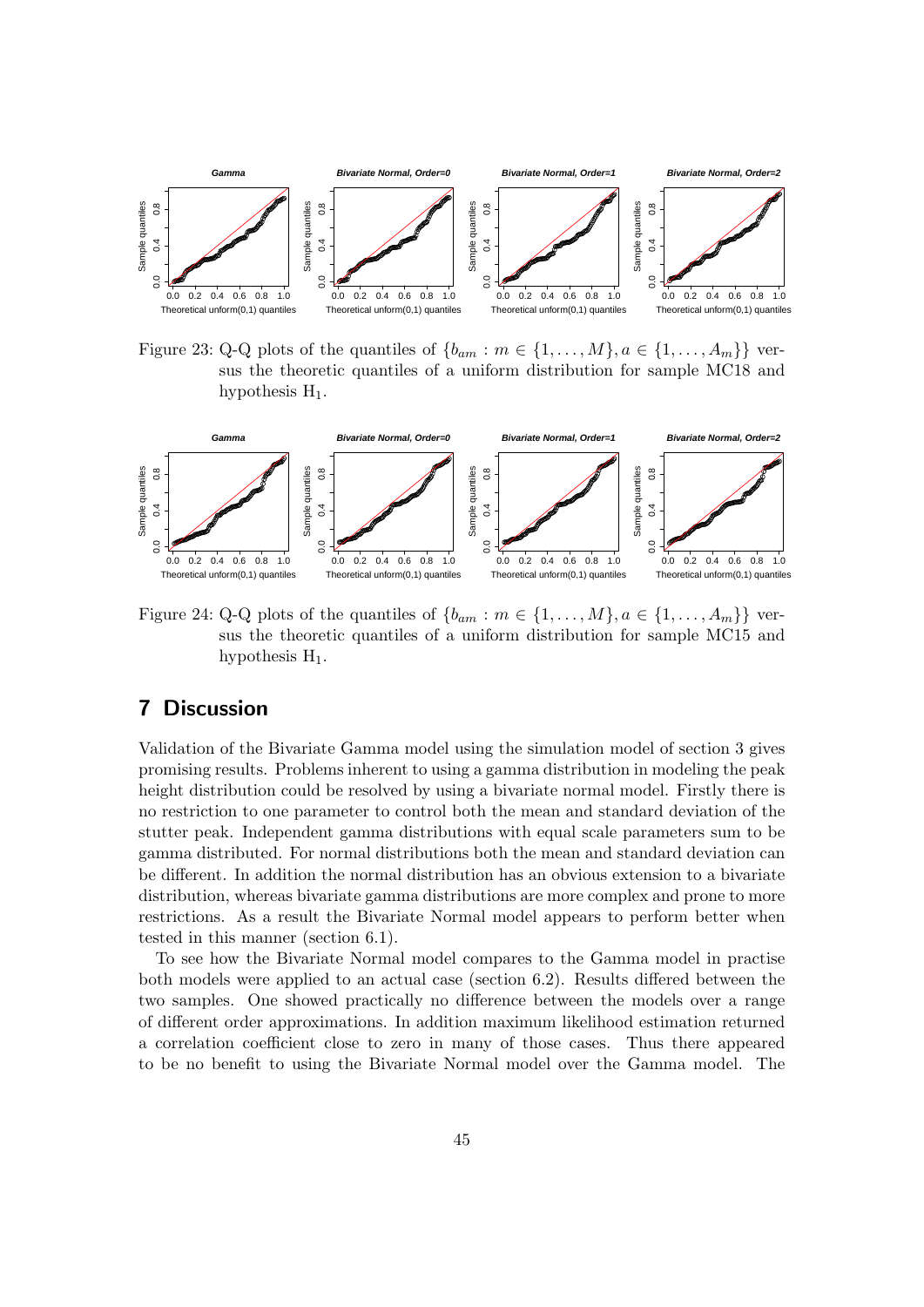Figure 23: Q-Q plots of the quantiles of $\{b_{am} : m \in \{1, \ldots, M\}, a \in \{1, \ldots, A_m\}\}$ versus the theoretic quantiles of a uniform distribution for sample MC18 and hypothesis $H_1$.

Figure 24: Q-Q plots of the quantiles of $\{b_{am} : m \in \{1, \ldots, M\}, a \in \{1, \ldots, A_m\}\}$ versus the theoretic quantiles of a uniform distribution for sample MC15 and hypothesis $H_1$.

## 7 Discussion

Validation of the Bivariate Gamma model using the simulation model of section 3 gives promising results. Problems inherent to using a gamma distribution in modeling the peak height distribution could be resolved by using a bivariate normal model. Firstly there is no restriction to one parameter to control both the mean and standard deviation of the stutter peak. Independent gamma distributions with equal scale parameters sum to be gamma distributed. For normal distributions both the mean and standard deviation can be different. In addition the normal distribution has an obvious extension to a bivariate distribution, whereas bivariate gamma distributions are more complex and prone to more restrictions. As a result the Bivariate Normal model appears to perform better when tested in this manner (section 6.1).

To see how the Bivariate Normal model compares to the Gamma model in practise both models were applied to an actual case (section 6.2). Results differed between the two samples. One showed practically no difference between the models over a range of different order approximations. In addition maximum likelihood estimation returned a correlation coefficient close to zero in many of those cases. Thus there appeared to be no benefit to using the Bivariate Normal model over the Gamma model. The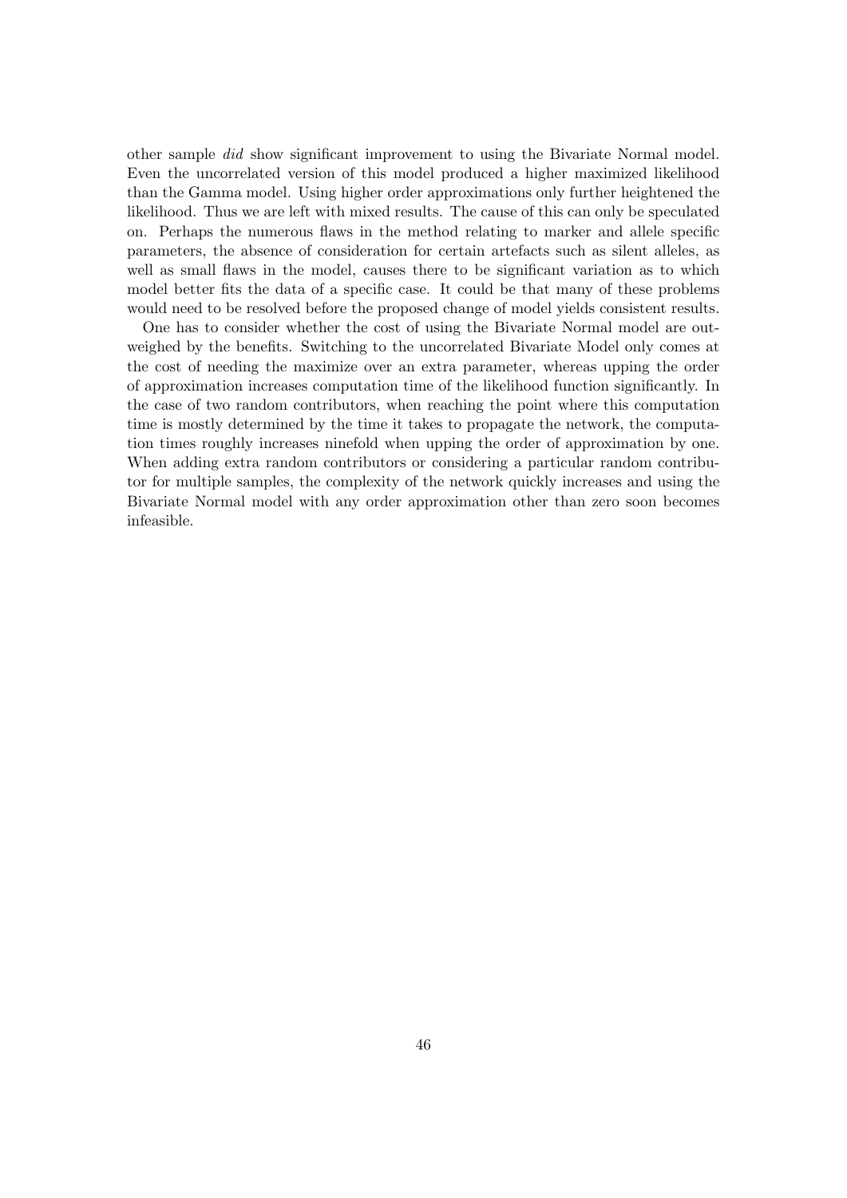other sample *did* show significant improvement to using the Bivariate Normal model. Even the uncorrelated version of this model produced a higher maximized likelihood than the Gamma model. Using higher order approximations only further heightened the likelihood. Thus we are left with mixed results. The cause of this can only be speculated on. Perhaps the numerous flaws in the method relating to marker and allele specific parameters, the absence of consideration for certain artefacts such as silent alleles, as well as small flaws in the model, causes there to be significant variation as to which model better fits the data of a specific case. It could be that many of these problems would need to be resolved before the proposed change of model yields consistent results.

One has to consider whether the cost of using the Bivariate Normal model are outweighed by the benefits. Switching to the uncorrelated Bivariate Model only comes at the cost of needing the maximize over an extra parameter, whereas upping the order of approximation increases computation time of the likelihood function significantly. In the case of two random contributors, when reaching the point where this computation time is mostly determined by the time it takes to propagate the network, the computation times roughly increases ninefold when upping the order of approximation by one. When adding extra random contributors or considering a particular random contributor for multiple samples, the complexity of the network quickly increases and using the Bivariate Normal model with any order approximation other than zero soon becomes infeasible.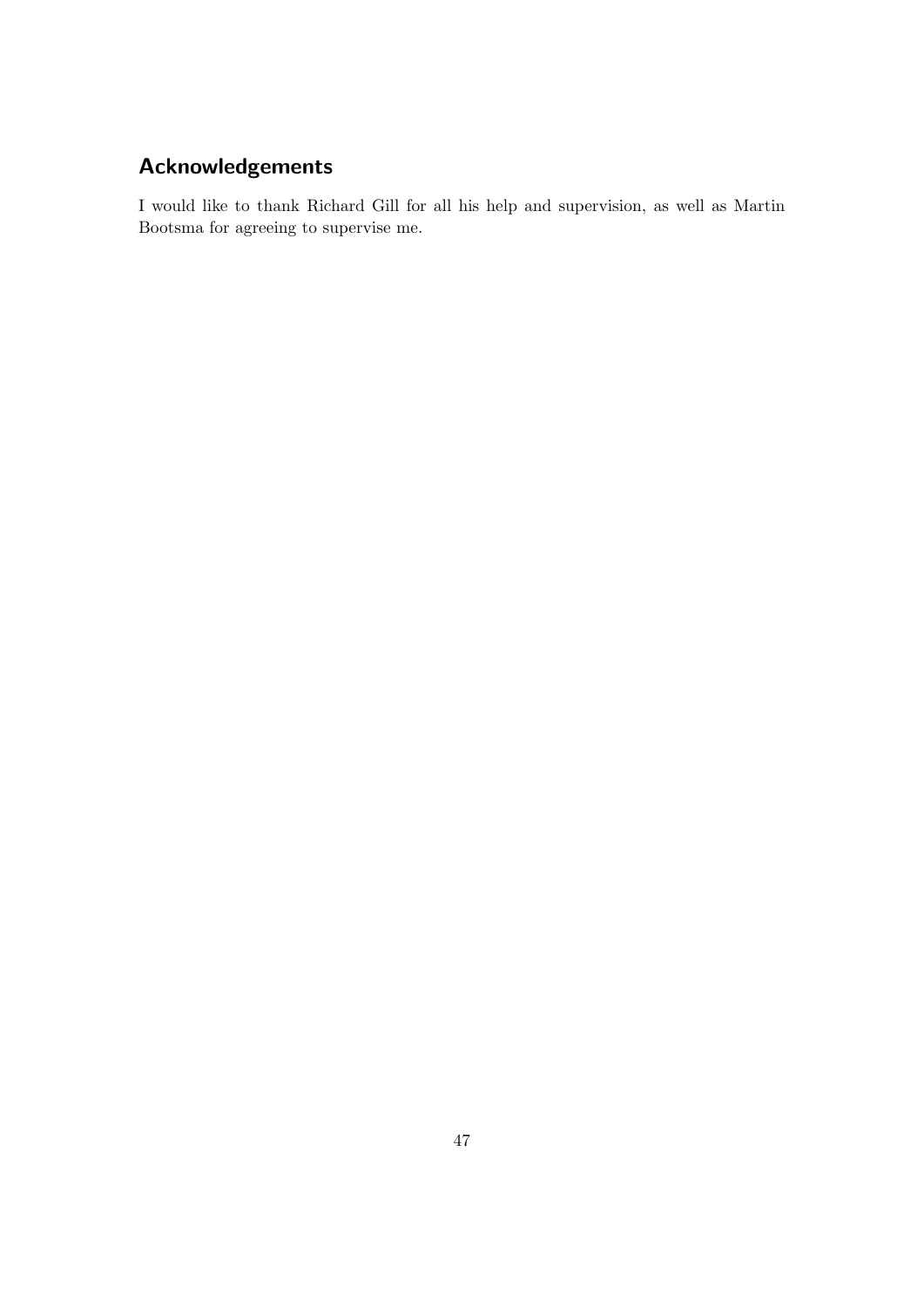## Acknowledgements

I would like to thank Richard Gill for all his help and supervision, as well as Martin Bootsma for agreeing to supervise me.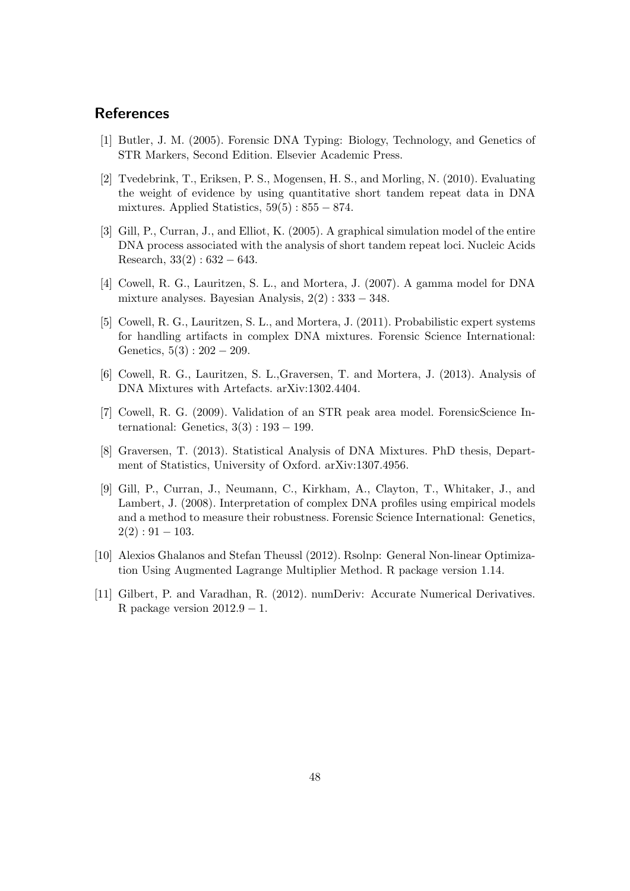## References

[1] Butler, J. M. (2005). Forensic DNA Typing: Biology, Technology, and Genetics of STR Markers, Second Edition. Elsevier Academic Press.

[2] Tvedebrink, T., Eriksen, P. S., Mogensen, H. S., and Morling, N. (2010). Evaluating the weight of evidence by using quantitative short tandem repeat data in DNA mixtures. Applied Statistics, $59(5) : 855 - 874$.

[3] Gill, P., Curran, J., and Elliot, K. (2005). A graphical simulation model of the entire DNA process associated with the analysis of short tandem repeat loci. Nucleic Acids Research, $33(2) : 632 - 643$.

[4] Cowell, R. G., Lauritzen, S. L., and Mortera, J. (2007). A gamma model for DNA mixture analyses. Bayesian Analysis, $2(2) : 333 - 348$.

[5] Cowell, R. G., Lauritzen, S. L., and Mortera, J. (2011). Probabilistic expert systems for handling artifacts in complex DNA mixtures. Forensic Science International: Genetics, $5(3) : 202 - 209$.

[6] Cowell, R. G., Lauritzen, S. L.,Graversen, T. and Mortera, J. (2013). Analysis of DNA Mixtures with Artefacts. arXiv:1302.4404.

[7] Cowell, R. G. (2009). Validation of an STR peak area model. ForensicScience International: Genetics, $3(3) : 193 - 199$.

[8] Graversen, T. (2013). Statistical Analysis of DNA Mixtures. PhD thesis, Department of Statistics, University of Oxford. arXiv:1307.4956.

[9] Gill, P., Curran, J., Neumann, C., Kirkham, A., Clayton, T., Whitaker, J., and Lambert, J. (2008). Interpretation of complex DNA profiles using empirical models and a method to measure their robustness. Forensic Science International: Genetics, $2(2) : 91 - 103$.

[10] Alexios Ghalanos and Stefan Theussl (2012). Rsolnp: General Non-linear Optimization Using Augmented Lagrange Multiplier Method. R package version 1.14.

[11] Gilbert, P. and Varadhan, R. (2012). numDeriv: Accurate Numerical Derivatives. R package version $2012.9 - 1$.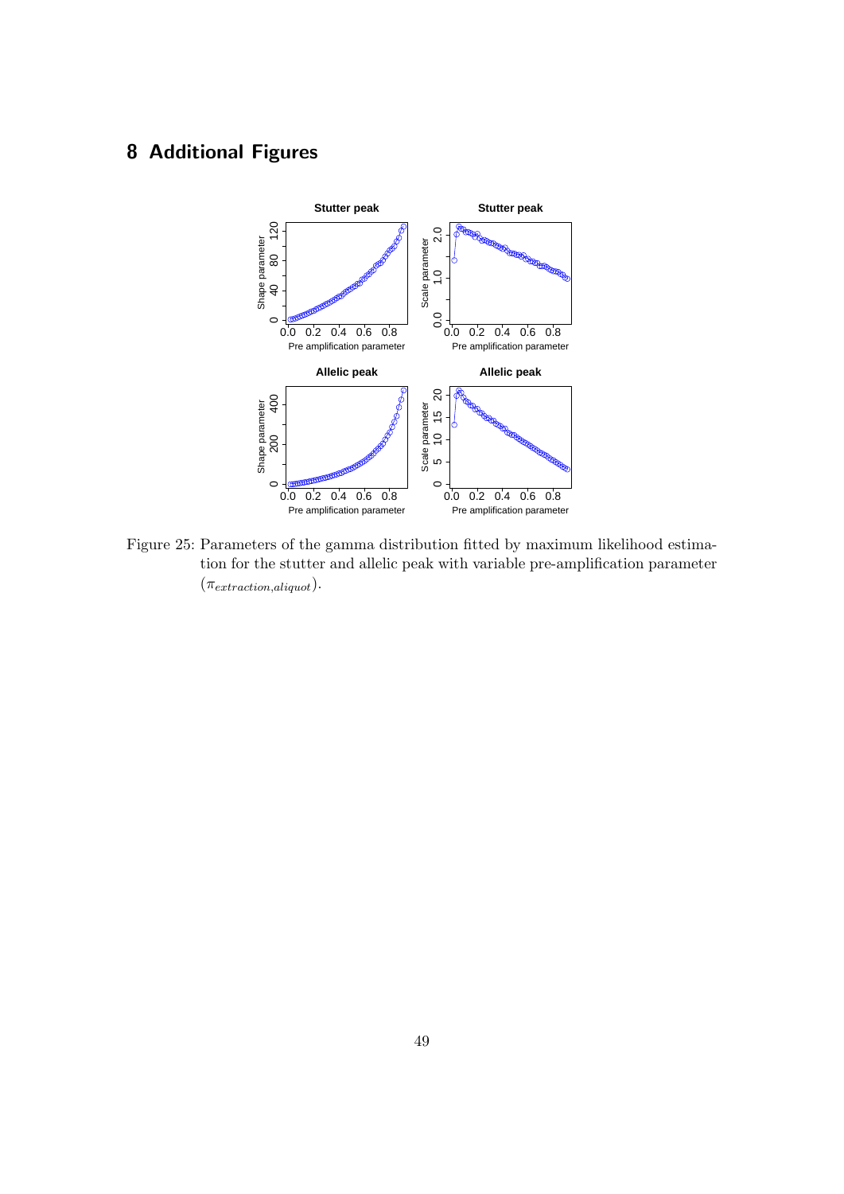# 8 Additional Figures

Figure 25: Parameters of the gamma distribution fitted by maximum likelihood estimation for the stutter and allelic peak with variable pre-amplification parameter ($\pi_{extraction,aliquot}$).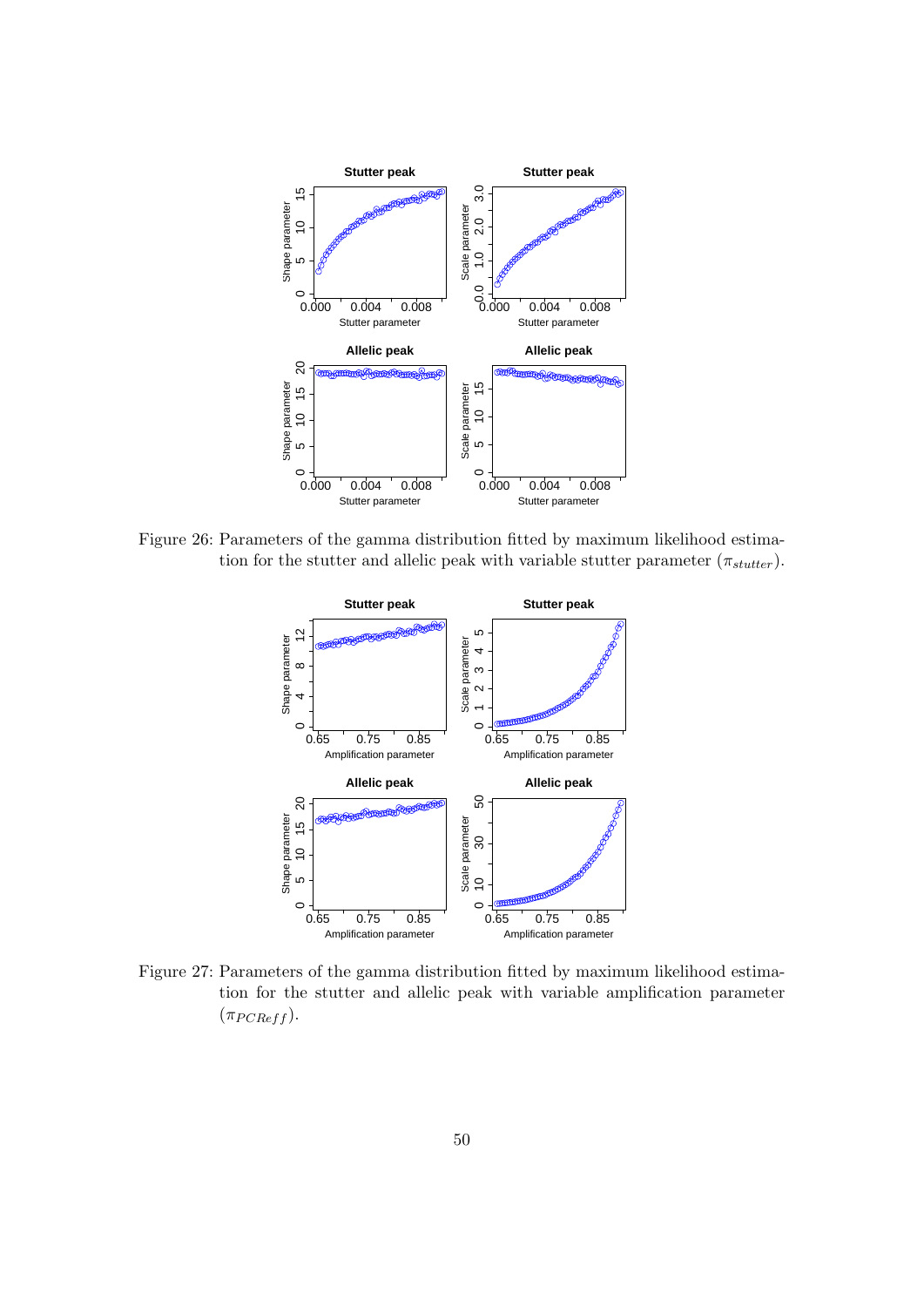Figure 26: Parameters of the gamma distribution fitted by maximum likelihood estimation for the stutter and allelic peak with variable stutter parameter ($\pi_{stutter}$).

Figure 27: Parameters of the gamma distribution fitted by maximum likelihood estimation for the stutter and allelic peak with variable amplification parameter ($\pi_{PCReff}$).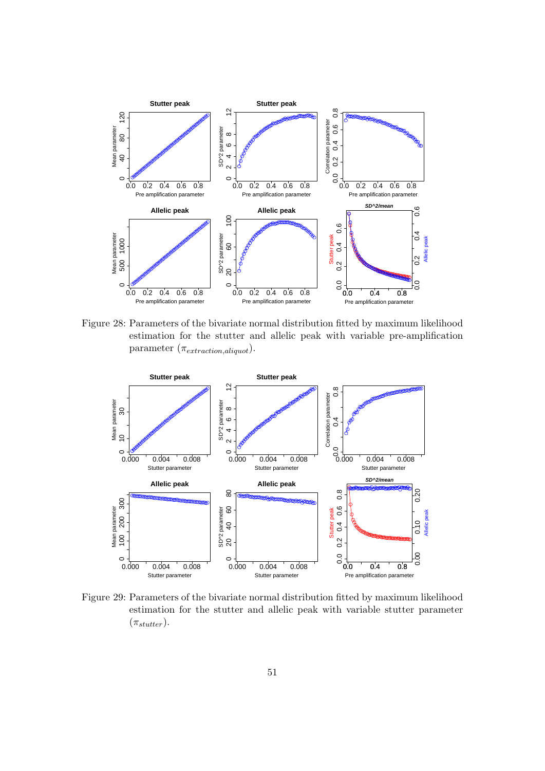Figure 28: Parameters of the bivariate normal distribution fitted by maximum likelihood estimation for the stutter and allelic peak with variable pre-amplification parameter ($\pi_{extraction,aliquot}$).

Figure 29: Parameters of the bivariate normal distribution fitted by maximum likelihood estimation for the stutter and allelic peak with variable stutter parameter ($\pi_{stutter}$).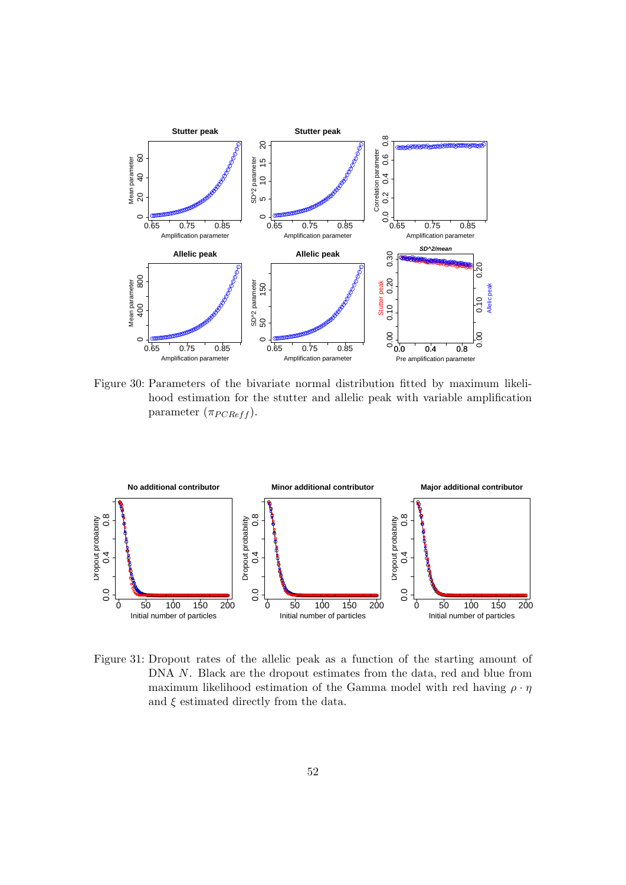Figure 30: Parameters of the bivariate normal distribution fitted by maximum likelihood estimation for the stutter and allelic peak with variable amplification parameter ($\pi_{PCReff}$).

Figure 31: Dropout rates of the allelic peak as a function of the starting amount of DNA $N$. Black are the dropout estimates from the data, red and blue from maximum likelihood estimation of the Gamma model with red having $\rho \cdot \eta$ and $\xi$ estimated directly from the data.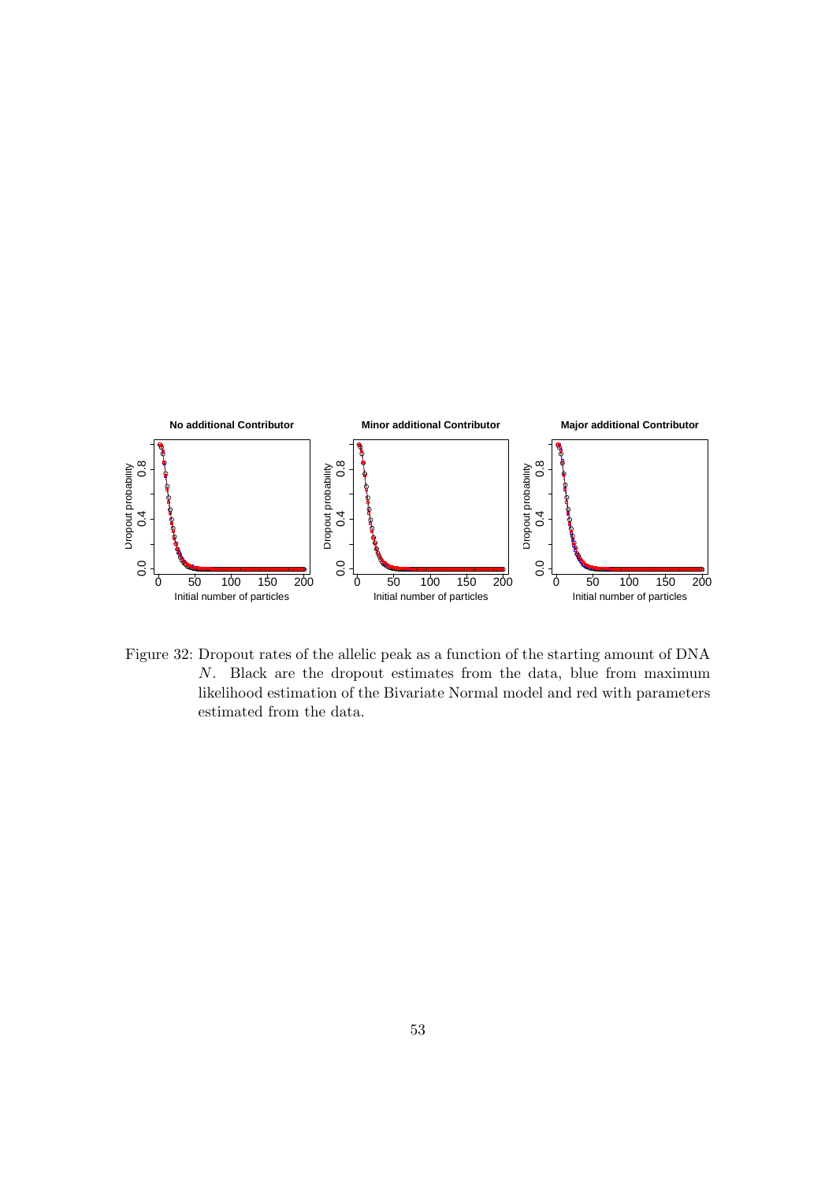No additional Contributor

Minor additional Contributor

Major additional Contributor

Dropout probability

0.0 0.4 0.8

0 50 100 150 200

Initial number of particles

Figure 32: Dropout rates of the allelic peak as a function of the starting amount of DNA $N$. Black are the dropout estimates from the data, blue from maximum likelihood estimation of the Bivariate Normal model and red with parameters estimated from the data.